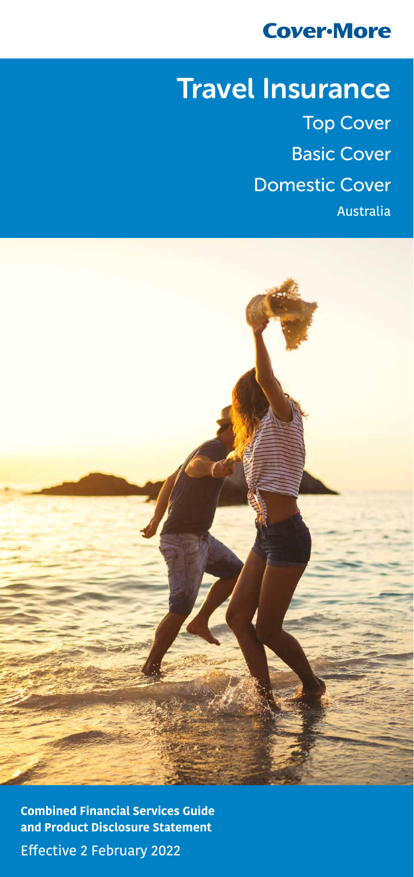Cover-More

# Travel Insurance

Top Cover

Basic Cover

Domestic Cover

Australia

**Combined Financial Services Guide and Product Disclosure Statement**

Effective 2 February 2022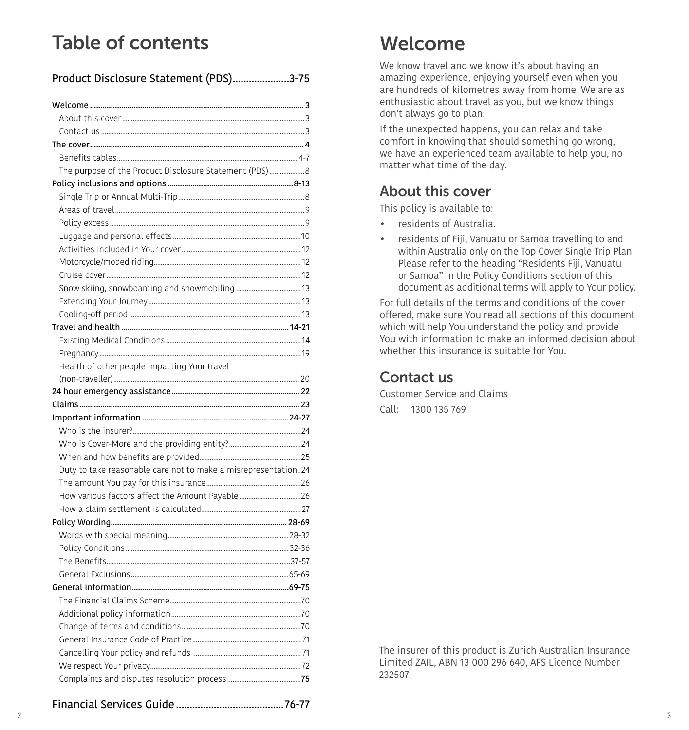# Table of contents

## Product Disclosure Statement (PDS).....................3-75

- Welcome ..... 3
  - About this cover ..... 3
  - Contact us ..... 3
- The cover ..... 4
  - Benefits tables ..... 4-7
  - The purpose of the Product Disclosure Statement (PDS) ..... 8
- Policy inclusions and options ..... 8-13
  - Single Trip or Annual Multi-Trip ..... 8
  - Areas of travel ..... 9
  - Policy excess ..... 9
  - Luggage and personal effects ..... 10
  - Activities included in Your cover ..... 12
  - Motorcycle/moped riding ..... 12
  - Cruise cover ..... 12
  - Snow skiing, snowboarding and snowmobiling ..... 13
  - Extending Your Journey ..... 13
  - Cooling-off period ..... 13
- Travel and health ..... 14-21
  - Existing Medical Conditions ..... 14
  - Pregnancy ..... 19
  - Health of other people impacting Your travel (non-traveller) ..... 20
- 24 hour emergency assistance ..... 22
- Claims ..... 23
- Important information ..... 24-27
  - Who is the insurer? ..... 24
  - Who is Cover-More and the providing entity? ..... 24
  - When and how benefits are provided ..... 25
  - Duty to take reasonable care not to make a misrepresentation ..... 24
  - The amount You pay for this insurance ..... 26
  - How various factors affect the Amount Payable ..... 26
  - How a claim settlement is calculated ..... 27
- Policy Wording ..... 28-69
  - Words with special meaning ..... 28-32
  - Policy Conditions ..... 32-36
  - The Benefits ..... 37-57
  - General Exclusions ..... 65-69
- General information ..... 69-75
  - The Financial Claims Scheme ..... 70
  - Additional policy information ..... 70
  - Change of terms and conditions ..... 70
  - General Insurance Code of Practice ..... 71
  - Cancelling Your policy and refunds ..... 71
  - We respect Your privacy ..... 72
  - Complaints and disputes resolution process ..... 75

## Financial Services Guide ..... 76-77

# Welcome

We know travel and we know it's about having an amazing experience, enjoying yourself even when you are hundreds of kilometres away from home. We are as enthusiastic about travel as you, but we know things don't always go to plan.

If the unexpected happens, you can relax and take comfort in knowing that should something go wrong, we have an experienced team available to help you, no matter what time of the day.

## About this cover

This policy is available to:

- residents of Australia.
- residents of Fiji, Vanuatu or Samoa travelling to and within Australia only on the Top Cover Single Trip Plan. Please refer to the heading "Residents Fiji, Vanuatu or Samoa" in the Policy Conditions section of this document as additional terms will apply to Your policy.

For full details of the terms and conditions of the cover offered, make sure You read all sections of this document which will help You understand the policy and provide You with information to make an informed decision about whether this insurance is suitable for You.

## Contact us

Customer Service and Claims

Call: 1300 135 769

The insurer of this product is Zurich Australian Insurance Limited ZAIL, ABN 13 000 296 640, AFS Licence Number 232507.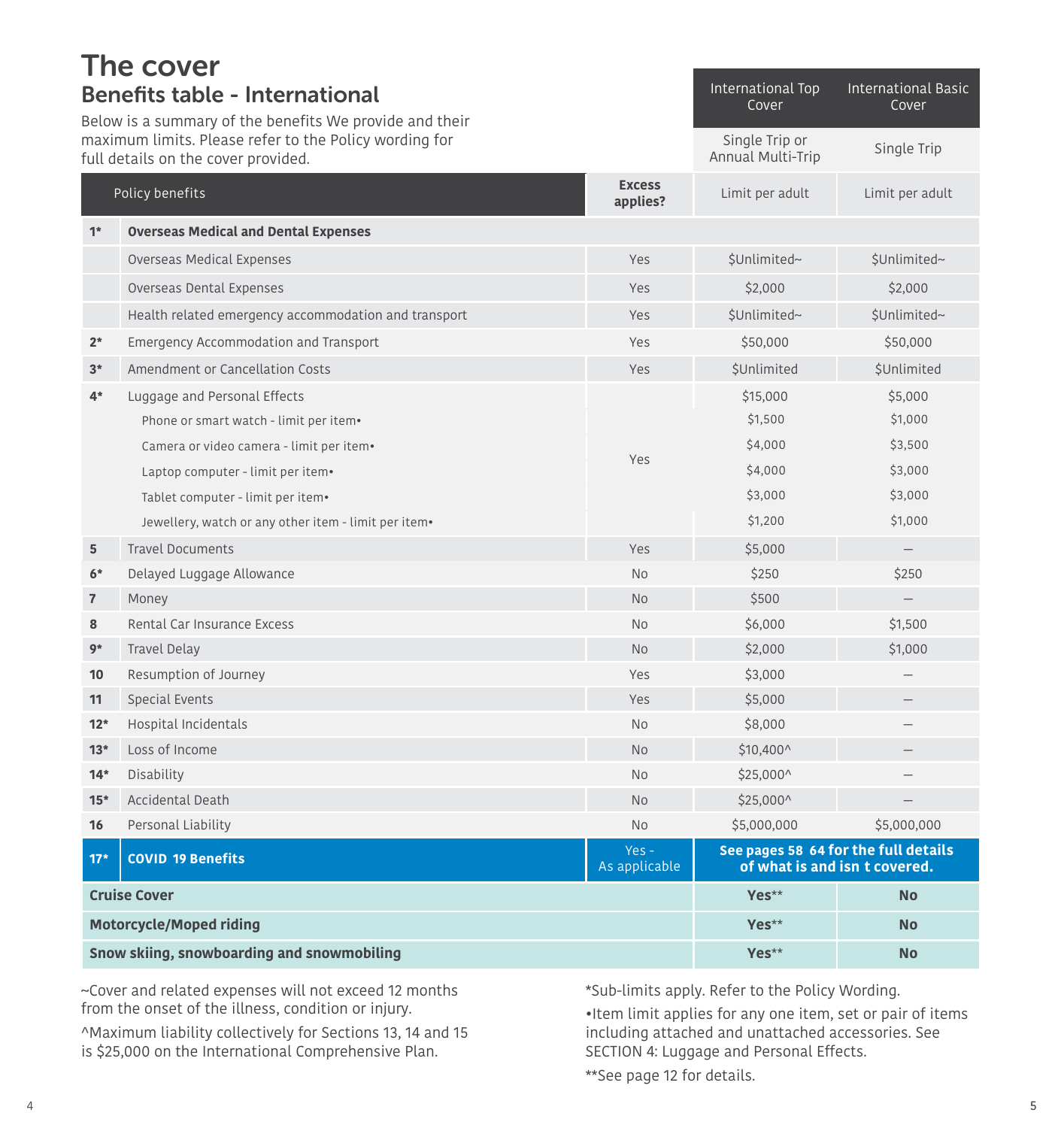# The cover

## Benefits table - International

Below is a summary of the benefits We provide and their maximum limits. Please refer to the Policy wording for full details on the cover provided.

| | Policy benefits | Excess applies? | International Top Cover<br>Single Trip or Annual Multi-Trip<br>Limit per adult | International Basic Cover<br>Single Trip<br>Limit per adult |
|---|---|---|---|---|
| **1*** | **Overseas Medical and Dental Expenses** | | | |
| | Overseas Medical Expenses | Yes | $Unlimited~ | $Unlimited~ |
| | Overseas Dental Expenses | Yes | $2,000 | $2,000 |
| | Health related emergency accommodation and transport | Yes | $Unlimited~ | $Unlimited~ |
| **2*** | Emergency Accommodation and Transport | Yes | $50,000 | $50,000 |
| **3*** | Amendment or Cancellation Costs | Yes | $Unlimited | $Unlimited |
| **4*** | Luggage and Personal Effects | Yes | $15,000 | $5,000 |
| | Phone or smart watch - limit per item• | | $1,500 | $1,000 |
| | Camera or video camera - limit per item• | | $4,000 | $3,500 |
| | Laptop computer - limit per item• | | $4,000 | $3,000 |
| | Tablet computer - limit per item• | | $3,000 | $3,000 |
| | Jewellery, watch or any other item - limit per item• | | $1,200 | $1,000 |
| **5** | Travel Documents | Yes | $5,000 | – |
| **6*** | Delayed Luggage Allowance | No | $250 | $250 |
| **7** | Money | No | $500 | – |
| **8** | Rental Car Insurance Excess | No | $6,000 | $1,500 |
| **9*** | Travel Delay | No | $2,000 | $1,000 |
| **10** | Resumption of Journey | Yes | $3,000 | – |
| **11** | Special Events | Yes | $5,000 | – |
| **12*** | Hospital Incidentals | No | $8,000 | – |
| **13*** | Loss of Income | No | $10,400^ | – |
| **14*** | Disability | No | $25,000^ | – |
| **15*** | Accidental Death | No | $25,000^ | – |
| **16** | Personal Liability | No | $5,000,000 | $5,000,000 |
| **17*** | **COVID 19 Benefits** | Yes - As applicable | **See pages 58 64 for the full details of what is and isn t covered.** | |
| **Cruise Cover** | | | **Yes**** | **No** |
| **Motorcycle/Moped riding** | | | **Yes**** | **No** |
| **Snow skiing, snowboarding and snowmobiling** | | | **Yes**** | **No** |

~Cover and related expenses will not exceed 12 months from the onset of the illness, condition or injury.

^Maximum liability collectively for Sections 13, 14 and 15 is $25,000 on the International Comprehensive Plan.

*Sub-limits apply. Refer to the Policy Wording.

•Item limit applies for any one item, set or pair of items including attached and unattached accessories. See SECTION 4: Luggage and Personal Effects.

**See page 12 for details.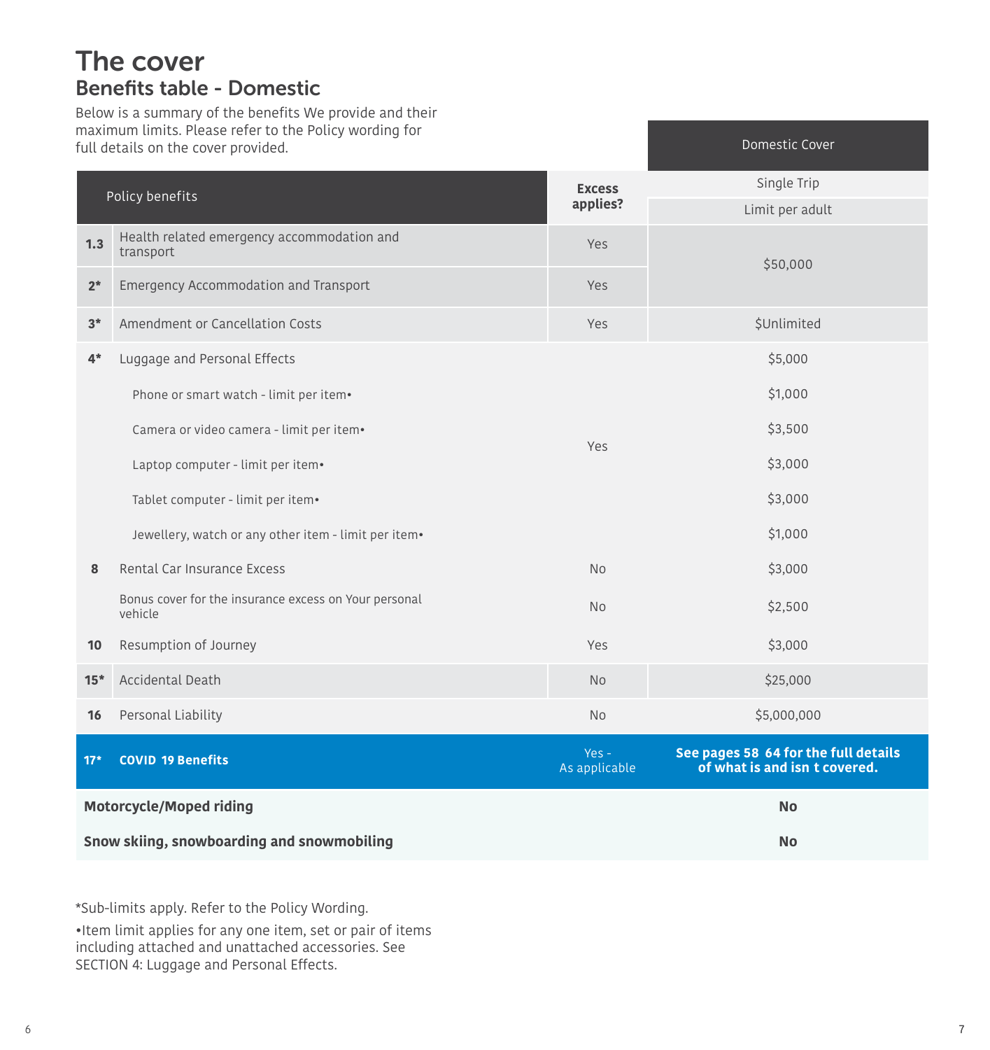# The cover

## Benefits table - Domestic

Below is a summary of the benefits We provide and their maximum limits. Please refer to the Policy wording for full details on the cover provided.

| | Policy benefits | Excess applies? | Domestic Cover |
|---|---|---|---|
| | | | Single Trip |
| | | | Limit per adult |
| 1.3 | Health related emergency accommodation and transport | Yes | $50,000 |
| 2* | Emergency Accommodation and Transport | Yes | |
| 3* | Amendment or Cancellation Costs | Yes | $Unlimited |
| 4* | Luggage and Personal Effects | Yes | $5,000 |
| | Phone or smart watch - limit per item• | | $1,000 |
| | Camera or video camera - limit per item• | | $3,500 |
| | Laptop computer - limit per item• | | $3,000 |
| | Tablet computer - limit per item• | | $3,000 |
| | Jewellery, watch or any other item - limit per item• | | $1,000 |
| 8 | Rental Car Insurance Excess | No | $3,000 |
| | Bonus cover for the insurance excess on Your personal vehicle | No | $2,500 |
| 10 | Resumption of Journey | Yes | $3,000 |
| 15* | Accidental Death | No | $25,000 |
| 16 | Personal Liability | No | $5,000,000 |
| 17* | **COVID 19 Benefits** | Yes - As applicable | **See pages 58 64 for the full details of what is and isn t covered.** |
| **Motorcycle/Moped riding** | | | **No** |
| **Snow skiing, snowboarding and snowmobiling** | | | **No** |

*Sub-limits apply. Refer to the Policy Wording.

•Item limit applies for any one item, set or pair of items including attached and unattached accessories. See SECTION 4: Luggage and Personal Effects.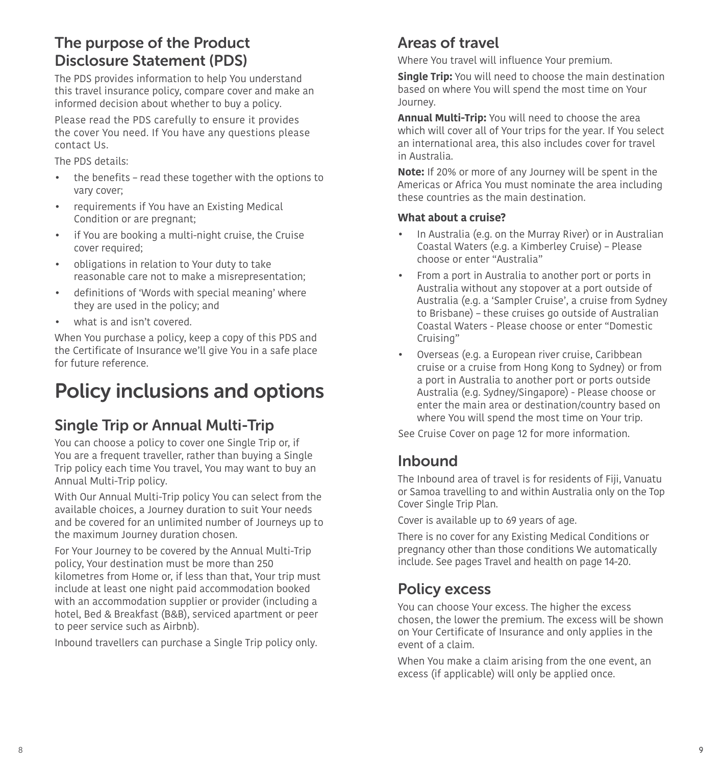## The purpose of the Product Disclosure Statement (PDS)

The PDS provides information to help You understand this travel insurance policy, compare cover and make an informed decision about whether to buy a policy.

Please read the PDS carefully to ensure it provides the cover You need. If You have any questions please contact Us.

The PDS details:

- the benefits – read these together with the options to vary cover;
- requirements if You have an Existing Medical Condition or are pregnant;
- if You are booking a multi-night cruise, the Cruise cover required;
- obligations in relation to Your duty to take reasonable care not to make a misrepresentation;
- definitions of 'Words with special meaning' where they are used in the policy; and
- what is and isn't covered.

When You purchase a policy, keep a copy of this PDS and the Certificate of Insurance we'll give You in a safe place for future reference.

# Policy inclusions and options

## Single Trip or Annual Multi-Trip

You can choose a policy to cover one Single Trip or, if You are a frequent traveller, rather than buying a Single Trip policy each time You travel, You may want to buy an Annual Multi-Trip policy.

With Our Annual Multi-Trip policy You can select from the available choices, a Journey duration to suit Your needs and be covered for an unlimited number of Journeys up to the maximum Journey duration chosen.

For Your Journey to be covered by the Annual Multi-Trip policy, Your destination must be more than 250 kilometres from Home or, if less than that, Your trip must include at least one night paid accommodation booked with an accommodation supplier or provider (including a hotel, Bed & Breakfast (B&B), serviced apartment or peer to peer service such as Airbnb).

Inbound travellers can purchase a Single Trip policy only.

## Areas of travel

Where You travel will influence Your premium.

**Single Trip:** You will need to choose the main destination based on where You will spend the most time on Your Journey.

**Annual Multi-Trip:** You will need to choose the area which will cover all of Your trips for the year. If You select an international area, this also includes cover for travel in Australia.

**Note:** If 20% or more of any Journey will be spent in the Americas or Africa You must nominate the area including these countries as the main destination.

### What about a cruise?

- In Australia (e.g. on the Murray River) or in Australian Coastal Waters (e.g. a Kimberley Cruise) – Please choose or enter "Australia"
- From a port in Australia to another port or ports in Australia without any stopover at a port outside of Australia (e.g. a 'Sampler Cruise', a cruise from Sydney to Brisbane) – these cruises go outside of Australian Coastal Waters - Please choose or enter "Domestic Cruising"
- Overseas (e.g. a European river cruise, Caribbean cruise or a cruise from Hong Kong to Sydney) or from a port in Australia to another port or ports outside Australia (e.g. Sydney/Singapore) - Please choose or enter the main area or destination/country based on where You will spend the most time on Your trip.

See Cruise Cover on page 12 for more information.

## Inbound

The Inbound area of travel is for residents of Fiji, Vanuatu or Samoa travelling to and within Australia only on the Top Cover Single Trip Plan.

Cover is available up to 69 years of age.

There is no cover for any Existing Medical Conditions or pregnancy other than those conditions We automatically include. See pages Travel and health on page 14-20.

## Policy excess

You can choose Your excess. The higher the excess chosen, the lower the premium. The excess will be shown on Your Certificate of Insurance and only applies in the event of a claim.

When You make a claim arising from the one event, an excess (if applicable) will only be applied once.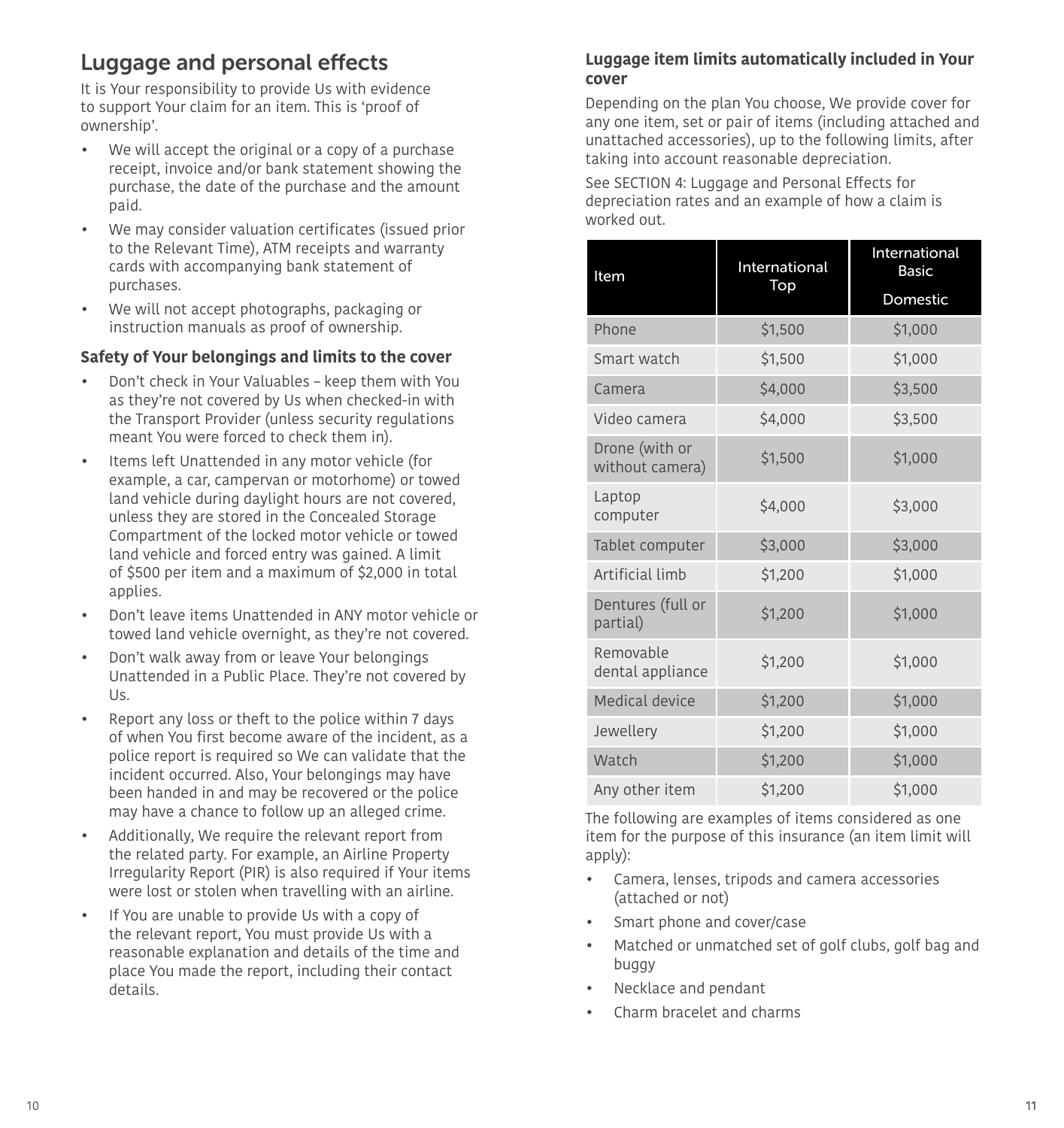## Luggage and personal effects

It is Your responsibility to provide Us with evidence to support Your claim for an item. This is 'proof of ownership'.

- We will accept the original or a copy of a purchase receipt, invoice and/or bank statement showing the purchase, the date of the purchase and the amount paid.
- We may consider valuation certificates (issued prior to the Relevant Time), ATM receipts and warranty cards with accompanying bank statement of purchases.
- We will not accept photographs, packaging or instruction manuals as proof of ownership.

### Safety of Your belongings and limits to the cover

- Don't check in Your Valuables – keep them with You as they're not covered by Us when checked-in with the Transport Provider (unless security regulations meant You were forced to check them in).
- Items left Unattended in any motor vehicle (for example, a car, campervan or motorhome) or towed land vehicle during daylight hours are not covered, unless they are stored in the Concealed Storage Compartment of the locked motor vehicle or towed land vehicle and forced entry was gained. A limit of $500 per item and a maximum of $2,000 in total applies.
- Don't leave items Unattended in ANY motor vehicle or towed land vehicle overnight, as they're not covered.
- Don't walk away from or leave Your belongings Unattended in a Public Place. They're not covered by Us.
- Report any loss or theft to the police within 7 days of when You first become aware of the incident, as a police report is required so We can validate that the incident occurred. Also, Your belongings may have been handed in and may be recovered or the police may have a chance to follow up an alleged crime.
- Additionally, We require the relevant report from the related party. For example, an Airline Property Irregularity Report (PIR) is also required if Your items were lost or stolen when travelling with an airline.
- If You are unable to provide Us with a copy of the relevant report, You must provide Us with a reasonable explanation and details of the time and place You made the report, including their contact details.

### Luggage item limits automatically included in Your cover

Depending on the plan You choose, We provide cover for any one item, set or pair of items (including attached and unattached accessories), up to the following limits, after taking into account reasonable depreciation.

See SECTION 4: Luggage and Personal Effects for depreciation rates and an example of how a claim is worked out.

| Item | International Top | International Basic<br>Domestic |
|---|---|---|
| Phone | $1,500 | $1,000 |
| Smart watch | $1,500 | $1,000 |
| Camera | $4,000 | $3,500 |
| Video camera | $4,000 | $3,500 |
| Drone (with or without camera) | $1,500 | $1,000 |
| Laptop computer | $4,000 | $3,000 |
| Tablet computer | $3,000 | $3,000 |
| Artificial limb | $1,200 | $1,000 |
| Dentures (full or partial) | $1,200 | $1,000 |
| Removable dental appliance | $1,200 | $1,000 |
| Medical device | $1,200 | $1,000 |
| Jewellery | $1,200 | $1,000 |
| Watch | $1,200 | $1,000 |
| Any other item | $1,200 | $1,000 |

The following are examples of items considered as one item for the purpose of this insurance (an item limit will apply):

- Camera, lenses, tripods and camera accessories (attached or not)
- Smart phone and cover/case
- Matched or unmatched set of golf clubs, golf bag and buggy
- Necklace and pendant
- Charm bracelet and charms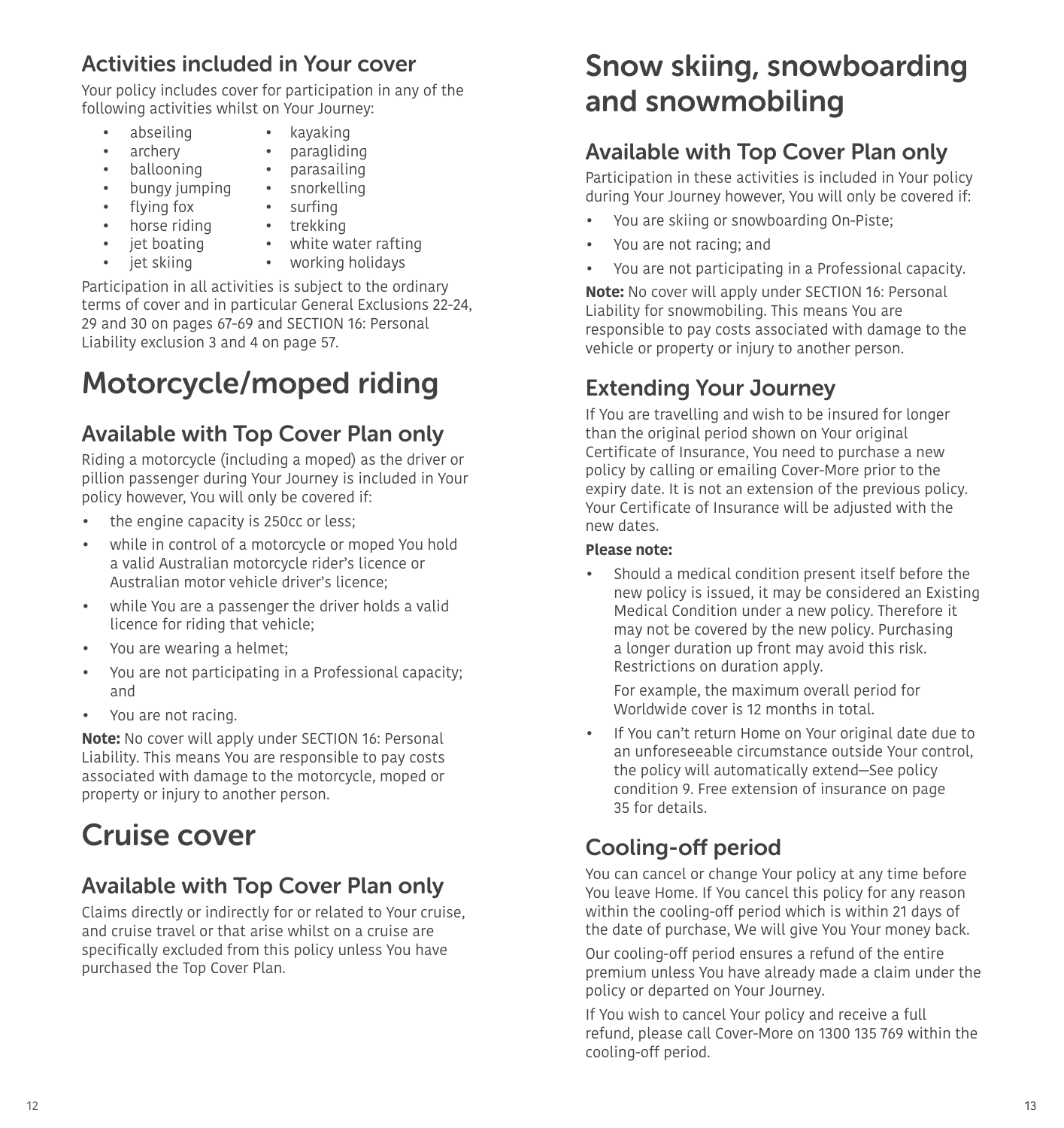## Activities included in Your cover

Your policy includes cover for participation in any of the following activities whilst on Your Journey:

- abseiling
- archery
- ballooning
- bungy jumping
- flying fox
- horse riding
- jet boating
- jet skiing
- kayaking
- paragliding
- parasailing
- snorkelling
- surfing
- trekking
- white water rafting
- working holidays

Participation in all activities is subject to the ordinary terms of cover and in particular General Exclusions 22-24, 29 and 30 on pages 67-69 and SECTION 16: Personal Liability exclusion 3 and 4 on page 57.

# Motorcycle/moped riding

## Available with Top Cover Plan only

Riding a motorcycle (including a moped) as the driver or pillion passenger during Your Journey is included in Your policy however, You will only be covered if:

- the engine capacity is 250cc or less;
- while in control of a motorcycle or moped You hold a valid Australian motorcycle rider's licence or Australian motor vehicle driver's licence;
- while You are a passenger the driver holds a valid licence for riding that vehicle;
- You are wearing a helmet;
- You are not participating in a Professional capacity; and
- You are not racing.

**Note:** No cover will apply under SECTION 16: Personal Liability. This means You are responsible to pay costs associated with damage to the motorcycle, moped or property or injury to another person.

# Cruise cover

## Available with Top Cover Plan only

Claims directly or indirectly for or related to Your cruise, and cruise travel or that arise whilst on a cruise are specifically excluded from this policy unless You have purchased the Top Cover Plan.

# Snow skiing, snowboarding and snowmobiling

## Available with Top Cover Plan only

Participation in these activities is included in Your policy during Your Journey however, You will only be covered if:

- You are skiing or snowboarding On-Piste;
- You are not racing; and
- You are not participating in a Professional capacity.

**Note:** No cover will apply under SECTION 16: Personal Liability for snowmobiling. This means You are responsible to pay costs associated with damage to the vehicle or property or injury to another person.

## Extending Your Journey

If You are travelling and wish to be insured for longer than the original period shown on Your original Certificate of Insurance, You need to purchase a new policy by calling or emailing Cover-More prior to the expiry date. It is not an extension of the previous policy. Your Certificate of Insurance will be adjusted with the new dates.

**Please note:**

- Should a medical condition present itself before the new policy is issued, it may be considered an Existing Medical Condition under a new policy. Therefore it may not be covered by the new policy. Purchasing a longer duration up front may avoid this risk. Restrictions on duration apply.

  For example, the maximum overall period for Worldwide cover is 12 months in total.
- If You can't return Home on Your original date due to an unforeseeable circumstance outside Your control, the policy will automatically extend—See policy condition 9. Free extension of insurance on page 35 for details.

## Cooling-off period

You can cancel or change Your policy at any time before You leave Home. If You cancel this policy for any reason within the cooling-off period which is within 21 days of the date of purchase, We will give You Your money back.

Our cooling-off period ensures a refund of the entire premium unless You have already made a claim under the policy or departed on Your Journey.

If You wish to cancel Your policy and receive a full refund, please call Cover-More on 1300 135 769 within the cooling-off period.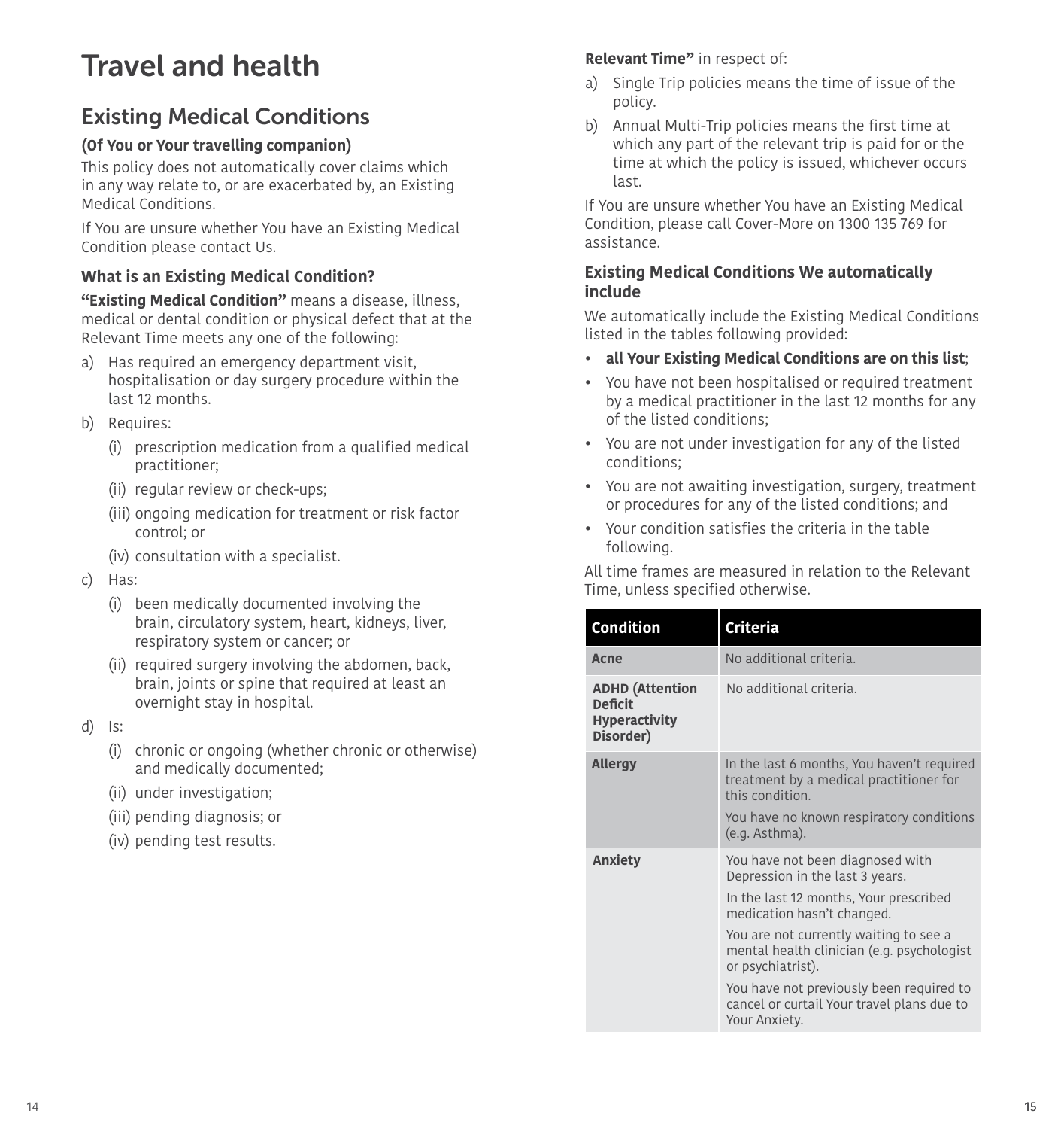# Travel and health

## Existing Medical Conditions

**(Of You or Your travelling companion)**

This policy does not automatically cover claims which in any way relate to, or are exacerbated by, an Existing Medical Conditions.

If You are unsure whether You have an Existing Medical Condition please contact Us.

### What is an Existing Medical Condition?

**"Existing Medical Condition"** means a disease, illness, medical or dental condition or physical defect that at the Relevant Time meets any one of the following:

a) Has required an emergency department visit, hospitalisation or day surgery procedure within the last 12 months.

b) Requires:

   (i) prescription medication from a qualified medical practitioner;

   (ii) regular review or check-ups;

   (iii) ongoing medication for treatment or risk factor control; or

   (iv) consultation with a specialist.

c) Has:

   (i) been medically documented involving the brain, circulatory system, heart, kidneys, liver, respiratory system or cancer; or

   (ii) required surgery involving the abdomen, back, brain, joints or spine that required at least an overnight stay in hospital.

d) Is:

   (i) chronic or ongoing (whether chronic or otherwise) and medically documented;

   (ii) under investigation;

   (iii) pending diagnosis; or

   (iv) pending test results.

**Relevant Time"** in respect of:

a) Single Trip policies means the time of issue of the policy.

b) Annual Multi-Trip policies means the first time at which any part of the relevant trip is paid for or the time at which the policy is issued, whichever occurs last.

If You are unsure whether You have an Existing Medical Condition, please call Cover-More on 1300 135 769 for assistance.

### Existing Medical Conditions We automatically include

We automatically include the Existing Medical Conditions listed in the tables following provided:

- **all Your Existing Medical Conditions are on this list**;
- You have not been hospitalised or required treatment by a medical practitioner in the last 12 months for any of the listed conditions;
- You are not under investigation for any of the listed conditions;
- You are not awaiting investigation, surgery, treatment or procedures for any of the listed conditions; and
- Your condition satisfies the criteria in the table following.

All time frames are measured in relation to the Relevant Time, unless specified otherwise.

| Condition | Criteria |
|---|---|
| **Acne** | No additional criteria. |
| **ADHD (Attention Deficit Hyperactivity Disorder)** | No additional criteria. |
| **Allergy** | In the last 6 months, You haven't required treatment by a medical practitioner for this condition.<br>You have no known respiratory conditions (e.g. Asthma). |
| **Anxiety** | You have not been diagnosed with Depression in the last 3 years.<br>In the last 12 months, Your prescribed medication hasn't changed.<br>You are not currently waiting to see a mental health clinician (e.g. psychologist or psychiatrist).<br>You have not previously been required to cancel or curtail Your travel plans due to Your Anxiety. |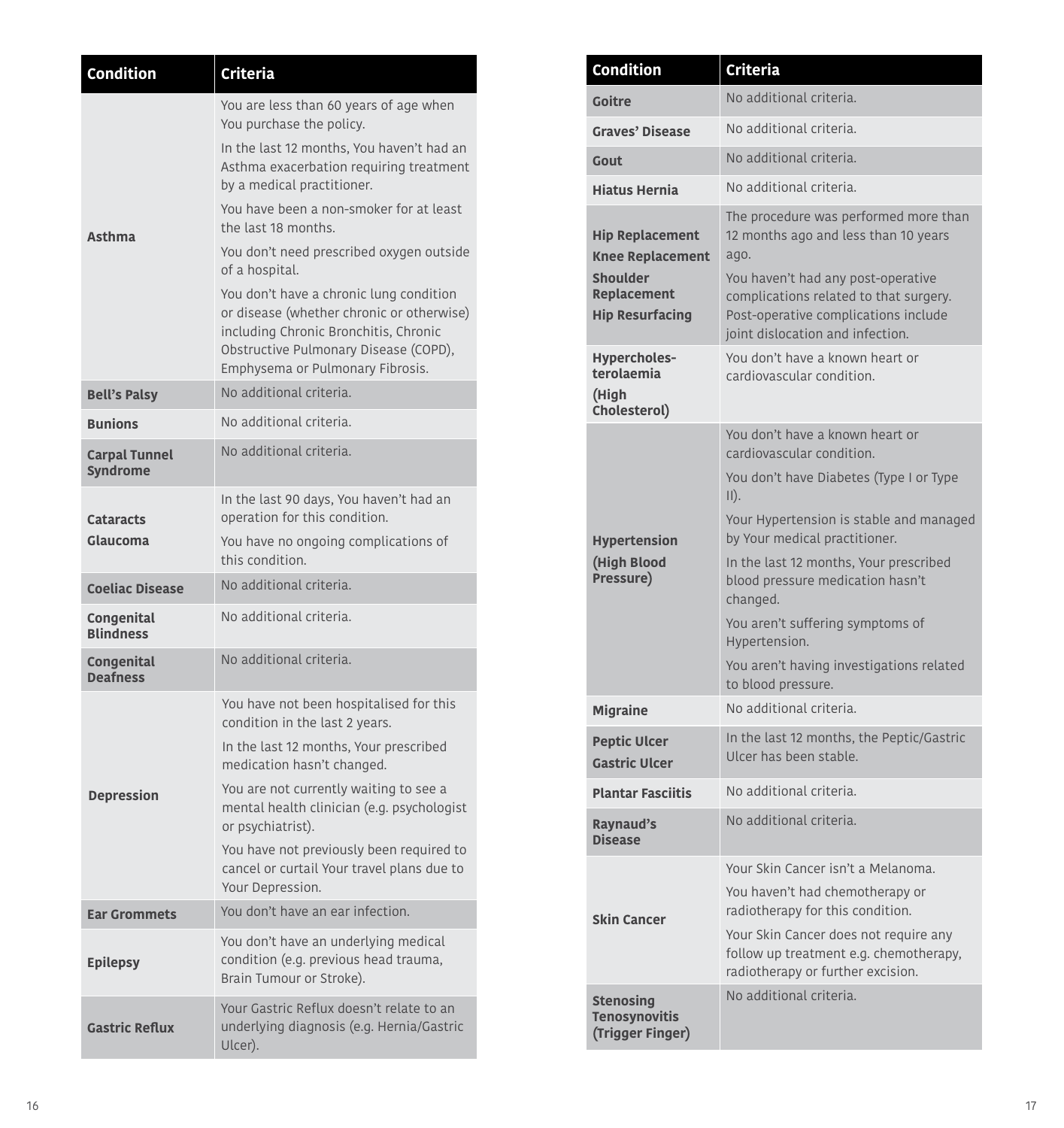| Condition | Criteria |
| --- | --- |
| **Asthma** | You are less than 60 years of age when You purchase the policy.<br>In the last 12 months, You haven't had an Asthma exacerbation requiring treatment by a medical practitioner.<br>You have been a non-smoker for at least the last 18 months.<br>You don't need prescribed oxygen outside of a hospital.<br>You don't have a chronic lung condition or disease (whether chronic or otherwise) including Chronic Bronchitis, Chronic Obstructive Pulmonary Disease (COPD), Emphysema or Pulmonary Fibrosis. |
| **Bell's Palsy** | No additional criteria. |
| **Bunions** | No additional criteria. |
| **Carpal Tunnel Syndrome** | No additional criteria. |
| **Cataracts**<br>**Glaucoma** | In the last 90 days, You haven't had an operation for this condition.<br>You have no ongoing complications of this condition. |
| **Coeliac Disease** | No additional criteria. |
| **Congenital Blindness** | No additional criteria. |
| **Congenital Deafness** | No additional criteria. |
| **Depression** | You have not been hospitalised for this condition in the last 2 years.<br>In the last 12 months, Your prescribed medication hasn't changed.<br>You are not currently waiting to see a mental health clinician (e.g. psychologist or psychiatrist).<br>You have not previously been required to cancel or curtail Your travel plans due to Your Depression. |
| **Ear Grommets** | You don't have an ear infection. |
| **Epilepsy** | You don't have an underlying medical condition (e.g. previous head trauma, Brain Tumour or Stroke). |
| **Gastric Reflux** | Your Gastric Reflux doesn't relate to an underlying diagnosis (e.g. Hernia/Gastric Ulcer). |

| Condition | Criteria |
| --- | --- |
| **Goitre** | No additional criteria. |
| **Graves' Disease** | No additional criteria. |
| **Gout** | No additional criteria. |
| **Hiatus Hernia** | No additional criteria. |
| **Hip Replacement**<br>**Knee Replacement**<br>**Shoulder Replacement**<br>**Hip Resurfacing** | The procedure was performed more than 12 months ago and less than 10 years ago.<br>You haven't had any post-operative complications related to that surgery. Post-operative complications include joint dislocation and infection. |
| **Hypercholesterolaemia (High Cholesterol)** | You don't have a known heart or cardiovascular condition. |
| **Hypertension (High Blood Pressure)** | You don't have a known heart or cardiovascular condition.<br>You don't have Diabetes (Type I or Type II).<br>Your Hypertension is stable and managed by Your medical practitioner.<br>In the last 12 months, Your prescribed blood pressure medication hasn't changed.<br>You aren't suffering symptoms of Hypertension.<br>You aren't having investigations related to blood pressure. |
| **Migraine** | No additional criteria. |
| **Peptic Ulcer**<br>**Gastric Ulcer** | In the last 12 months, the Peptic/Gastric Ulcer has been stable. |
| **Plantar Fasciitis** | No additional criteria. |
| **Raynaud's Disease** | No additional criteria. |
| **Skin Cancer** | Your Skin Cancer isn't a Melanoma.<br>You haven't had chemotherapy or radiotherapy for this condition.<br>Your Skin Cancer does not require any follow up treatment e.g. chemotherapy, radiotherapy or further excision. |
| **Stenosing Tenosynovitis (Trigger Finger)** | No additional criteria. |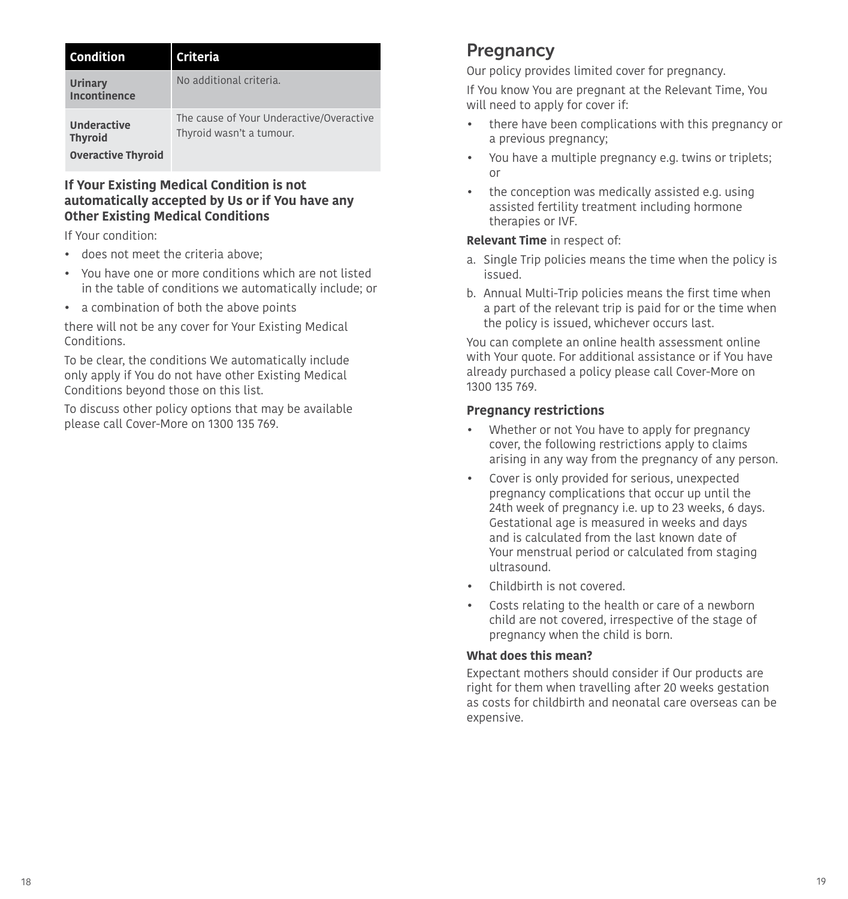| Condition | Criteria |
| --- | --- |
| **Urinary Incontinence** | No additional criteria. |
| **Underactive Thyroid** **Overactive Thyroid** | The cause of Your Underactive/Overactive Thyroid wasn't a tumour. |

**If Your Existing Medical Condition is not automatically accepted by Us or if You have any Other Existing Medical Conditions**

If Your condition:

- does not meet the criteria above;
- You have one or more conditions which are not listed in the table of conditions we automatically include; or
- a combination of both the above points

there will not be any cover for Your Existing Medical Conditions.

To be clear, the conditions We automatically include only apply if You do not have other Existing Medical Conditions beyond those on this list.

To discuss other policy options that may be available please call Cover-More on 1300 135 769.

## Pregnancy

Our policy provides limited cover for pregnancy.

If You know You are pregnant at the Relevant Time, You will need to apply for cover if:

- there have been complications with this pregnancy or a previous pregnancy;
- You have a multiple pregnancy e.g. twins or triplets; or
- the conception was medically assisted e.g. using assisted fertility treatment including hormone therapies or IVF.

**Relevant Time** in respect of:

a. Single Trip policies means the time when the policy is issued.
b. Annual Multi-Trip policies means the first time when a part of the relevant trip is paid for or the time when the policy is issued, whichever occurs last.

You can complete an online health assessment online with Your quote. For additional assistance or if You have already purchased a policy please call Cover-More on 1300 135 769.

### Pregnancy restrictions

- Whether or not You have to apply for pregnancy cover, the following restrictions apply to claims arising in any way from the pregnancy of any person.
- Cover is only provided for serious, unexpected pregnancy complications that occur up until the 24th week of pregnancy i.e. up to 23 weeks, 6 days. Gestational age is measured in weeks and days and is calculated from the last known date of Your menstrual period or calculated from staging ultrasound.
- Childbirth is not covered.
- Costs relating to the health or care of a newborn child are not covered, irrespective of the stage of pregnancy when the child is born.

**What does this mean?**

Expectant mothers should consider if Our products are right for them when travelling after 20 weeks gestation as costs for childbirth and neonatal care overseas can be expensive.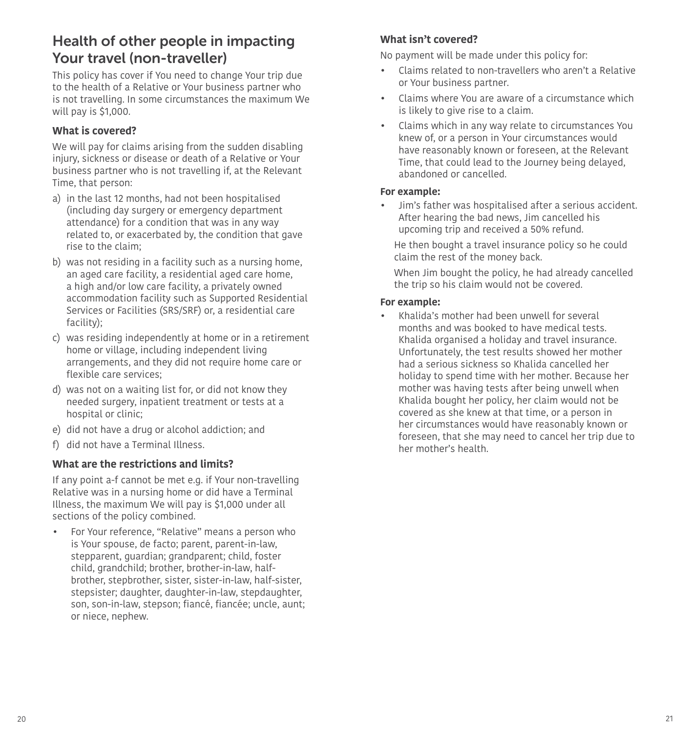## Health of other people in impacting Your travel (non-traveller)

This policy has cover if You need to change Your trip due to the health of a Relative or Your business partner who is not travelling. In some circumstances the maximum We will pay is $1,000.

### What is covered?

We will pay for claims arising from the sudden disabling injury, sickness or disease or death of a Relative or Your business partner who is not travelling if, at the Relevant Time, that person:

a) in the last 12 months, had not been hospitalised (including day surgery or emergency department attendance) for a condition that was in any way related to, or exacerbated by, the condition that gave rise to the claim;

b) was not residing in a facility such as a nursing home, an aged care facility, a residential aged care home, a high and/or low care facility, a privately owned accommodation facility such as Supported Residential Services or Facilities (SRS/SRF) or, a residential care facility);

c) was residing independently at home or in a retirement home or village, including independent living arrangements, and they did not require home care or flexible care services;

d) was not on a waiting list for, or did not know they needed surgery, inpatient treatment or tests at a hospital or clinic;

e) did not have a drug or alcohol addiction; and

f) did not have a Terminal Illness.

### What are the restrictions and limits?

If any point a-f cannot be met e.g. if Your non-travelling Relative was in a nursing home or did have a Terminal Illness, the maximum We will pay is $1,000 under all sections of the policy combined.

- For Your reference, "Relative" means a person who is Your spouse, de facto; parent, parent-in-law, stepparent, guardian; grandparent; child, foster child, grandchild; brother, brother-in-law, half-brother, stepbrother, sister, sister-in-law, half-sister, stepsister; daughter, daughter-in-law, stepdaughter, son, son-in-law, stepson; fiancé, fiancée; uncle, aunt; or niece, nephew.

### What isn't covered?

No payment will be made under this policy for:

- Claims related to non-travellers who aren't a Relative or Your business partner.
- Claims where You are aware of a circumstance which is likely to give rise to a claim.
- Claims which in any way relate to circumstances You knew of, or a person in Your circumstances would have reasonably known or foreseen, at the Relevant Time, that could lead to the Journey being delayed, abandoned or cancelled.

**For example:**

- Jim's father was hospitalised after a serious accident. After hearing the bad news, Jim cancelled his upcoming trip and received a 50% refund.

  He then bought a travel insurance policy so he could claim the rest of the money back.

  When Jim bought the policy, he had already cancelled the trip so his claim would not be covered.

**For example:**

- Khalida's mother had been unwell for several months and was booked to have medical tests. Khalida organised a holiday and travel insurance. Unfortunately, the test results showed her mother had a serious sickness so Khalida cancelled her holiday to spend time with her mother. Because her mother was having tests after being unwell when Khalida bought her policy, her claim would not be covered as she knew at that time, or a person in her circumstances would have reasonably known or foreseen, that she may need to cancel her trip due to her mother's health.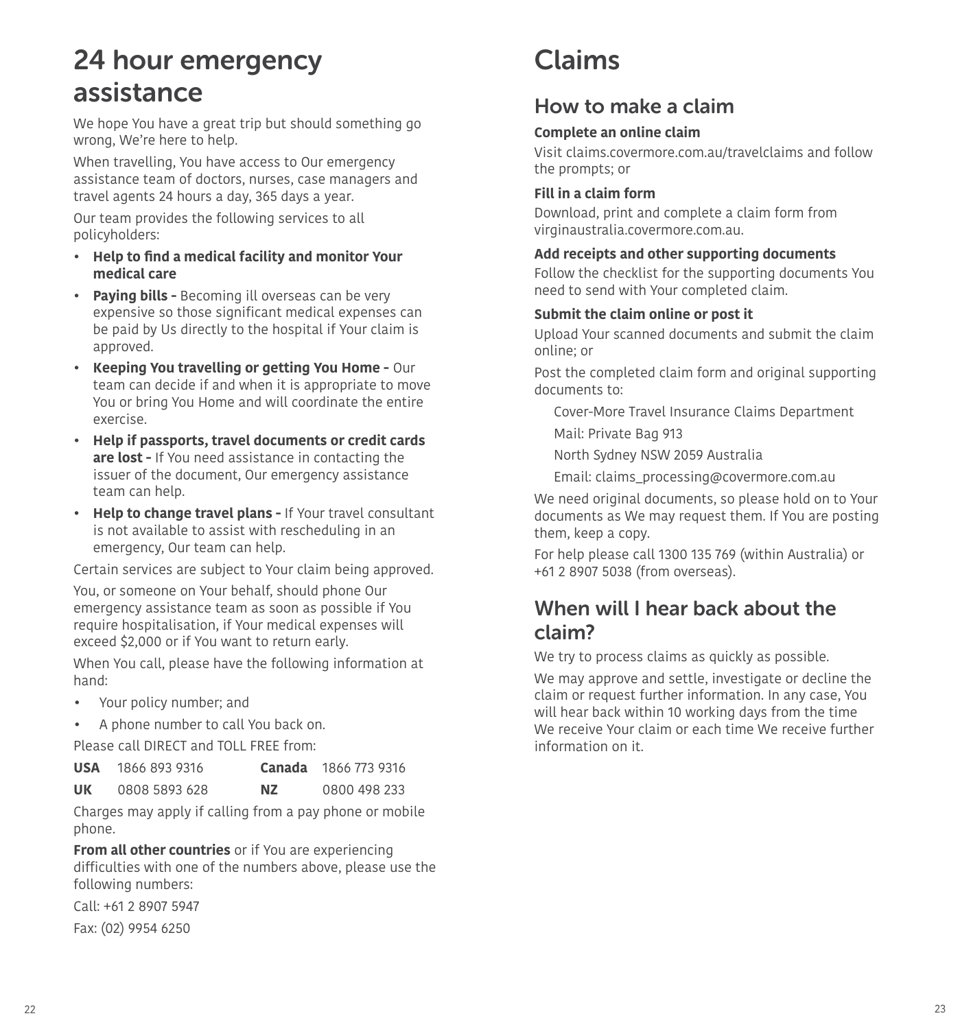# 24 hour emergency assistance

We hope You have a great trip but should something go wrong, We're here to help.

When travelling, You have access to Our emergency assistance team of doctors, nurses, case managers and travel agents 24 hours a day, 365 days a year.

Our team provides the following services to all policyholders:

- **Help to find a medical facility and monitor Your medical care**
- **Paying bills -** Becoming ill overseas can be very expensive so those significant medical expenses can be paid by Us directly to the hospital if Your claim is approved.
- **Keeping You travelling or getting You Home -** Our team can decide if and when it is appropriate to move You or bring You Home and will coordinate the entire exercise.
- **Help if passports, travel documents or credit cards are lost -** If You need assistance in contacting the issuer of the document, Our emergency assistance team can help.
- **Help to change travel plans -** If Your travel consultant is not available to assist with rescheduling in an emergency, Our team can help.

Certain services are subject to Your claim being approved.

You, or someone on Your behalf, should phone Our emergency assistance team as soon as possible if You require hospitalisation, if Your medical expenses will exceed $2,000 or if You want to return early.

When You call, please have the following information at hand:

- Your policy number; and
- A phone number to call You back on.

Please call DIRECT and TOLL FREE from:

| | | | |
|---|---|---|---|
| **USA** | 1866 893 9316 | **Canada** | 1866 773 9316 |
| **UK** | 0808 5893 628 | **NZ** | 0800 498 233 |

Charges may apply if calling from a pay phone or mobile phone.

**From all other countries** or if You are experiencing difficulties with one of the numbers above, please use the following numbers:

Call: +61 2 8907 5947

Fax: (02) 9954 6250

# Claims

## How to make a claim

**Complete an online claim**

Visit claims.covermore.com.au/travelclaims and follow the prompts; or

**Fill in a claim form**

Download, print and complete a claim form from virginaustralia.covermore.com.au.

**Add receipts and other supporting documents**

Follow the checklist for the supporting documents You need to send with Your completed claim.

**Submit the claim online or post it**

Upload Your scanned documents and submit the claim online; or

Post the completed claim form and original supporting documents to:

Cover-More Travel Insurance Claims Department

Mail: Private Bag 913

North Sydney NSW 2059 Australia

Email: claims_processing@covermore.com.au

We need original documents, so please hold on to Your documents as We may request them. If You are posting them, keep a copy.

For help please call 1300 135 769 (within Australia) or +61 2 8907 5038 (from overseas).

## When will I hear back about the claim?

We try to process claims as quickly as possible.

We may approve and settle, investigate or decline the claim or request further information. In any case, You will hear back within 10 working days from the time We receive Your claim or each time We receive further information on it.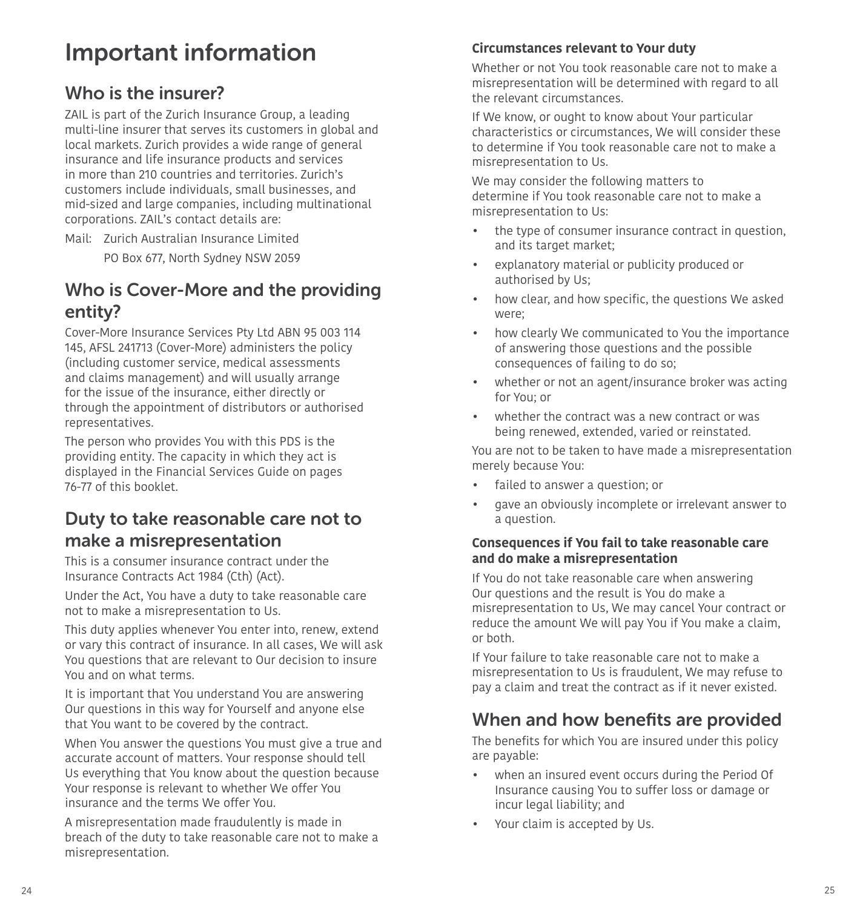# Important information

## Who is the insurer?

ZAIL is part of the Zurich Insurance Group, a leading multi-line insurer that serves its customers in global and local markets. Zurich provides a wide range of general insurance and life insurance products and services in more than 210 countries and territories. Zurich's customers include individuals, small businesses, and mid-sized and large companies, including multinational corporations. ZAIL's contact details are:

Mail: Zurich Australian Insurance Limited
PO Box 677, North Sydney NSW 2059

## Who is Cover-More and the providing entity?

Cover-More Insurance Services Pty Ltd ABN 95 003 114 145, AFSL 241713 (Cover-More) administers the policy (including customer service, medical assessments and claims management) and will usually arrange for the issue of the insurance, either directly or through the appointment of distributors or authorised representatives.

The person who provides You with this PDS is the providing entity. The capacity in which they act is displayed in the Financial Services Guide on pages 76-77 of this booklet.

## Duty to take reasonable care not to make a misrepresentation

This is a consumer insurance contract under the Insurance Contracts Act 1984 (Cth) (Act).

Under the Act, You have a duty to take reasonable care not to make a misrepresentation to Us.

This duty applies whenever You enter into, renew, extend or vary this contract of insurance. In all cases, We will ask You questions that are relevant to Our decision to insure You and on what terms.

It is important that You understand You are answering Our questions in this way for Yourself and anyone else that You want to be covered by the contract.

When You answer the questions You must give a true and accurate account of matters. Your response should tell Us everything that You know about the question because Your response is relevant to whether We offer You insurance and the terms We offer You.

A misrepresentation made fraudulently is made in breach of the duty to take reasonable care not to make a misrepresentation.

### Circumstances relevant to Your duty

Whether or not You took reasonable care not to make a misrepresentation will be determined with regard to all the relevant circumstances.

If We know, or ought to know about Your particular characteristics or circumstances, We will consider these to determine if You took reasonable care not to make a misrepresentation to Us.

We may consider the following matters to determine if You took reasonable care not to make a misrepresentation to Us:

- the type of consumer insurance contract in question, and its target market;
- explanatory material or publicity produced or authorised by Us;
- how clear, and how specific, the questions We asked were;
- how clearly We communicated to You the importance of answering those questions and the possible consequences of failing to do so;
- whether or not an agent/insurance broker was acting for You; or
- whether the contract was a new contract or was being renewed, extended, varied or reinstated.

You are not to be taken to have made a misrepresentation merely because You:

- failed to answer a question; or
- gave an obviously incomplete or irrelevant answer to a question.

### Consequences if You fail to take reasonable care and do make a misrepresentation

If You do not take reasonable care when answering Our questions and the result is You do make a misrepresentation to Us, We may cancel Your contract or reduce the amount We will pay You if You make a claim, or both.

If Your failure to take reasonable care not to make a misrepresentation to Us is fraudulent, We may refuse to pay a claim and treat the contract as if it never existed.

## When and how benefits are provided

The benefits for which You are insured under this policy are payable:

- when an insured event occurs during the Period Of Insurance causing You to suffer loss or damage or incur legal liability; and
- Your claim is accepted by Us.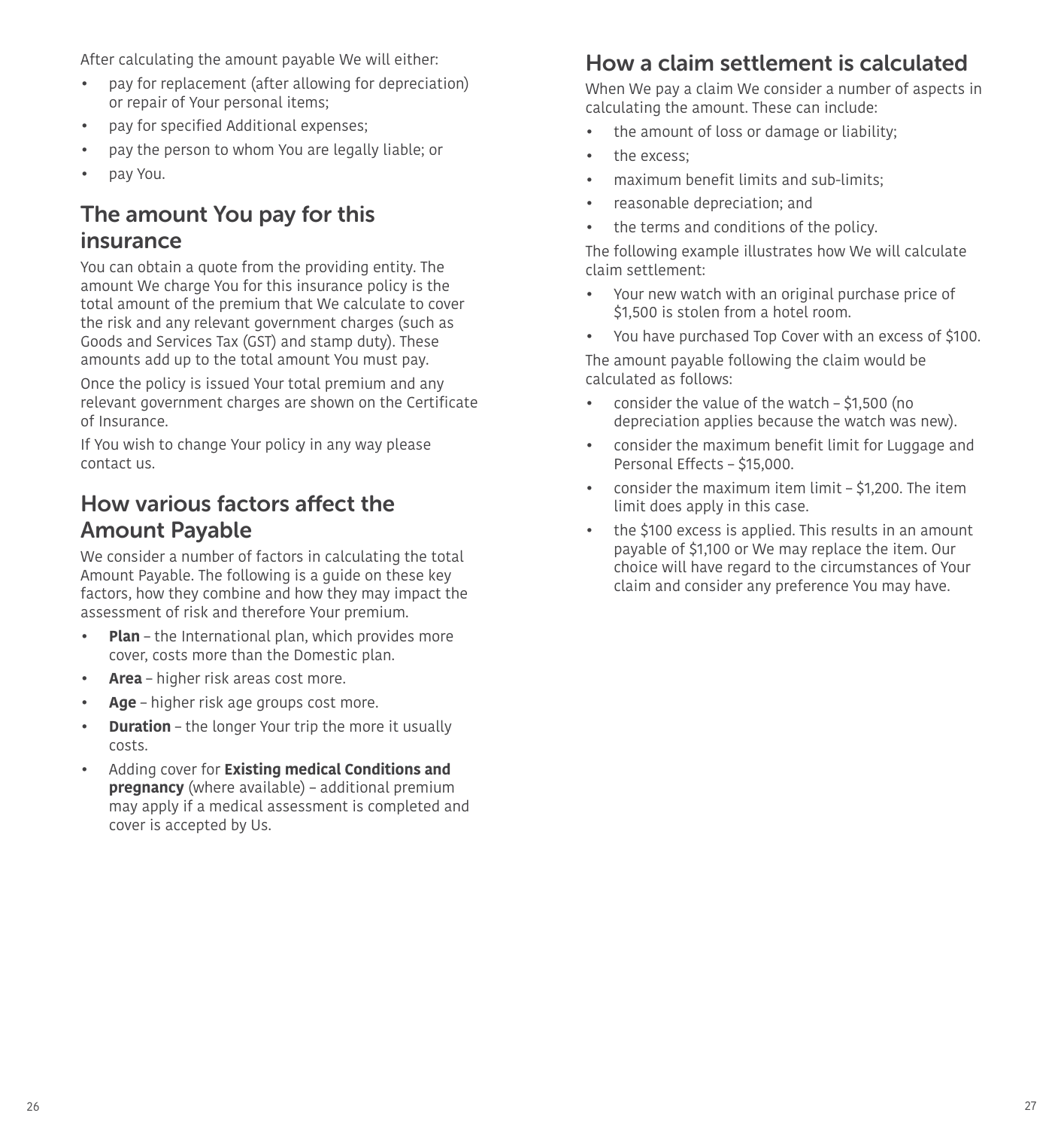After calculating the amount payable We will either:

- pay for replacement (after allowing for depreciation) or repair of Your personal items;
- pay for specified Additional expenses;
- pay the person to whom You are legally liable; or
- pay You.

## The amount You pay for this insurance

You can obtain a quote from the providing entity. The amount We charge You for this insurance policy is the total amount of the premium that We calculate to cover the risk and any relevant government charges (such as Goods and Services Tax (GST) and stamp duty). These amounts add up to the total amount You must pay.

Once the policy is issued Your total premium and any relevant government charges are shown on the Certificate of Insurance.

If You wish to change Your policy in any way please contact us.

## How various factors affect the Amount Payable

We consider a number of factors in calculating the total Amount Payable. The following is a guide on these key factors, how they combine and how they may impact the assessment of risk and therefore Your premium.

- **Plan** – the International plan, which provides more cover, costs more than the Domestic plan.
- **Area** – higher risk areas cost more.
- **Age** – higher risk age groups cost more.
- **Duration** – the longer Your trip the more it usually costs.
- Adding cover for **Existing medical Conditions and pregnancy** (where available) – additional premium may apply if a medical assessment is completed and cover is accepted by Us.

## How a claim settlement is calculated

When We pay a claim We consider a number of aspects in calculating the amount. These can include:

- the amount of loss or damage or liability;
- the excess;
- maximum benefit limits and sub-limits;
- reasonable depreciation; and
- the terms and conditions of the policy.

The following example illustrates how We will calculate claim settlement:

- Your new watch with an original purchase price of $1,500 is stolen from a hotel room.
- You have purchased Top Cover with an excess of $100.

The amount payable following the claim would be calculated as follows:

- consider the value of the watch – $1,500 (no depreciation applies because the watch was new).
- consider the maximum benefit limit for Luggage and Personal Effects – $15,000.
- consider the maximum item limit – $1,200. The item limit does apply in this case.
- the $100 excess is applied. This results in an amount payable of $1,100 or We may replace the item. Our choice will have regard to the circumstances of Your claim and consider any preference You may have.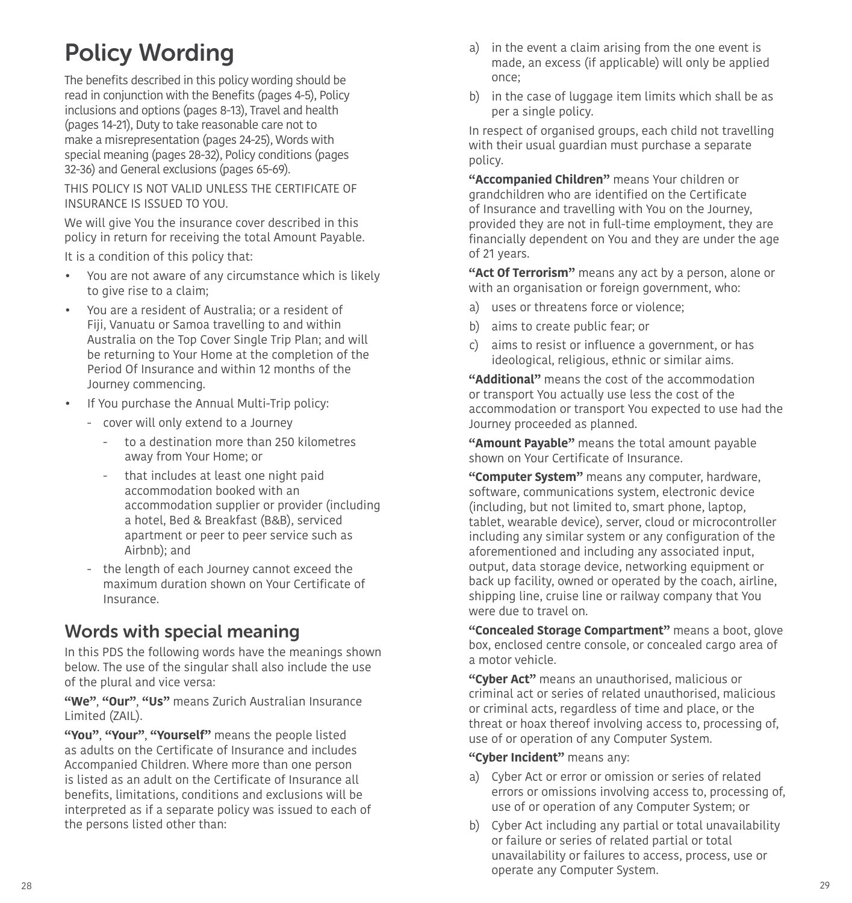# Policy Wording

The benefits described in this policy wording should be read in conjunction with the Benefits (pages 4-5), Policy inclusions and options (pages 8-13), Travel and health (pages 14-21), Duty to take reasonable care not to make a misrepresentation (pages 24-25), Words with special meaning (pages 28-32), Policy conditions (pages 32-36) and General exclusions (pages 65-69).

THIS POLICY IS NOT VALID UNLESS THE CERTIFICATE OF INSURANCE IS ISSUED TO YOU.

We will give You the insurance cover described in this policy in return for receiving the total Amount Payable.

It is a condition of this policy that:

- You are not aware of any circumstance which is likely to give rise to a claim;
- You are a resident of Australia; or a resident of Fiji, Vanuatu or Samoa travelling to and within Australia on the Top Cover Single Trip Plan; and will be returning to Your Home at the completion of the Period Of Insurance and within 12 months of the Journey commencing.
- If You purchase the Annual Multi-Trip policy:
    - cover will only extend to a Journey
        - to a destination more than 250 kilometres away from Your Home; or
        - that includes at least one night paid accommodation booked with an accommodation supplier or provider (including a hotel, Bed & Breakfast (B&B), serviced apartment or peer to peer service such as Airbnb); and
    - the length of each Journey cannot exceed the maximum duration shown on Your Certificate of Insurance.

## Words with special meaning

In this PDS the following words have the meanings shown below. The use of the singular shall also include the use of the plural and vice versa:

**"We"**, **"Our"**, **"Us"** means Zurich Australian Insurance Limited (ZAIL).

**"You"**, **"Your"**, **"Yourself"** means the people listed as adults on the Certificate of Insurance and includes Accompanied Children. Where more than one person is listed as an adult on the Certificate of Insurance all benefits, limitations, conditions and exclusions will be interpreted as if a separate policy was issued to each of the persons listed other than:

a) in the event a claim arising from the one event is made, an excess (if applicable) will only be applied once;

b) in the case of luggage item limits which shall be as per a single policy.

In respect of organised groups, each child not travelling with their usual guardian must purchase a separate policy.

**"Accompanied Children"** means Your children or grandchildren who are identified on the Certificate of Insurance and travelling with You on the Journey, provided they are not in full-time employment, they are financially dependent on You and they are under the age of 21 years.

**"Act Of Terrorism"** means any act by a person, alone or with an organisation or foreign government, who:

a) uses or threatens force or violence;

b) aims to create public fear; or

c) aims to resist or influence a government, or has ideological, religious, ethnic or similar aims.

**"Additional"** means the cost of the accommodation or transport You actually use less the cost of the accommodation or transport You expected to use had the Journey proceeded as planned.

**"Amount Payable"** means the total amount payable shown on Your Certificate of Insurance.

**"Computer System"** means any computer, hardware, software, communications system, electronic device (including, but not limited to, smart phone, laptop, tablet, wearable device), server, cloud or microcontroller including any similar system or any configuration of the aforementioned and including any associated input, output, data storage device, networking equipment or back up facility, owned or operated by the coach, airline, shipping line, cruise line or railway company that You were due to travel on.

**"Concealed Storage Compartment"** means a boot, glove box, enclosed centre console, or concealed cargo area of a motor vehicle.

**"Cyber Act"** means an unauthorised, malicious or criminal act or series of related unauthorised, malicious or criminal acts, regardless of time and place, or the threat or hoax thereof involving access to, processing of, use of or operation of any Computer System.

**"Cyber Incident"** means any:

a) Cyber Act or error or omission or series of related errors or omissions involving access to, processing of, use of or operation of any Computer System; or

b) Cyber Act including any partial or total unavailability or failure or series of related partial or total unavailability or failures to access, process, use or operate any Computer System.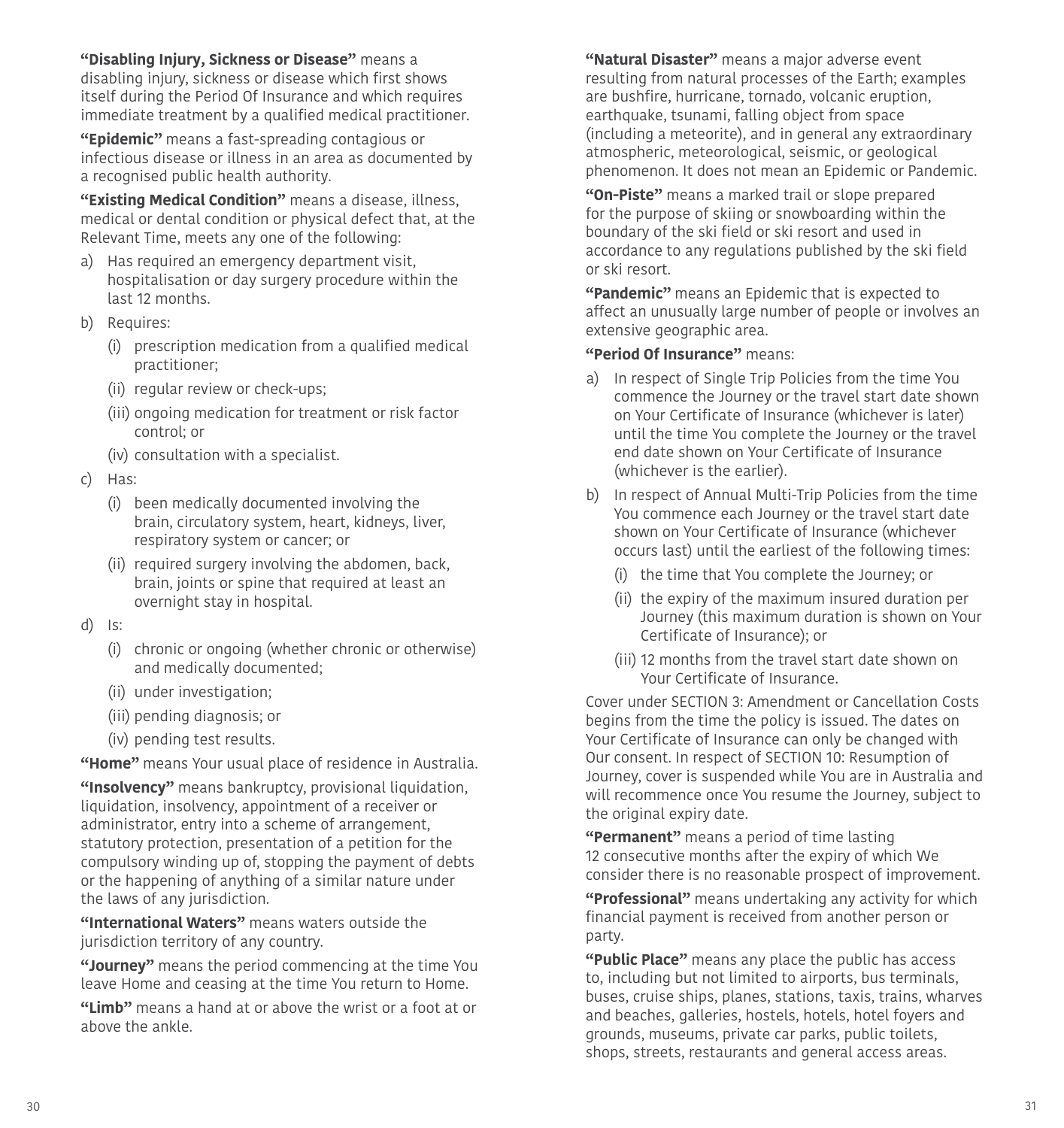**"Disabling Injury, Sickness or Disease"** means a disabling injury, sickness or disease which first shows itself during the Period Of Insurance and which requires immediate treatment by a qualified medical practitioner.

**"Epidemic"** means a fast-spreading contagious or infectious disease or illness in an area as documented by a recognised public health authority.

**"Existing Medical Condition"** means a disease, illness, medical or dental condition or physical defect that, at the Relevant Time, meets any one of the following:

a) Has required an emergency department visit, hospitalisation or day surgery procedure within the last 12 months.

b) Requires:

   (i) prescription medication from a qualified medical practitioner;

   (ii) regular review or check-ups;

   (iii) ongoing medication for treatment or risk factor control; or

   (iv) consultation with a specialist.

c) Has:

   (i) been medically documented involving the brain, circulatory system, heart, kidneys, liver, respiratory system or cancer; or

   (ii) required surgery involving the abdomen, back, brain, joints or spine that required at least an overnight stay in hospital.

d) Is:

   (i) chronic or ongoing (whether chronic or otherwise) and medically documented;

   (ii) under investigation;

   (iii) pending diagnosis; or

   (iv) pending test results.

**"Home"** means Your usual place of residence in Australia.

**"Insolvency"** means bankruptcy, provisional liquidation, liquidation, insolvency, appointment of a receiver or administrator, entry into a scheme of arrangement, statutory protection, presentation of a petition for the compulsory winding up of, stopping the payment of debts or the happening of anything of a similar nature under the laws of any jurisdiction.

**"International Waters"** means waters outside the jurisdiction territory of any country.

**"Journey"** means the period commencing at the time You leave Home and ceasing at the time You return to Home.

**"Limb"** means a hand at or above the wrist or a foot at or above the ankle.

**"Natural Disaster"** means a major adverse event resulting from natural processes of the Earth; examples are bushfire, hurricane, tornado, volcanic eruption, earthquake, tsunami, falling object from space (including a meteorite), and in general any extraordinary atmospheric, meteorological, seismic, or geological phenomenon. It does not mean an Epidemic or Pandemic.

**"On-Piste"** means a marked trail or slope prepared for the purpose of skiing or snowboarding within the boundary of the ski field or ski resort and used in accordance to any regulations published by the ski field or ski resort.

**"Pandemic"** means an Epidemic that is expected to affect an unusually large number of people or involves an extensive geographic area.

**"Period Of Insurance"** means:

a) In respect of Single Trip Policies from the time You commence the Journey or the travel start date shown on Your Certificate of Insurance (whichever is later) until the time You complete the Journey or the travel end date shown on Your Certificate of Insurance (whichever is the earlier).

b) In respect of Annual Multi-Trip Policies from the time You commence each Journey or the travel start date shown on Your Certificate of Insurance (whichever occurs last) until the earliest of the following times:

   (i) the time that You complete the Journey; or

   (ii) the expiry of the maximum insured duration per Journey (this maximum duration is shown on Your Certificate of Insurance); or

   (iii) 12 months from the travel start date shown on Your Certificate of Insurance.

Cover under SECTION 3: Amendment or Cancellation Costs begins from the time the policy is issued. The dates on Your Certificate of Insurance can only be changed with Our consent. In respect of SECTION 10: Resumption of Journey, cover is suspended while You are in Australia and will recommence once You resume the Journey, subject to the original expiry date.

**"Permanent"** means a period of time lasting 12 consecutive months after the expiry of which We consider there is no reasonable prospect of improvement.

**"Professional"** means undertaking any activity for which financial payment is received from another person or party.

**"Public Place"** means any place the public has access to, including but not limited to airports, bus terminals, buses, cruise ships, planes, stations, taxis, trains, wharves and beaches, galleries, hostels, hotels, hotel foyers and grounds, museums, private car parks, public toilets, shops, streets, restaurants and general access areas.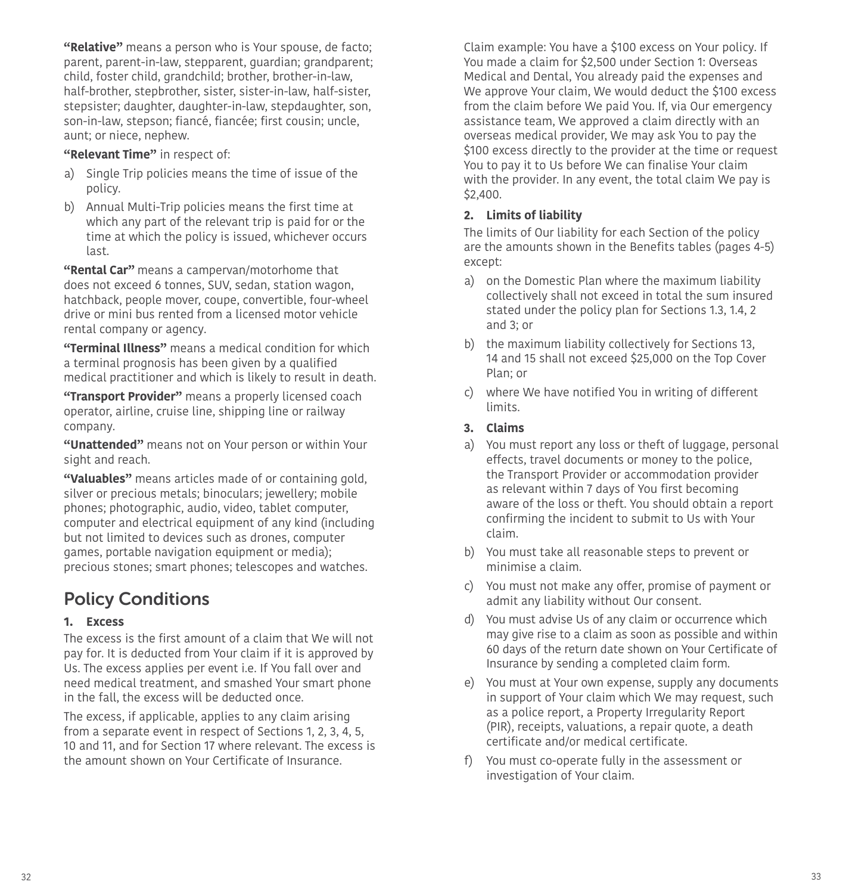**"Relative"** means a person who is Your spouse, de facto; parent, parent-in-law, stepparent, guardian; grandparent; child, foster child, grandchild; brother, brother-in-law, half-brother, stepbrother, sister, sister-in-law, half-sister, stepsister; daughter, daughter-in-law, stepdaughter, son, son-in-law, stepson; fiancé, fiancée; first cousin; uncle, aunt; or niece, nephew.

**"Relevant Time"** in respect of:

a) Single Trip policies means the time of issue of the policy.
b) Annual Multi-Trip policies means the first time at which any part of the relevant trip is paid for or the time at which the policy is issued, whichever occurs last.

**"Rental Car"** means a campervan/motorhome that does not exceed 6 tonnes, SUV, sedan, station wagon, hatchback, people mover, coupe, convertible, four-wheel drive or mini bus rented from a licensed motor vehicle rental company or agency.

**"Terminal Illness"** means a medical condition for which a terminal prognosis has been given by a qualified medical practitioner and which is likely to result in death.

**"Transport Provider"** means a properly licensed coach operator, airline, cruise line, shipping line or railway company.

**"Unattended"** means not on Your person or within Your sight and reach.

**"Valuables"** means articles made of or containing gold, silver or precious metals; binoculars; jewellery; mobile phones; photographic, audio, video, tablet computer, computer and electrical equipment of any kind (including but not limited to devices such as drones, computer games, portable navigation equipment or media); precious stones; smart phones; telescopes and watches.

# Policy Conditions

### 1. Excess

The excess is the first amount of a claim that We will not pay for. It is deducted from Your claim if it is approved by Us. The excess applies per event i.e. If You fall over and need medical treatment, and smashed Your smart phone in the fall, the excess will be deducted once.

The excess, if applicable, applies to any claim arising from a separate event in respect of Sections 1, 2, 3, 4, 5, 10 and 11, and for Section 17 where relevant. The excess is the amount shown on Your Certificate of Insurance.

Claim example: You have a $100 excess on Your policy. If You made a claim for $2,500 under Section 1: Overseas Medical and Dental, You already paid the expenses and We approve Your claim, We would deduct the $100 excess from the claim before We paid You. If, via Our emergency assistance team, We approved a claim directly with an overseas medical provider, We may ask You to pay the $100 excess directly to the provider at the time or request You to pay it to Us before We can finalise Your claim with the provider. In any event, the total claim We pay is $2,400.

### 2. Limits of liability

The limits of Our liability for each Section of the policy are the amounts shown in the Benefits tables (pages 4-5) except:

a) on the Domestic Plan where the maximum liability collectively shall not exceed in total the sum insured stated under the policy plan for Sections 1.3, 1.4, 2 and 3; or
b) the maximum liability collectively for Sections 13, 14 and 15 shall not exceed $25,000 on the Top Cover Plan; or
c) where We have notified You in writing of different limits.

### 3. Claims

a) You must report any loss or theft of luggage, personal effects, travel documents or money to the police, the Transport Provider or accommodation provider as relevant within 7 days of You first becoming aware of the loss or theft. You should obtain a report confirming the incident to submit to Us with Your claim.
b) You must take all reasonable steps to prevent or minimise a claim.
c) You must not make any offer, promise of payment or admit any liability without Our consent.
d) You must advise Us of any claim or occurrence which may give rise to a claim as soon as possible and within 60 days of the return date shown on Your Certificate of Insurance by sending a completed claim form.
e) You must at Your own expense, supply any documents in support of Your claim which We may request, such as a police report, a Property Irregularity Report (PIR), receipts, valuations, a repair quote, a death certificate and/or medical certificate.
f) You must co-operate fully in the assessment or investigation of Your claim.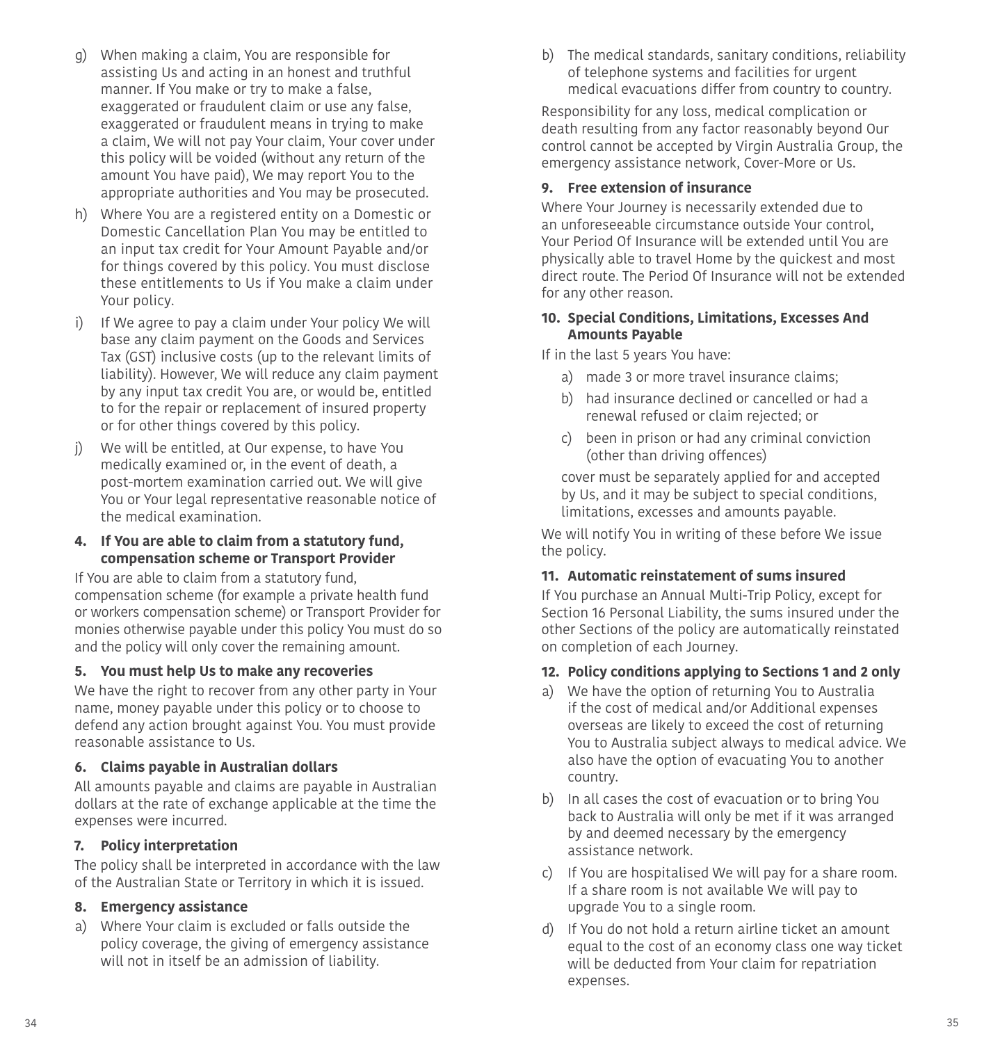g) When making a claim, You are responsible for assisting Us and acting in an honest and truthful manner. If You make or try to make a false, exaggerated or fraudulent claim or use any false, exaggerated or fraudulent means in trying to make a claim, We will not pay Your claim, Your cover under this policy will be voided (without any return of the amount You have paid), We may report You to the appropriate authorities and You may be prosecuted.

h) Where You are a registered entity on a Domestic or Domestic Cancellation Plan You may be entitled to an input tax credit for Your Amount Payable and/or for things covered by this policy. You must disclose these entitlements to Us if You make a claim under Your policy.

i) If We agree to pay a claim under Your policy We will base any claim payment on the Goods and Services Tax (GST) inclusive costs (up to the relevant limits of liability). However, We will reduce any claim payment by any input tax credit You are, or would be, entitled to for the repair or replacement of insured property or for other things covered by this policy.

j) We will be entitled, at Our expense, to have You medically examined or, in the event of death, a post-mortem examination carried out. We will give You or Your legal representative reasonable notice of the medical examination.

**4. If You are able to claim from a statutory fund, compensation scheme or Transport Provider**

If You are able to claim from a statutory fund, compensation scheme (for example a private health fund or workers compensation scheme) or Transport Provider for monies otherwise payable under this policy You must do so and the policy will only cover the remaining amount.

**5. You must help Us to make any recoveries**

We have the right to recover from any other party in Your name, money payable under this policy or to choose to defend any action brought against You. You must provide reasonable assistance to Us.

**6. Claims payable in Australian dollars**

All amounts payable and claims are payable in Australian dollars at the rate of exchange applicable at the time the expenses were incurred.

**7. Policy interpretation**

The policy shall be interpreted in accordance with the law of the Australian State or Territory in which it is issued.

**8. Emergency assistance**

a) Where Your claim is excluded or falls outside the policy coverage, the giving of emergency assistance will not in itself be an admission of liability.

b) The medical standards, sanitary conditions, reliability of telephone systems and facilities for urgent medical evacuations differ from country to country.

Responsibility for any loss, medical complication or death resulting from any factor reasonably beyond Our control cannot be accepted by Virgin Australia Group, the emergency assistance network, Cover-More or Us.

**9. Free extension of insurance**

Where Your Journey is necessarily extended due to an unforeseeable circumstance outside Your control, Your Period Of Insurance will be extended until You are physically able to travel Home by the quickest and most direct route. The Period Of Insurance will not be extended for any other reason.

**10. Special Conditions, Limitations, Excesses And Amounts Payable**

If in the last 5 years You have:

a) made 3 or more travel insurance claims;

b) had insurance declined or cancelled or had a renewal refused or claim rejected; or

c) been in prison or had any criminal conviction (other than driving offences)

cover must be separately applied for and accepted by Us, and it may be subject to special conditions, limitations, excesses and amounts payable.

We will notify You in writing of these before We issue the policy.

**11. Automatic reinstatement of sums insured**

If You purchase an Annual Multi-Trip Policy, except for Section 16 Personal Liability, the sums insured under the other Sections of the policy are automatically reinstated on completion of each Journey.

**12. Policy conditions applying to Sections 1 and 2 only**

a) We have the option of returning You to Australia if the cost of medical and/or Additional expenses overseas are likely to exceed the cost of returning You to Australia subject always to medical advice. We also have the option of evacuating You to another country.

b) In all cases the cost of evacuation or to bring You back to Australia will only be met if it was arranged by and deemed necessary by the emergency assistance network.

c) If You are hospitalised We will pay for a share room. If a share room is not available We will pay to upgrade You to a single room.

d) If You do not hold a return airline ticket an amount equal to the cost of an economy class one way ticket will be deducted from Your claim for repatriation expenses.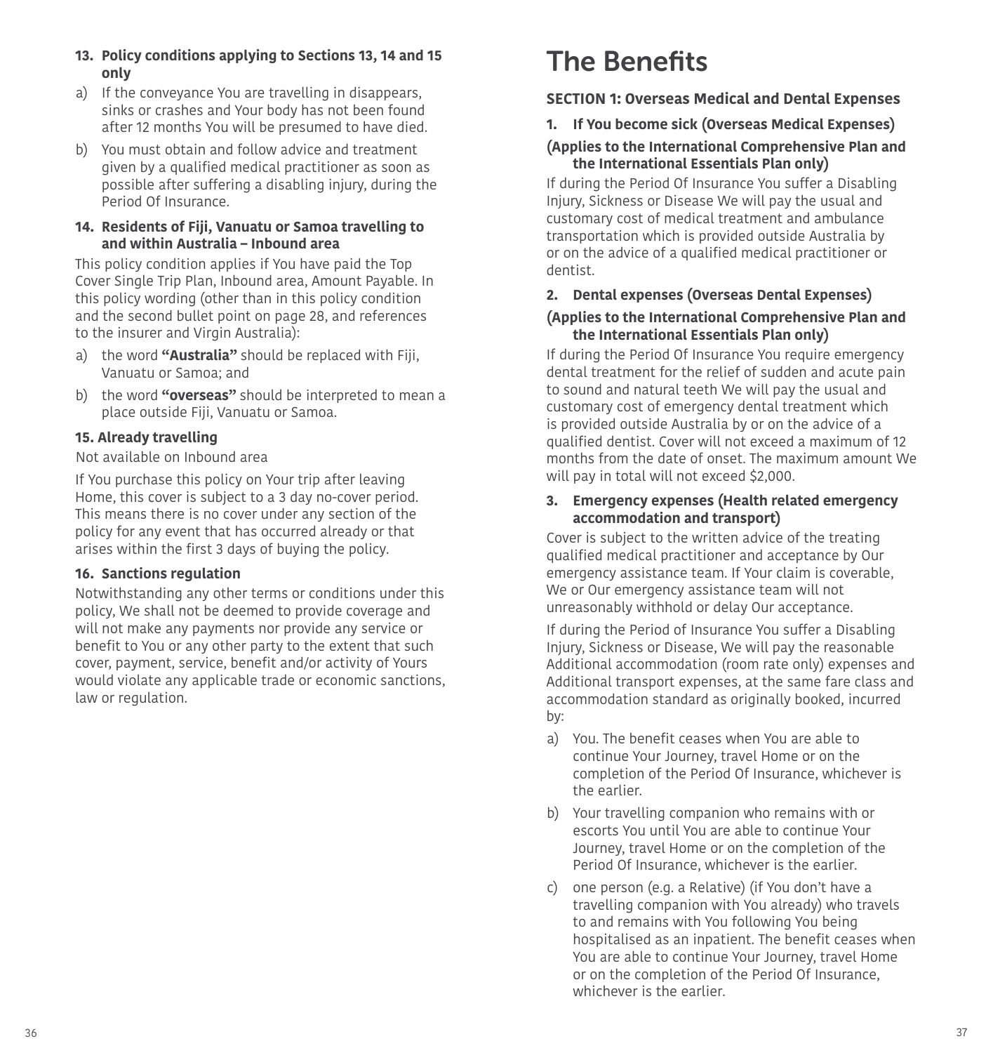**13. Policy conditions applying to Sections 13, 14 and 15 only**

a) If the conveyance You are travelling in disappears, sinks or crashes and Your body has not been found after 12 months You will be presumed to have died.

b) You must obtain and follow advice and treatment given by a qualified medical practitioner as soon as possible after suffering a disabling injury, during the Period Of Insurance.

**14. Residents of Fiji, Vanuatu or Samoa travelling to and within Australia – Inbound area**

This policy condition applies if You have paid the Top Cover Single Trip Plan, Inbound area, Amount Payable. In this policy wording (other than in this policy condition and the second bullet point on page 28, and references to the insurer and Virgin Australia):

a) the word **"Australia"** should be replaced with Fiji, Vanuatu or Samoa; and

b) the word **"overseas"** should be interpreted to mean a place outside Fiji, Vanuatu or Samoa.

**15. Already travelling**

Not available on Inbound area

If You purchase this policy on Your trip after leaving Home, this cover is subject to a 3 day no-cover period. This means there is no cover under any section of the policy for any event that has occurred already or that arises within the first 3 days of buying the policy.

**16. Sanctions regulation**

Notwithstanding any other terms or conditions under this policy, We shall not be deemed to provide coverage and will not make any payments nor provide any service or benefit to You or any other party to the extent that such cover, payment, service, benefit and/or activity of Yours would violate any applicable trade or economic sanctions, law or regulation.

# The Benefits

## SECTION 1: Overseas Medical and Dental Expenses

**1. If You become sick (Overseas Medical Expenses)**

**(Applies to the International Comprehensive Plan and the International Essentials Plan only)**

If during the Period Of Insurance You suffer a Disabling Injury, Sickness or Disease We will pay the usual and customary cost of medical treatment and ambulance transportation which is provided outside Australia by or on the advice of a qualified medical practitioner or dentist.

**2. Dental expenses (Overseas Dental Expenses)**

**(Applies to the International Comprehensive Plan and the International Essentials Plan only)**

If during the Period Of Insurance You require emergency dental treatment for the relief of sudden and acute pain to sound and natural teeth We will pay the usual and customary cost of emergency dental treatment which is provided outside Australia by or on the advice of a qualified dentist. Cover will not exceed a maximum of 12 months from the date of onset. The maximum amount We will pay in total will not exceed $2,000.

**3. Emergency expenses (Health related emergency accommodation and transport)**

Cover is subject to the written advice of the treating qualified medical practitioner and acceptance by Our emergency assistance team. If Your claim is coverable, We or Our emergency assistance team will not unreasonably withhold or delay Our acceptance.

If during the Period of Insurance You suffer a Disabling Injury, Sickness or Disease, We will pay the reasonable Additional accommodation (room rate only) expenses and Additional transport expenses, at the same fare class and accommodation standard as originally booked, incurred by:

a) You. The benefit ceases when You are able to continue Your Journey, travel Home or on the completion of the Period Of Insurance, whichever is the earlier.

b) Your travelling companion who remains with or escorts You until You are able to continue Your Journey, travel Home or on the completion of the Period Of Insurance, whichever is the earlier.

c) one person (e.g. a Relative) (if You don't have a travelling companion with You already) who travels to and remains with You following You being hospitalised as an inpatient. The benefit ceases when You are able to continue Your Journey, travel Home or on the completion of the Period Of Insurance, whichever is the earlier.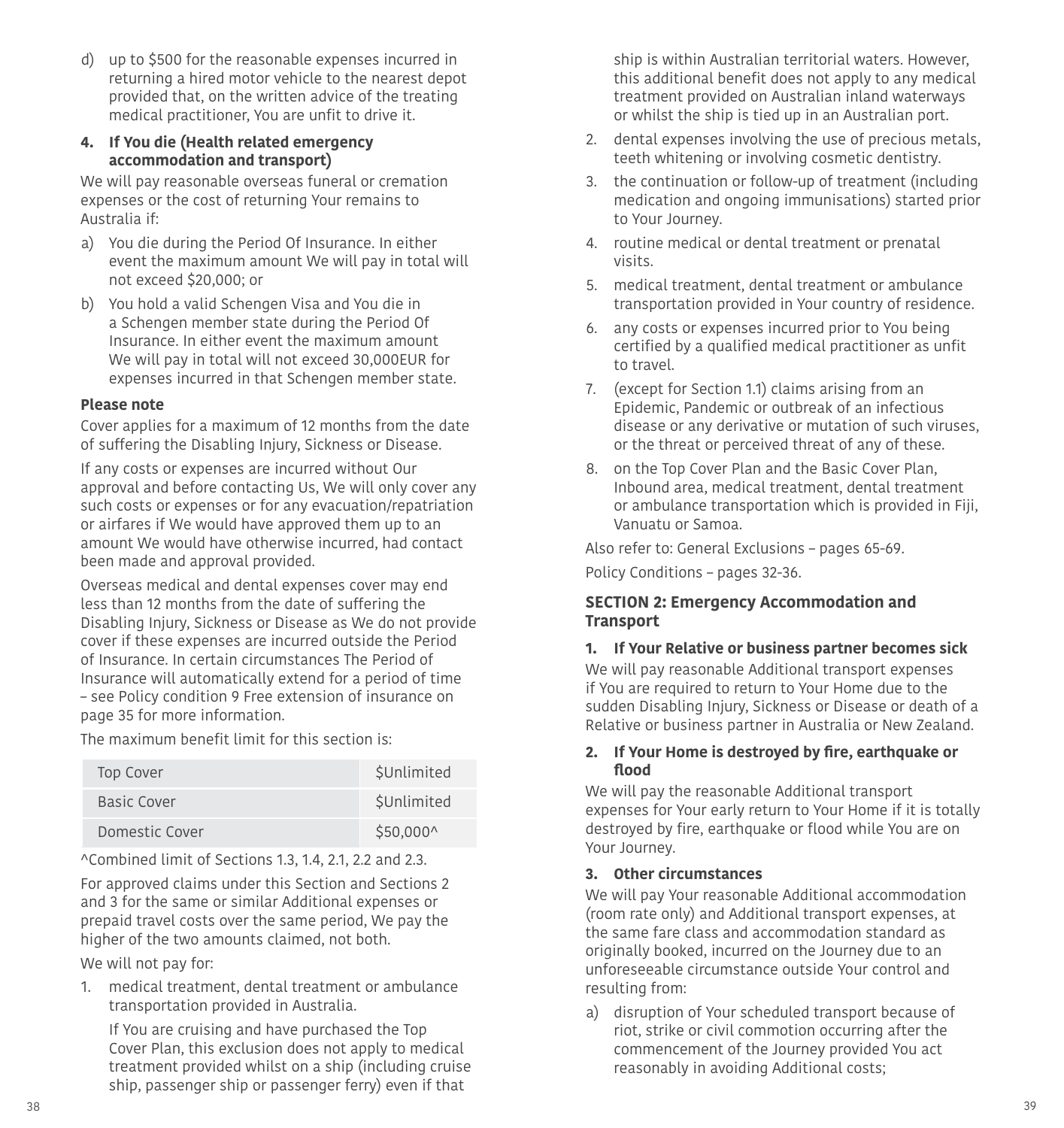d) up to $500 for the reasonable expenses incurred in returning a hired motor vehicle to the nearest depot provided that, on the written advice of the treating medical practitioner, You are unfit to drive it.

**4. If You die (Health related emergency accommodation and transport)**

We will pay reasonable overseas funeral or cremation expenses or the cost of returning Your remains to Australia if:

a) You die during the Period Of Insurance. In either event the maximum amount We will pay in total will not exceed $20,000; or

b) You hold a valid Schengen Visa and You die in a Schengen member state during the Period Of Insurance. In either event the maximum amount We will pay in total will not exceed 30,000EUR for expenses incurred in that Schengen member state.

**Please note**

Cover applies for a maximum of 12 months from the date of suffering the Disabling Injury, Sickness or Disease.

If any costs or expenses are incurred without Our approval and before contacting Us, We will only cover any such costs or expenses or for any evacuation/repatriation or airfares if We would have approved them up to an amount We would have otherwise incurred, had contact been made and approval provided.

Overseas medical and dental expenses cover may end less than 12 months from the date of suffering the Disabling Injury, Sickness or Disease as We do not provide cover if these expenses are incurred outside the Period of Insurance. In certain circumstances The Period of Insurance will automatically extend for a period of time – see Policy condition 9 Free extension of insurance on page 35 for more information.

The maximum benefit limit for this section is:

| | |
|---|---|
| Top Cover | $Unlimited |
| Basic Cover | $Unlimited |
| Domestic Cover | $50,000^ |

^Combined limit of Sections 1.3, 1.4, 2.1, 2.2 and 2.3.

For approved claims under this Section and Sections 2 and 3 for the same or similar Additional expenses or prepaid travel costs over the same period, We pay the higher of the two amounts claimed, not both.

We will not pay for:

1. medical treatment, dental treatment or ambulance transportation provided in Australia.

   If You are cruising and have purchased the Top Cover Plan, this exclusion does not apply to medical treatment provided whilst on a ship (including cruise ship, passenger ship or passenger ferry) even if that ship is within Australian territorial waters. However, this additional benefit does not apply to any medical treatment provided on Australian inland waterways or whilst the ship is tied up in an Australian port.

2. dental expenses involving the use of precious metals, teeth whitening or involving cosmetic dentistry.
3. the continuation or follow-up of treatment (including medication and ongoing immunisations) started prior to Your Journey.
4. routine medical or dental treatment or prenatal visits.
5. medical treatment, dental treatment or ambulance transportation provided in Your country of residence.
6. any costs or expenses incurred prior to You being certified by a qualified medical practitioner as unfit to travel.
7. (except for Section 1.1) claims arising from an Epidemic, Pandemic or outbreak of an infectious disease or any derivative or mutation of such viruses, or the threat or perceived threat of any of these.
8. on the Top Cover Plan and the Basic Cover Plan, Inbound area, medical treatment, dental treatment or ambulance transportation which is provided in Fiji, Vanuatu or Samoa.

Also refer to: General Exclusions – pages 65-69.

Policy Conditions – pages 32-36.

## SECTION 2: Emergency Accommodation and Transport

**1. If Your Relative or business partner becomes sick**

We will pay reasonable Additional transport expenses if You are required to return to Your Home due to the sudden Disabling Injury, Sickness or Disease or death of a Relative or business partner in Australia or New Zealand.

**2. If Your Home is destroyed by fire, earthquake or flood**

We will pay the reasonable Additional transport expenses for Your early return to Your Home if it is totally destroyed by fire, earthquake or flood while You are on Your Journey.

**3. Other circumstances**

We will pay Your reasonable Additional accommodation (room rate only) and Additional transport expenses, at the same fare class and accommodation standard as originally booked, incurred on the Journey due to an unforeseeable circumstance outside Your control and resulting from:

a) disruption of Your scheduled transport because of riot, strike or civil commotion occurring after the commencement of the Journey provided You act reasonably in avoiding Additional costs;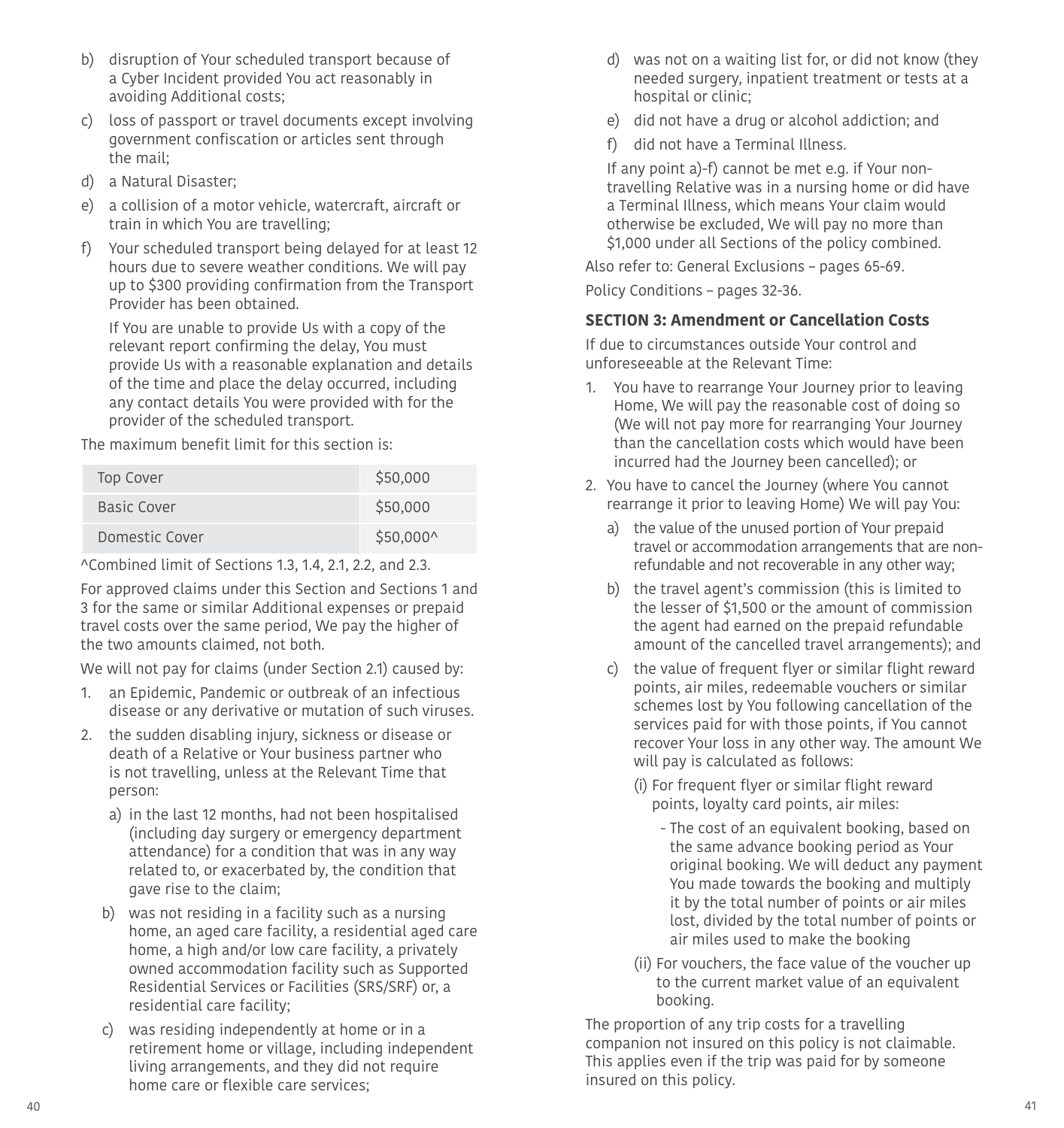b) disruption of Your scheduled transport because of a Cyber Incident provided You act reasonably in avoiding Additional costs;

c) loss of passport or travel documents except involving government confiscation or articles sent through the mail;

d) a Natural Disaster;

e) a collision of a motor vehicle, watercraft, aircraft or train in which You are travelling;

f) Your scheduled transport being delayed for at least 12 hours due to severe weather conditions. We will pay up to $300 providing confirmation from the Transport Provider has been obtained.

   If You are unable to provide Us with a copy of the relevant report confirming the delay, You must provide Us with a reasonable explanation and details of the time and place the delay occurred, including any contact details You were provided with for the provider of the scheduled transport.

The maximum benefit limit for this section is:

| Cover | Limit |
|---|---|
| Top Cover | $50,000 |
| Basic Cover | $50,000 |
| Domestic Cover | $50,000^ |

^Combined limit of Sections 1.3, 1.4, 2.1, 2.2, and 2.3.

For approved claims under this Section and Sections 1 and 3 for the same or similar Additional expenses or prepaid travel costs over the same period, We pay the higher of the two amounts claimed, not both.

We will not pay for claims (under Section 2.1) caused by:

1. an Epidemic, Pandemic or outbreak of an infectious disease or any derivative or mutation of such viruses.
2. the sudden disabling injury, sickness or disease or death of a Relative or Your business partner who is not travelling, unless at the Relevant Time that person:
   a) in the last 12 months, had not been hospitalised (including day surgery or emergency department attendance) for a condition that was in any way related to, or exacerbated by, the condition that gave rise to the claim;
   b) was not residing in a facility such as a nursing home, an aged care facility, a residential aged care home, a high and/or low care facility, a privately owned accommodation facility such as Supported Residential Services or Facilities (SRS/SRF) or, a residential care facility;
   c) was residing independently at home or in a retirement home or village, including independent living arrangements, and they did not require home care or flexible care services;
   d) was not on a waiting list for, or did not know (they needed surgery, inpatient treatment or tests at a hospital or clinic;
   e) did not have a drug or alcohol addiction; and
   f) did not have a Terminal Illness.

   If any point a)-f) cannot be met e.g. if Your non-travelling Relative was in a nursing home or did have a Terminal Illness, which means Your claim would otherwise be excluded, We will pay no more than $1,000 under all Sections of the policy combined.

Also refer to: General Exclusions – pages 65-69.

Policy Conditions – pages 32-36.

**SECTION 3: Amendment or Cancellation Costs**

If due to circumstances outside Your control and unforeseeable at the Relevant Time:

1. You have to rearrange Your Journey prior to leaving Home, We will pay the reasonable cost of doing so (We will not pay more for rearranging Your Journey than the cancellation costs which would have been incurred had the Journey been cancelled); or
2. You have to cancel the Journey (where You cannot rearrange it prior to leaving Home) We will pay You:
   a) the value of the unused portion of Your prepaid travel or accommodation arrangements that are non-refundable and not recoverable in any other way;
   b) the travel agent's commission (this is limited to the lesser of $1,500 or the amount of commission the agent had earned on the prepaid refundable amount of the cancelled travel arrangements); and
   c) the value of frequent flyer or similar flight reward points, air miles, redeemable vouchers or similar schemes lost by You following cancellation of the services paid for with those points, if You cannot recover Your loss in any other way. The amount We will pay is calculated as follows:
      (i) For frequent flyer or similar flight reward points, loyalty card points, air miles:
         - The cost of an equivalent booking, based on the same advance booking period as Your original booking. We will deduct any payment You made towards the booking and multiply it by the total number of points or air miles lost, divided by the total number of points or air miles used to make the booking
      (ii) For vouchers, the face value of the voucher up to the current market value of an equivalent booking.

The proportion of any trip costs for a travelling companion not insured on this policy is not claimable. This applies even if the trip was paid for by someone insured on this policy.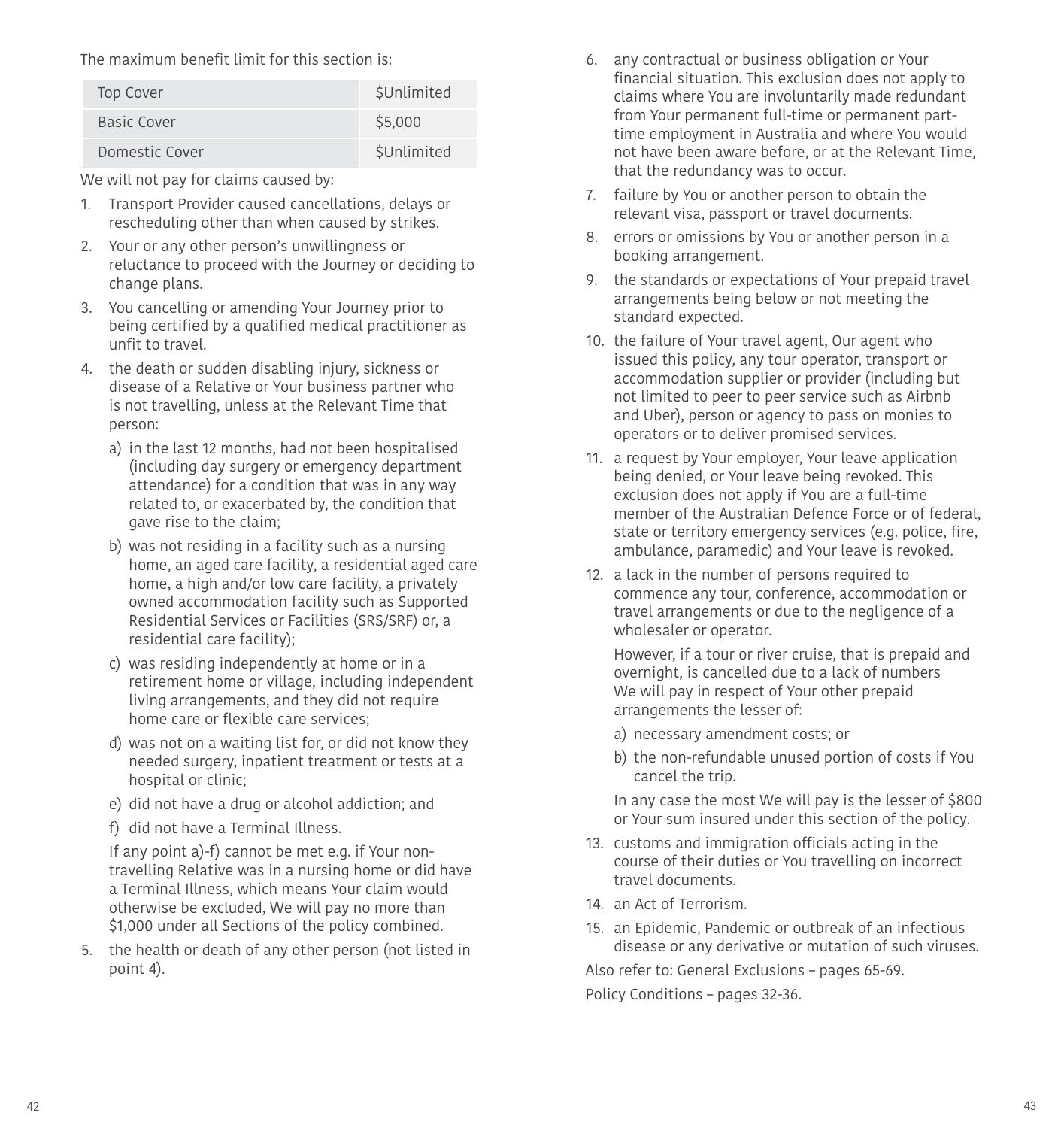The maximum benefit limit for this section is:

| | |
|---|---|
| Top Cover | $Unlimited |
| Basic Cover | $5,000 |
| Domestic Cover | $Unlimited |

We will not pay for claims caused by:

1. Transport Provider caused cancellations, delays or rescheduling other than when caused by strikes.
2. Your or any other person's unwillingness or reluctance to proceed with the Journey or deciding to change plans.
3. You cancelling or amending Your Journey prior to being certified by a qualified medical practitioner as unfit to travel.
4. the death or sudden disabling injury, sickness or disease of a Relative or Your business partner who is not travelling, unless at the Relevant Time that person:
   a) in the last 12 months, had not been hospitalised (including day surgery or emergency department attendance) for a condition that was in any way related to, or exacerbated by, the condition that gave rise to the claim;
   b) was not residing in a facility such as a nursing home, an aged care facility, a residential aged care home, a high and/or low care facility, a privately owned accommodation facility such as Supported Residential Services or Facilities (SRS/SRF) or, a residential care facility);
   c) was residing independently at home or in a retirement home or village, including independent living arrangements, and they did not require home care or flexible care services;
   d) was not on a waiting list for, or did not know they needed surgery, inpatient treatment or tests at a hospital or clinic;
   e) did not have a drug or alcohol addiction; and
   f) did not have a Terminal Illness.

   If any point a)-f) cannot be met e.g. if Your non-travelling Relative was in a nursing home or did have a Terminal Illness, which means Your claim would otherwise be excluded, We will pay no more than $1,000 under all Sections of the policy combined.
5. the health or death of any other person (not listed in point 4).
6. any contractual or business obligation or Your financial situation. This exclusion does not apply to claims where You are involuntarily made redundant from Your permanent full-time or permanent part-time employment in Australia and where You would not have been aware before, or at the Relevant Time, that the redundancy was to occur.
7. failure by You or another person to obtain the relevant visa, passport or travel documents.
8. errors or omissions by You or another person in a booking arrangement.
9. the standards or expectations of Your prepaid travel arrangements being below or not meeting the standard expected.
10. the failure of Your travel agent, Our agent who issued this policy, any tour operator, transport or accommodation supplier or provider (including but not limited to peer to peer service such as Airbnb and Uber), person or agency to pass on monies to operators or to deliver promised services.
11. a request by Your employer, Your leave application being denied, or Your leave being revoked. This exclusion does not apply if You are a full-time member of the Australian Defence Force or of federal, state or territory emergency services (e.g. police, fire, ambulance, paramedic) and Your leave is revoked.
12. a lack in the number of persons required to commence any tour, conference, accommodation or travel arrangements or due to the negligence of a wholesaler or operator.

    However, if a tour or river cruise, that is prepaid and overnight, is cancelled due to a lack of numbers We will pay in respect of Your other prepaid arrangements the lesser of:
    a) necessary amendment costs; or
    b) the non-refundable unused portion of costs if You cancel the trip.

    In any case the most We will pay is the lesser of $800 or Your sum insured under this section of the policy.
13. customs and immigration officials acting in the course of their duties or You travelling on incorrect travel documents.
14. an Act of Terrorism.
15. an Epidemic, Pandemic or outbreak of an infectious disease or any derivative or mutation of such viruses.

Also refer to: General Exclusions – pages 65-69.

Policy Conditions – pages 32-36.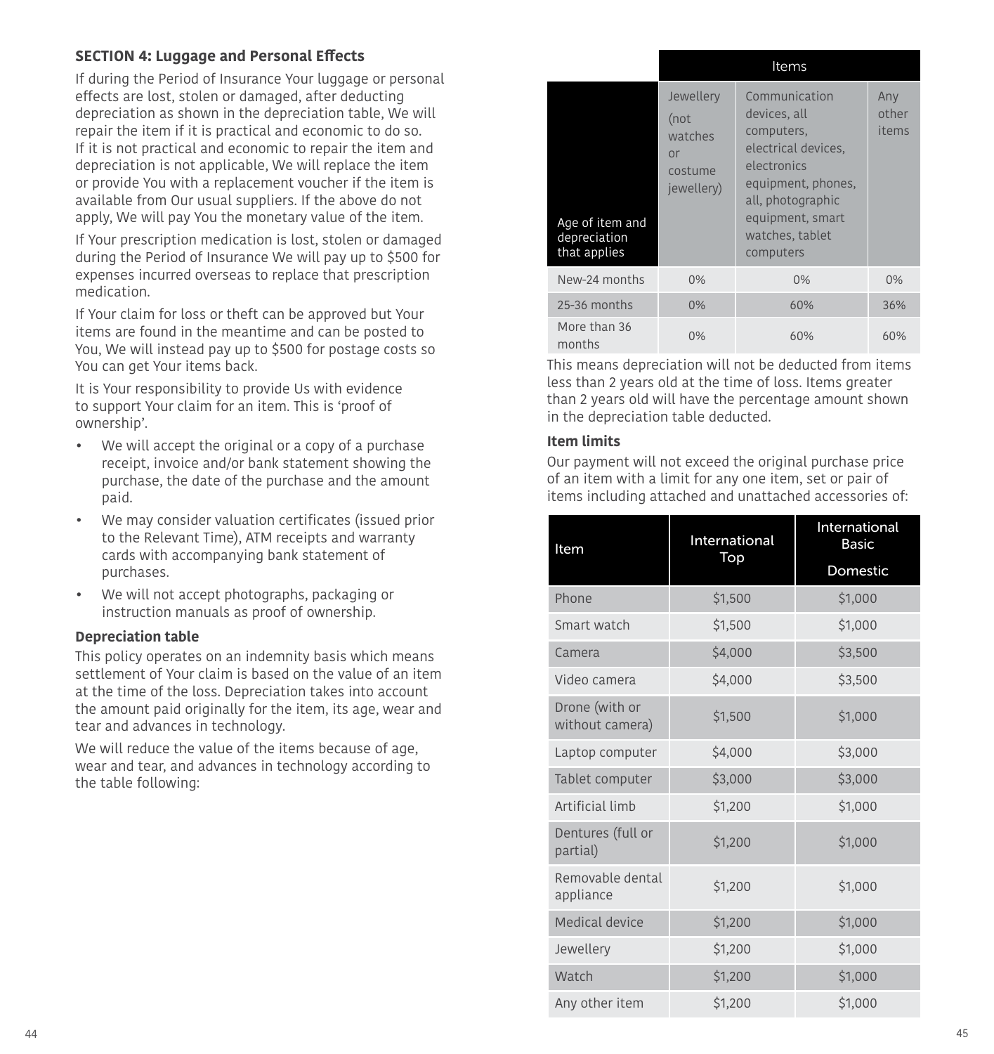## SECTION 4: Luggage and Personal Effects

If during the Period of Insurance Your luggage or personal effects are lost, stolen or damaged, after deducting depreciation as shown in the depreciation table, We will repair the item if it is practical and economic to do so. If it is not practical and economic to repair the item and depreciation is not applicable, We will replace the item or provide You with a replacement voucher if the item is available from Our usual suppliers. If the above do not apply, We will pay You the monetary value of the item.

If Your prescription medication is lost, stolen or damaged during the Period of Insurance We will pay up to $500 for expenses incurred overseas to replace that prescription medication.

If Your claim for loss or theft can be approved but Your items are found in the meantime and can be posted to You, We will instead pay up to $500 for postage costs so You can get Your items back.

It is Your responsibility to provide Us with evidence to support Your claim for an item. This is 'proof of ownership'.

- We will accept the original or a copy of a purchase receipt, invoice and/or bank statement showing the purchase, the date of the purchase and the amount paid.
- We may consider valuation certificates (issued prior to the Relevant Time), ATM receipts and warranty cards with accompanying bank statement of purchases.
- We will not accept photographs, packaging or instruction manuals as proof of ownership.

### Depreciation table

This policy operates on an indemnity basis which means settlement of Your claim is based on the value of an item at the time of the loss. Depreciation takes into account the amount paid originally for the item, its age, wear and tear and advances in technology.

We will reduce the value of the items because of age, wear and tear, and advances in technology according to the table following:

| | Items | | |
|---|---|---|---|
| Age of item and depreciation that applies | Jewellery (not watches or costume jewellery) | Communication devices, all computers, electrical devices, electronics equipment, phones, all, photographic equipment, smart watches, tablet computers | Any other items |
| New-24 months | 0% | 0% | 0% |
| 25-36 months | 0% | 60% | 36% |
| More than 36 months | 0% | 60% | 60% |

This means depreciation will not be deducted from items less than 2 years old at the time of loss. Items greater than 2 years old will have the percentage amount shown in the depreciation table deducted.

### Item limits

Our payment will not exceed the original purchase price of an item with a limit for any one item, set or pair of items including attached and unattached accessories of:

| Item | International Top | International Basic<br>Domestic |
|---|---|---|
| Phone | $1,500 | $1,000 |
| Smart watch | $1,500 | $1,000 |
| Camera | $4,000 | $3,500 |
| Video camera | $4,000 | $3,500 |
| Drone (with or without camera) | $1,500 | $1,000 |
| Laptop computer | $4,000 | $3,000 |
| Tablet computer | $3,000 | $3,000 |
| Artificial limb | $1,200 | $1,000 |
| Dentures (full or partial) | $1,200 | $1,000 |
| Removable dental appliance | $1,200 | $1,000 |
| Medical device | $1,200 | $1,000 |
| Jewellery | $1,200 | $1,000 |
| Watch | $1,200 | $1,000 |
| Any other item | $1,200 | $1,000 |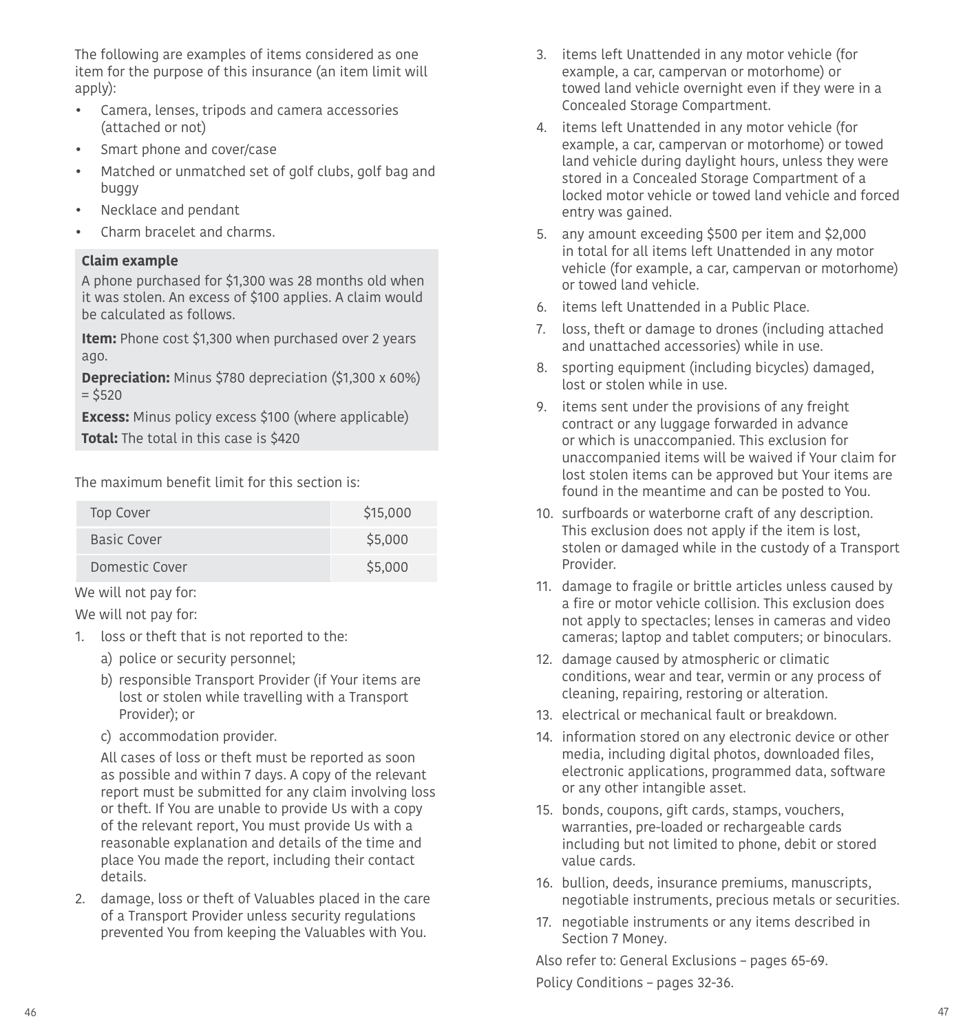The following are examples of items considered as one item for the purpose of this insurance (an item limit will apply):

- Camera, lenses, tripods and camera accessories (attached or not)
- Smart phone and cover/case
- Matched or unmatched set of golf clubs, golf bag and buggy
- Necklace and pendant
- Charm bracelet and charms.

**Claim example**

A phone purchased for $1,300 was 28 months old when it was stolen. An excess of $100 applies. A claim would be calculated as follows.

**Item:** Phone cost $1,300 when purchased over 2 years ago.

**Depreciation:** Minus $780 depreciation ($1,300 x 60%) = $520

**Excess:** Minus policy excess $100 (where applicable)

**Total:** The total in this case is $420

The maximum benefit limit for this section is:

| | |
|---|---|
| Top Cover | $15,000 |
| Basic Cover | $5,000 |
| Domestic Cover | $5,000 |

We will not pay for:

We will not pay for:

1. loss or theft that is not reported to the:
   a) police or security personnel;
   b) responsible Transport Provider (if Your items are lost or stolen while travelling with a Transport Provider); or
   c) accommodation provider.

   All cases of loss or theft must be reported as soon as possible and within 7 days. A copy of the relevant report must be submitted for any claim involving loss or theft. If You are unable to provide Us with a copy of the relevant report, You must provide Us with a reasonable explanation and details of the time and place You made the report, including their contact details.
2. damage, loss or theft of Valuables placed in the care of a Transport Provider unless security regulations prevented You from keeping the Valuables with You.
3. items left Unattended in any motor vehicle (for example, a car, campervan or motorhome) or towed land vehicle overnight even if they were in a Concealed Storage Compartment.
4. items left Unattended in any motor vehicle (for example, a car, campervan or motorhome) or towed land vehicle during daylight hours, unless they were stored in a Concealed Storage Compartment of a locked motor vehicle or towed land vehicle and forced entry was gained.
5. any amount exceeding $500 per item and $2,000 in total for all items left Unattended in any motor vehicle (for example, a car, campervan or motorhome) or towed land vehicle.
6. items left Unattended in a Public Place.
7. loss, theft or damage to drones (including attached and unattached accessories) while in use.
8. sporting equipment (including bicycles) damaged, lost or stolen while in use.
9. items sent under the provisions of any freight contract or any luggage forwarded in advance or which is unaccompanied. This exclusion for unaccompanied items will be waived if Your claim for lost stolen items can be approved but Your items are found in the meantime and can be posted to You.
10. surfboards or waterborne craft of any description. This exclusion does not apply if the item is lost, stolen or damaged while in the custody of a Transport Provider.
11. damage to fragile or brittle articles unless caused by a fire or motor vehicle collision. This exclusion does not apply to spectacles; lenses in cameras and video cameras; laptop and tablet computers; or binoculars.
12. damage caused by atmospheric or climatic conditions, wear and tear, vermin or any process of cleaning, repairing, restoring or alteration.
13. electrical or mechanical fault or breakdown.
14. information stored on any electronic device or other media, including digital photos, downloaded files, electronic applications, programmed data, software or any other intangible asset.
15. bonds, coupons, gift cards, stamps, vouchers, warranties, pre-loaded or rechargeable cards including but not limited to phone, debit or stored value cards.
16. bullion, deeds, insurance premiums, manuscripts, negotiable instruments, precious metals or securities.
17. negotiable instruments or any items described in Section 7 Money.

Also refer to: General Exclusions – pages 65-69.

Policy Conditions – pages 32-36.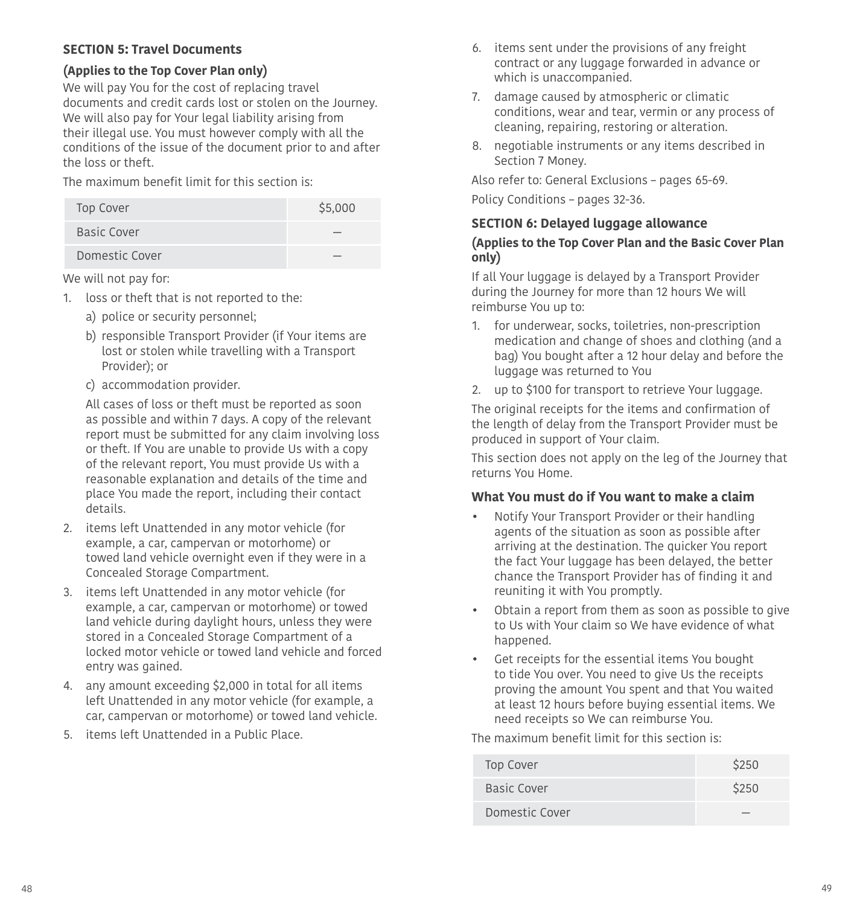## SECTION 5: Travel Documents

### (Applies to the Top Cover Plan only)

We will pay You for the cost of replacing travel documents and credit cards lost or stolen on the Journey. We will also pay for Your legal liability arising from their illegal use. You must however comply with all the conditions of the issue of the document prior to and after the loss or theft.

The maximum benefit limit for this section is:

| | |
|---|---|
| Top Cover | $5,000 |
| Basic Cover | — |
| Domestic Cover | — |

We will not pay for:

1. loss or theft that is not reported to the:
   a) police or security personnel;
   b) responsible Transport Provider (if Your items are lost or stolen while travelling with a Transport Provider); or
   c) accommodation provider.

   All cases of loss or theft must be reported as soon as possible and within 7 days. A copy of the relevant report must be submitted for any claim involving loss or theft. If You are unable to provide Us with a copy of the relevant report, You must provide Us with a reasonable explanation and details of the time and place You made the report, including their contact details.
2. items left Unattended in any motor vehicle (for example, a car, campervan or motorhome) or towed land vehicle overnight even if they were in a Concealed Storage Compartment.
3. items left Unattended in any motor vehicle (for example, a car, campervan or motorhome) or towed land vehicle during daylight hours, unless they were stored in a Concealed Storage Compartment of a locked motor vehicle or towed land vehicle and forced entry was gained.
4. any amount exceeding $2,000 in total for all items left Unattended in any motor vehicle (for example, a car, campervan or motorhome) or towed land vehicle.
5. items left Unattended in a Public Place.
6. items sent under the provisions of any freight contract or any luggage forwarded in advance or which is unaccompanied.
7. damage caused by atmospheric or climatic conditions, wear and tear, vermin or any process of cleaning, repairing, restoring or alteration.
8. negotiable instruments or any items described in Section 7 Money.

Also refer to: General Exclusions – pages 65-69.

Policy Conditions – pages 32-36.

## SECTION 6: Delayed luggage allowance

### (Applies to the Top Cover Plan and the Basic Cover Plan only)

If all Your luggage is delayed by a Transport Provider during the Journey for more than 12 hours We will reimburse You up to:

1. for underwear, socks, toiletries, non-prescription medication and change of shoes and clothing (and a bag) You bought after a 12 hour delay and before the luggage was returned to You
2. up to $100 for transport to retrieve Your luggage.

The original receipts for the items and confirmation of the length of delay from the Transport Provider must be produced in support of Your claim.

This section does not apply on the leg of the Journey that returns You Home.

### What You must do if You want to make a claim

- Notify Your Transport Provider or their handling agents of the situation as soon as possible after arriving at the destination. The quicker You report the fact Your luggage has been delayed, the better chance the Transport Provider has of finding it and reuniting it with You promptly.
- Obtain a report from them as soon as possible to give to Us with Your claim so We have evidence of what happened.
- Get receipts for the essential items You bought to tide You over. You need to give Us the receipts proving the amount You spent and that You waited at least 12 hours before buying essential items. We need receipts so We can reimburse You.

The maximum benefit limit for this section is:

| | |
|---|---|
| Top Cover | $250 |
| Basic Cover | $250 |
| Domestic Cover | — |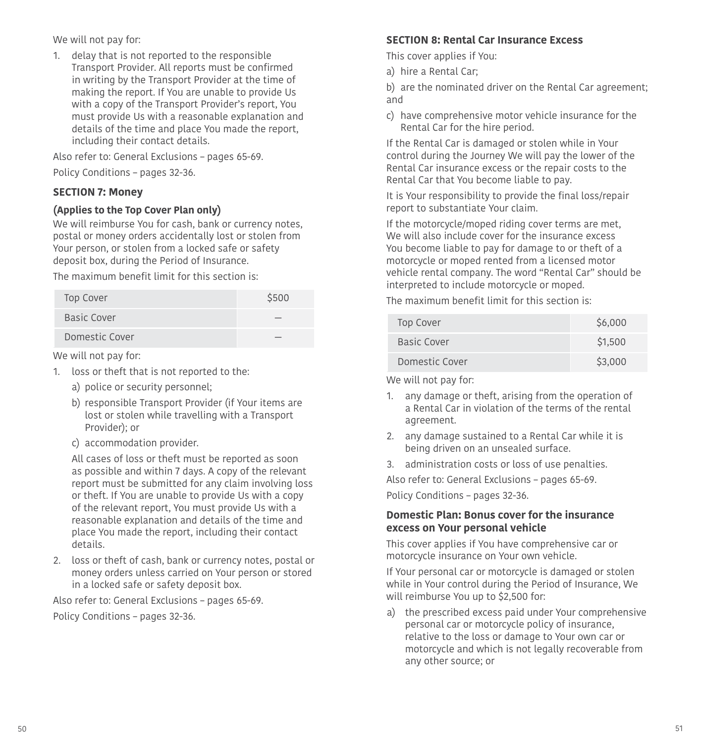We will not pay for:

1. delay that is not reported to the responsible Transport Provider. All reports must be confirmed in writing by the Transport Provider at the time of making the report. If You are unable to provide Us with a copy of the Transport Provider's report, You must provide Us with a reasonable explanation and details of the time and place You made the report, including their contact details.

Also refer to: General Exclusions – pages 65-69.

Policy Conditions – pages 32-36.

### SECTION 7: Money

**(Applies to the Top Cover Plan only)**

We will reimburse You for cash, bank or currency notes, postal or money orders accidentally lost or stolen from Your person, or stolen from a locked safe or safety deposit box, during the Period of Insurance.

The maximum benefit limit for this section is:

| | |
|---|---|
| Top Cover | $500 |
| Basic Cover | – |
| Domestic Cover | – |

We will not pay for:

1. loss or theft that is not reported to the:
   a) police or security personnel;
   b) responsible Transport Provider (if Your items are lost or stolen while travelling with a Transport Provider); or
   c) accommodation provider.

   All cases of loss or theft must be reported as soon as possible and within 7 days. A copy of the relevant report must be submitted for any claim involving loss or theft. If You are unable to provide Us with a copy of the relevant report, You must provide Us with a reasonable explanation and details of the time and place You made the report, including their contact details.
2. loss or theft of cash, bank or currency notes, postal or money orders unless carried on Your person or stored in a locked safe or safety deposit box.

Also refer to: General Exclusions – pages 65-69.

Policy Conditions – pages 32-36.

### SECTION 8: Rental Car Insurance Excess

This cover applies if You:

a) hire a Rental Car;

b) are the nominated driver on the Rental Car agreement; and

c) have comprehensive motor vehicle insurance for the Rental Car for the hire period.

If the Rental Car is damaged or stolen while in Your control during the Journey We will pay the lower of the Rental Car insurance excess or the repair costs to the Rental Car that You become liable to pay.

It is Your responsibility to provide the final loss/repair report to substantiate Your claim.

If the motorcycle/moped riding cover terms are met, We will also include cover for the insurance excess You become liable to pay for damage to or theft of a motorcycle or moped rented from a licensed motor vehicle rental company. The word "Rental Car" should be interpreted to include motorcycle or moped.

The maximum benefit limit for this section is:

| | |
|---|---|
| Top Cover | $6,000 |
| Basic Cover | $1,500 |
| Domestic Cover | $3,000 |

We will not pay for:

1. any damage or theft, arising from the operation of a Rental Car in violation of the terms of the rental agreement.
2. any damage sustained to a Rental Car while it is being driven on an unsealed surface.
3. administration costs or loss of use penalties.

Also refer to: General Exclusions – pages 65-69.

Policy Conditions – pages 32-36.

### Domestic Plan: Bonus cover for the insurance excess on Your personal vehicle

This cover applies if You have comprehensive car or motorcycle insurance on Your own vehicle.

If Your personal car or motorcycle is damaged or stolen while in Your control during the Period of Insurance, We will reimburse You up to $2,500 for:

a) the prescribed excess paid under Your comprehensive personal car or motorcycle policy of insurance, relative to the loss or damage to Your own car or motorcycle and which is not legally recoverable from any other source; or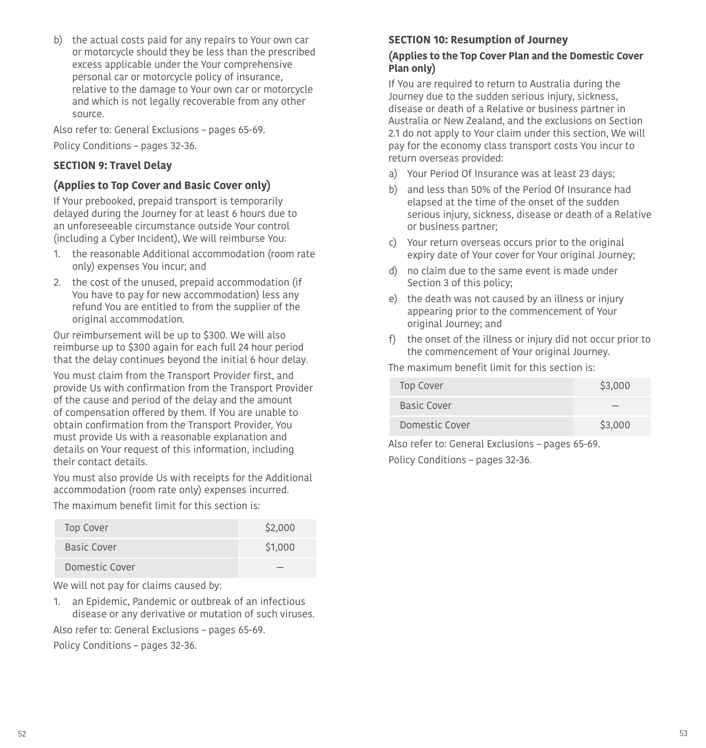b) the actual costs paid for any repairs to Your own car or motorcycle should they be less than the prescribed excess applicable under the Your comprehensive personal car or motorcycle policy of insurance, relative to the damage to Your own car or motorcycle and which is not legally recoverable from any other source.

Also refer to: General Exclusions – pages 65-69.

Policy Conditions – pages 32-36.

## SECTION 9: Travel Delay

### (Applies to Top Cover and Basic Cover only)

If Your prebooked, prepaid transport is temporarily delayed during the Journey for at least 6 hours due to an unforeseeable circumstance outside Your control (including a Cyber Incident), We will reimburse You:

1. the reasonable Additional accommodation (room rate only) expenses You incur; and
2. the cost of the unused, prepaid accommodation (if You have to pay for new accommodation) less any refund You are entitled to from the supplier of the original accommodation.

Our reimbursement will be up to $300. We will also reimburse up to $300 again for each full 24 hour period that the delay continues beyond the initial 6 hour delay.

You must claim from the Transport Provider first, and provide Us with confirmation from the Transport Provider of the cause and period of the delay and the amount of compensation offered by them. If You are unable to obtain confirmation from the Transport Provider, You must provide Us with a reasonable explanation and details on Your request of this information, including their contact details.

You must also provide Us with receipts for the Additional accommodation (room rate only) expenses incurred.

The maximum benefit limit for this section is:

| | |
|---|---|
| Top Cover | $2,000 |
| Basic Cover | $1,000 |
| Domestic Cover | — |

We will not pay for claims caused by:

1. an Epidemic, Pandemic or outbreak of an infectious disease or any derivative or mutation of such viruses.

Also refer to: General Exclusions – pages 65-69.

Policy Conditions – pages 32-36.

## SECTION 10: Resumption of Journey

### (Applies to the Top Cover Plan and the Domestic Cover Plan only)

If You are required to return to Australia during the Journey due to the sudden serious injury, sickness, disease or death of a Relative or business partner in Australia or New Zealand, and the exclusions on Section 2.1 do not apply to Your claim under this section, We will pay for the economy class transport costs You incur to return overseas provided:

a) Your Period Of Insurance was at least 23 days;
b) and less than 50% of the Period Of Insurance had elapsed at the time of the onset of the sudden serious injury, sickness, disease or death of a Relative or business partner;
c) Your return overseas occurs prior to the original expiry date of Your cover for Your original Journey;
d) no claim due to the same event is made under Section 3 of this policy;
e) the death was not caused by an illness or injury appearing prior to the commencement of Your original Journey; and
f) the onset of the illness or injury did not occur prior to the commencement of Your original Journey.

The maximum benefit limit for this section is:

| | |
|---|---|
| Top Cover | $3,000 |
| Basic Cover | — |
| Domestic Cover | $3,000 |

Also refer to: General Exclusions – pages 65-69.

Policy Conditions – pages 32-36.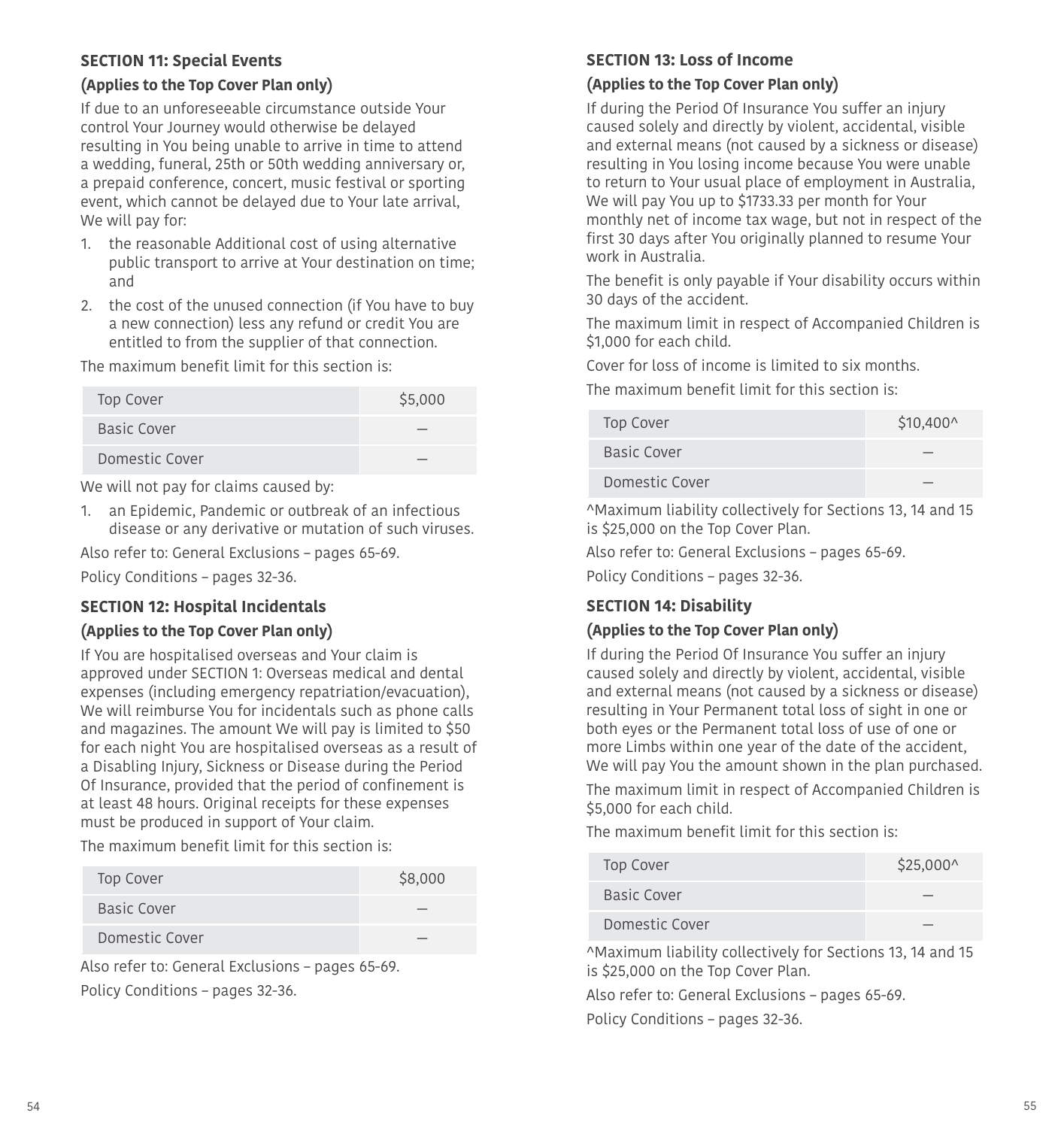## SECTION 11: Special Events

### (Applies to the Top Cover Plan only)

If due to an unforeseeable circumstance outside Your control Your Journey would otherwise be delayed resulting in You being unable to arrive in time to attend a wedding, funeral, 25th or 50th wedding anniversary or, a prepaid conference, concert, music festival or sporting event, which cannot be delayed due to Your late arrival, We will pay for:

1. the reasonable Additional cost of using alternative public transport to arrive at Your destination on time; and
2. the cost of the unused connection (if You have to buy a new connection) less any refund or credit You are entitled to from the supplier of that connection.

The maximum benefit limit for this section is:

| | |
|---|---|
| Top Cover | $5,000 |
| Basic Cover | — |
| Domestic Cover | — |

We will not pay for claims caused by:

1. an Epidemic, Pandemic or outbreak of an infectious disease or any derivative or mutation of such viruses.

Also refer to: General Exclusions – pages 65-69.

Policy Conditions – pages 32-36.

## SECTION 12: Hospital Incidentals

### (Applies to the Top Cover Plan only)

If You are hospitalised overseas and Your claim is approved under SECTION 1: Overseas medical and dental expenses (including emergency repatriation/evacuation), We will reimburse You for incidentals such as phone calls and magazines. The amount We will pay is limited to $50 for each night You are hospitalised overseas as a result of a Disabling Injury, Sickness or Disease during the Period Of Insurance, provided that the period of confinement is at least 48 hours. Original receipts for these expenses must be produced in support of Your claim.

The maximum benefit limit for this section is:

| | |
|---|---|
| Top Cover | $8,000 |
| Basic Cover | — |
| Domestic Cover | — |

Also refer to: General Exclusions – pages 65-69.

Policy Conditions – pages 32-36.

## SECTION 13: Loss of Income

### (Applies to the Top Cover Plan only)

If during the Period Of Insurance You suffer an injury caused solely and directly by violent, accidental, visible and external means (not caused by a sickness or disease) resulting in You losing income because You were unable to return to Your usual place of employment in Australia, We will pay You up to $1733.33 per month for Your monthly net of income tax wage, but not in respect of the first 30 days after You originally planned to resume Your work in Australia.

The benefit is only payable if Your disability occurs within 30 days of the accident.

The maximum limit in respect of Accompanied Children is $1,000 for each child.

Cover for loss of income is limited to six months.

The maximum benefit limit for this section is:

| | |
|---|---|
| Top Cover | $10,400^ |
| Basic Cover | — |
| Domestic Cover | — |

^Maximum liability collectively for Sections 13, 14 and 15 is $25,000 on the Top Cover Plan.

Also refer to: General Exclusions – pages 65-69.

Policy Conditions – pages 32-36.

## SECTION 14: Disability

### (Applies to the Top Cover Plan only)

If during the Period Of Insurance You suffer an injury caused solely and directly by violent, accidental, visible and external means (not caused by a sickness or disease) resulting in Your Permanent total loss of sight in one or both eyes or the Permanent total loss of use of one or more Limbs within one year of the date of the accident, We will pay You the amount shown in the plan purchased.

The maximum limit in respect of Accompanied Children is $5,000 for each child.

The maximum benefit limit for this section is:

| | |
|---|---|
| Top Cover | $25,000^ |
| Basic Cover | — |
| Domestic Cover | — |

^Maximum liability collectively for Sections 13, 14 and 15 is $25,000 on the Top Cover Plan.

Also refer to: General Exclusions – pages 65-69.

Policy Conditions – pages 32-36.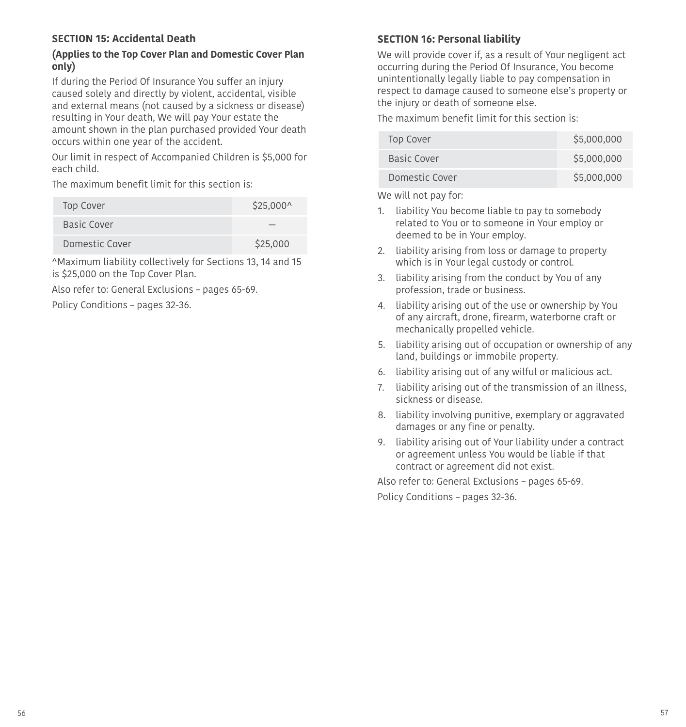## SECTION 15: Accidental Death

### (Applies to the Top Cover Plan and Domestic Cover Plan only)

If during the Period Of Insurance You suffer an injury caused solely and directly by violent, accidental, visible and external means (not caused by a sickness or disease) resulting in Your death, We will pay Your estate the amount shown in the plan purchased provided Your death occurs within one year of the accident.

Our limit in respect of Accompanied Children is $5,000 for each child.

The maximum benefit limit for this section is:

| | |
|---|---|
| Top Cover | $25,000^ |
| Basic Cover | — |
| Domestic Cover | $25,000 |

^Maximum liability collectively for Sections 13, 14 and 15 is $25,000 on the Top Cover Plan.

Also refer to: General Exclusions – pages 65-69.

Policy Conditions – pages 32-36.

## SECTION 16: Personal liability

We will provide cover if, as a result of Your negligent act occurring during the Period Of Insurance, You become unintentionally legally liable to pay compensation in respect to damage caused to someone else's property or the injury or death of someone else.

The maximum benefit limit for this section is:

| | |
|---|---|
| Top Cover | $5,000,000 |
| Basic Cover | $5,000,000 |
| Domestic Cover | $5,000,000 |

We will not pay for:

1. liability You become liable to pay to somebody related to You or to someone in Your employ or deemed to be in Your employ.
2. liability arising from loss or damage to property which is in Your legal custody or control.
3. liability arising from the conduct by You of any profession, trade or business.
4. liability arising out of the use or ownership by You of any aircraft, drone, firearm, waterborne craft or mechanically propelled vehicle.
5. liability arising out of occupation or ownership of any land, buildings or immobile property.
6. liability arising out of any wilful or malicious act.
7. liability arising out of the transmission of an illness, sickness or disease.
8. liability involving punitive, exemplary or aggravated damages or any fine or penalty.
9. liability arising out of Your liability under a contract or agreement unless You would be liable if that contract or agreement did not exist.

Also refer to: General Exclusions – pages 65-69.

Policy Conditions – pages 32-36.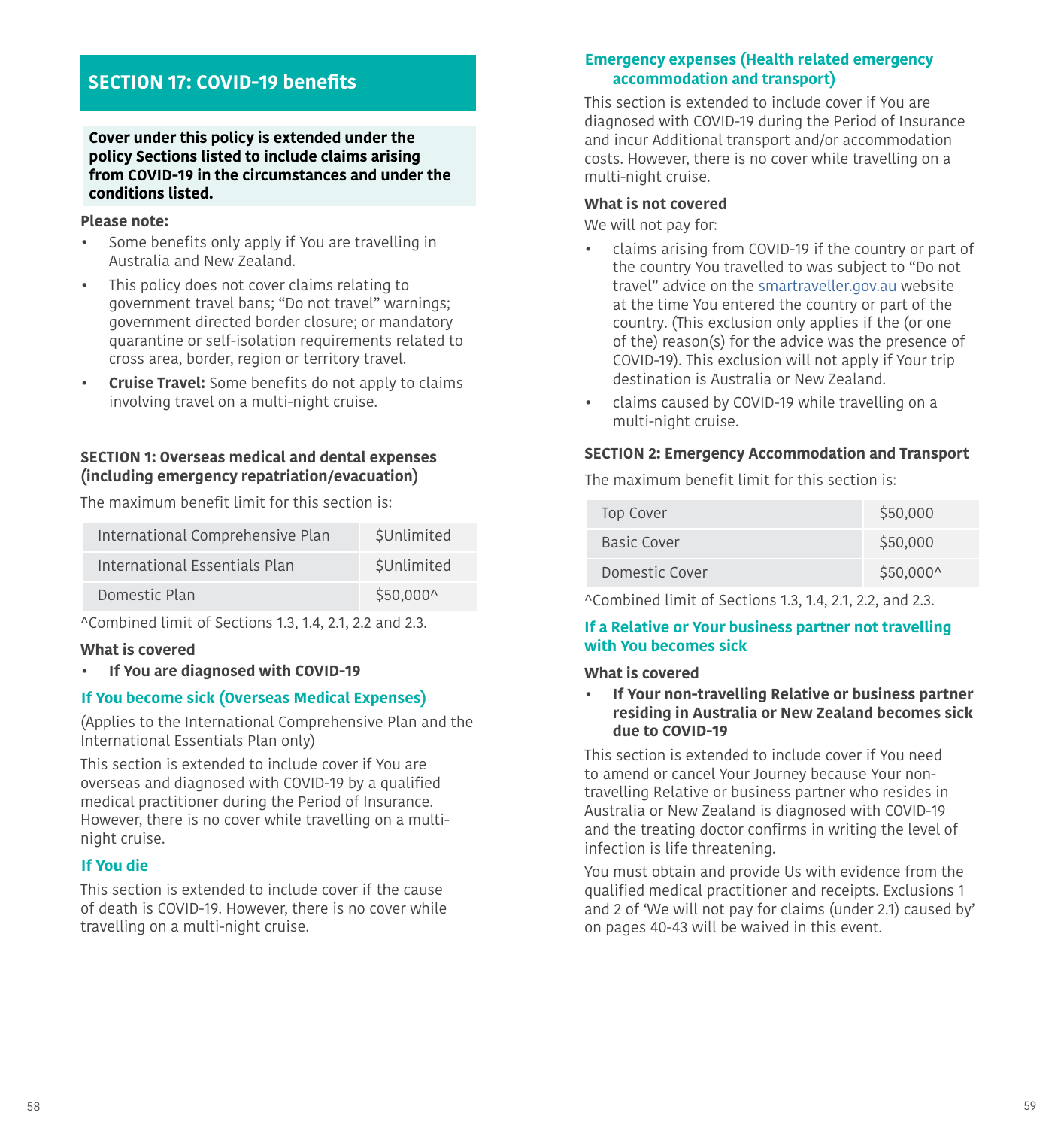## SECTION 17: COVID-19 benefits

**Cover under this policy is extended under the policy Sections listed to include claims arising from COVID-19 in the circumstances and under the conditions listed.**

**Please note:**

- Some benefits only apply if You are travelling in Australia and New Zealand.
- This policy does not cover claims relating to government travel bans; "Do not travel" warnings; government directed border closure; or mandatory quarantine or self-isolation requirements related to cross area, border, region or territory travel.
- **Cruise Travel:** Some benefits do not apply to claims involving travel on a multi-night cruise.

### SECTION 1: Overseas medical and dental expenses (including emergency repatriation/evacuation)

The maximum benefit limit for this section is:

| Plan | Limit |
|---|---|
| International Comprehensive Plan | $Unlimited |
| International Essentials Plan | $Unlimited |
| Domestic Plan | $50,000^ |

^Combined limit of Sections 1.3, 1.4, 2.1, 2.2 and 2.3.

**What is covered**

- **If You are diagnosed with COVID-19**

#### If You become sick (Overseas Medical Expenses)

(Applies to the International Comprehensive Plan and the International Essentials Plan only)

This section is extended to include cover if You are overseas and diagnosed with COVID-19 by a qualified medical practitioner during the Period of Insurance. However, there is no cover while travelling on a multi-night cruise.

#### If You die

This section is extended to include cover if the cause of death is COVID-19. However, there is no cover while travelling on a multi-night cruise.

#### Emergency expenses (Health related emergency accommodation and transport)

This section is extended to include cover if You are diagnosed with COVID-19 during the Period of Insurance and incur Additional transport and/or accommodation costs. However, there is no cover while travelling on a multi-night cruise.

**What is not covered**

We will not pay for:

- claims arising from COVID-19 if the country or part of the country You travelled to was subject to "Do not travel" advice on the smartraveller.gov.au website at the time You entered the country or part of the country. (This exclusion only applies if the (or one of the) reason(s) for the advice was the presence of COVID-19). This exclusion will not apply if Your trip destination is Australia or New Zealand.
- claims caused by COVID-19 while travelling on a multi-night cruise.

### SECTION 2: Emergency Accommodation and Transport

The maximum benefit limit for this section is:

| Plan | Limit |
|---|---|
| Top Cover | $50,000 |
| Basic Cover | $50,000 |
| Domestic Cover | $50,000^ |

^Combined limit of Sections 1.3, 1.4, 2.1, 2.2, and 2.3.

#### If a Relative or Your business partner not travelling with You becomes sick

**What is covered**

- **If Your non-travelling Relative or business partner residing in Australia or New Zealand becomes sick due to COVID-19**

This section is extended to include cover if You need to amend or cancel Your Journey because Your non-travelling Relative or business partner who resides in Australia or New Zealand is diagnosed with COVID-19 and the treating doctor confirms in writing the level of infection is life threatening.

You must obtain and provide Us with evidence from the qualified medical practitioner and receipts. Exclusions 1 and 2 of 'We will not pay for claims (under 2.1) caused by' on pages 40-43 will be waived in this event.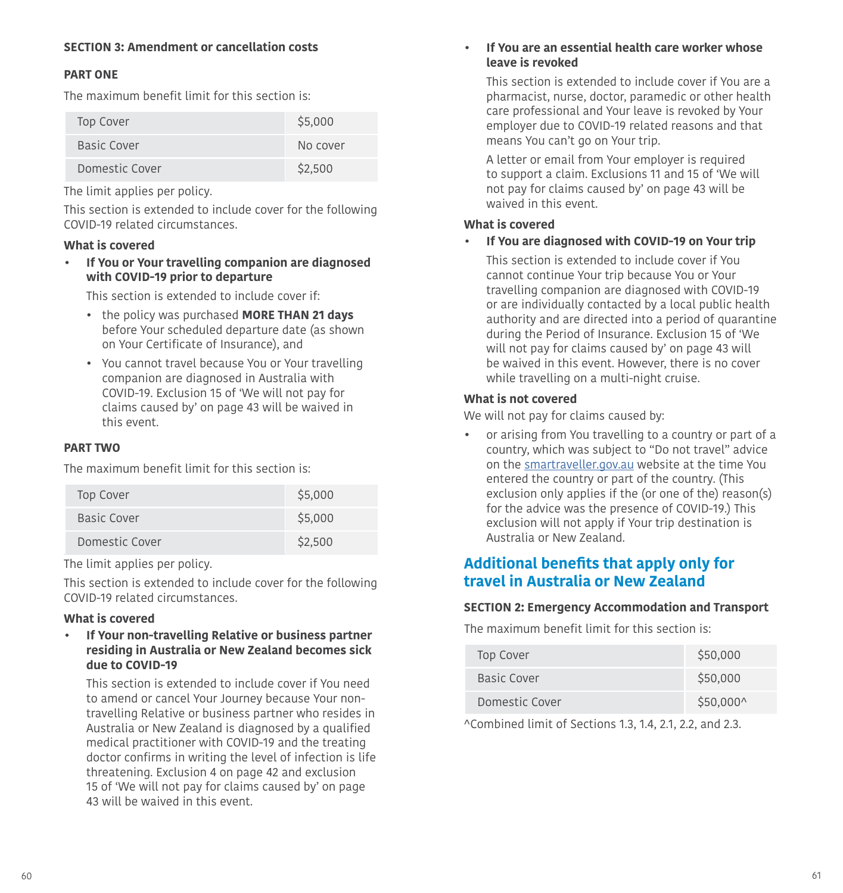### SECTION 3: Amendment or cancellation costs

#### PART ONE

The maximum benefit limit for this section is:

| | |
|---|---|
| Top Cover | $5,000 |
| Basic Cover | No cover |
| Domestic Cover | $2,500 |

The limit applies per policy.

This section is extended to include cover for the following COVID-19 related circumstances.

**What is covered**

- **If You or Your travelling companion are diagnosed with COVID-19 prior to departure**

  This section is extended to include cover if:

  - the policy was purchased **MORE THAN 21 days** before Your scheduled departure date (as shown on Your Certificate of Insurance), and
  - You cannot travel because You or Your travelling companion are diagnosed in Australia with COVID-19. Exclusion 15 of 'We will not pay for claims caused by' on page 43 will be waived in this event.

#### PART TWO

The maximum benefit limit for this section is:

| | |
|---|---|
| Top Cover | $5,000 |
| Basic Cover | $5,000 |
| Domestic Cover | $2,500 |

The limit applies per policy.

This section is extended to include cover for the following COVID-19 related circumstances.

**What is covered**

- **If Your non-travelling Relative or business partner residing in Australia or New Zealand becomes sick due to COVID-19**

  This section is extended to include cover if You need to amend or cancel Your Journey because Your non-travelling Relative or business partner who resides in Australia or New Zealand is diagnosed by a qualified medical practitioner with COVID-19 and the treating doctor confirms in writing the level of infection is life threatening. Exclusion 4 on page 42 and exclusion 15 of 'We will not pay for claims caused by' on page 43 will be waived in this event.

- **If You are an essential health care worker whose leave is revoked**

  This section is extended to include cover if You are a pharmacist, nurse, doctor, paramedic or other health care professional and Your leave is revoked by Your employer due to COVID-19 related reasons and that means You can't go on Your trip.

  A letter or email from Your employer is required to support a claim. Exclusions 11 and 15 of 'We will not pay for claims caused by' on page 43 will be waived in this event.

**What is covered**

- **If You are diagnosed with COVID-19 on Your trip**

  This section is extended to include cover if You cannot continue Your trip because You or Your travelling companion are diagnosed with COVID-19 or are individually contacted by a local public health authority and are directed into a period of quarantine during the Period of Insurance. Exclusion 15 of 'We will not pay for claims caused by' on page 43 will be waived in this event. However, there is no cover while travelling on a multi-night cruise.

**What is not covered**

We will not pay for claims caused by:

- or arising from You travelling to a country or part of a country, which was subject to "Do not travel" advice on the smartraveller.gov.au website at the time You entered the country or part of the country. (This exclusion only applies if the (or one of the) reason(s) for the advice was the presence of COVID-19.) This exclusion will not apply if Your trip destination is Australia or New Zealand.

## Additional benefits that apply only for travel in Australia or New Zealand

### SECTION 2: Emergency Accommodation and Transport

The maximum benefit limit for this section is:

| | |
|---|---|
| Top Cover | $50,000 |
| Basic Cover | $50,000 |
| Domestic Cover | $50,000^ |

^Combined limit of Sections 1.3, 1.4, 2.1, 2.2, and 2.3.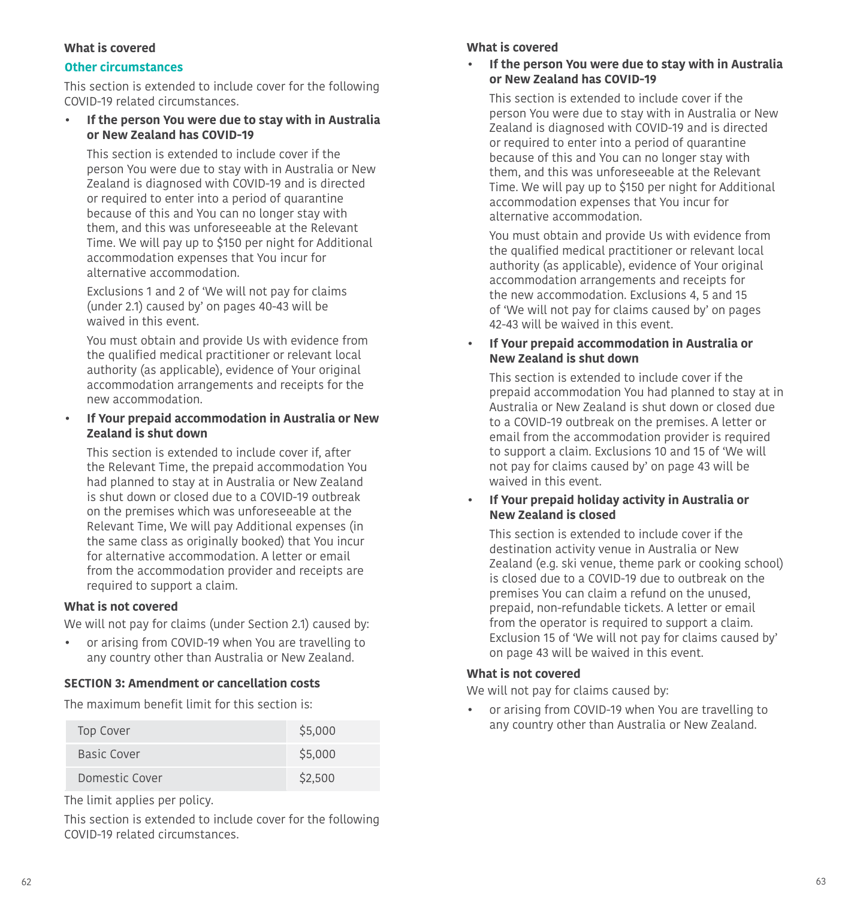**What is covered**

**Other circumstances**

This section is extended to include cover for the following COVID-19 related circumstances.

- **If the person You were due to stay with in Australia or New Zealand has COVID-19**

  This section is extended to include cover if the person You were due to stay with in Australia or New Zealand is diagnosed with COVID-19 and is directed or required to enter into a period of quarantine because of this and You can no longer stay with them, and this was unforeseeable at the Relevant Time. We will pay up to $150 per night for Additional accommodation expenses that You incur for alternative accommodation.

  Exclusions 1 and 2 of 'We will not pay for claims (under 2.1) caused by' on pages 40-43 will be waived in this event.

  You must obtain and provide Us with evidence from the qualified medical practitioner or relevant local authority (as applicable), evidence of Your original accommodation arrangements and receipts for the new accommodation.

- **If Your prepaid accommodation in Australia or New Zealand is shut down**

  This section is extended to include cover if, after the Relevant Time, the prepaid accommodation You had planned to stay at in Australia or New Zealand is shut down or closed due to a COVID-19 outbreak on the premises which was unforeseeable at the Relevant Time, We will pay Additional expenses (in the same class as originally booked) that You incur for alternative accommodation. A letter or email from the accommodation provider and receipts are required to support a claim.

**What is not covered**

We will not pay for claims (under Section 2.1) caused by:

- or arising from COVID-19 when You are travelling to any country other than Australia or New Zealand.

**SECTION 3: Amendment or cancellation costs**

The maximum benefit limit for this section is:

| | |
|---|---|
| Top Cover | $5,000 |
| Basic Cover | $5,000 |
| Domestic Cover | $2,500 |

The limit applies per policy.

This section is extended to include cover for the following COVID-19 related circumstances.

**What is covered**

- **If the person You were due to stay with in Australia or New Zealand has COVID-19**

  This section is extended to include cover if the person You were due to stay with in Australia or New Zealand is diagnosed with COVID-19 and is directed or required to enter into a period of quarantine because of this and You can no longer stay with them, and this was unforeseeable at the Relevant Time. We will pay up to $150 per night for Additional accommodation expenses that You incur for alternative accommodation.

  You must obtain and provide Us with evidence from the qualified medical practitioner or relevant local authority (as applicable), evidence of Your original accommodation arrangements and receipts for the new accommodation. Exclusions 4, 5 and 15 of 'We will not pay for claims caused by' on pages 42-43 will be waived in this event.

- **If Your prepaid accommodation in Australia or New Zealand is shut down**

  This section is extended to include cover if the prepaid accommodation You had planned to stay at in Australia or New Zealand is shut down or closed due to a COVID-19 outbreak on the premises. A letter or email from the accommodation provider is required to support a claim. Exclusions 10 and 15 of 'We will not pay for claims caused by' on page 43 will be waived in this event.

- **If Your prepaid holiday activity in Australia or New Zealand is closed**

  This section is extended to include cover if the destination activity venue in Australia or New Zealand (e.g. ski venue, theme park or cooking school) is closed due to a COVID-19 due to outbreak on the premises You can claim a refund on the unused, prepaid, non-refundable tickets. A letter or email from the operator is required to support a claim. Exclusion 15 of 'We will not pay for claims caused by' on page 43 will be waived in this event.

**What is not covered**

We will not pay for claims caused by:

- or arising from COVID-19 when You are travelling to any country other than Australia or New Zealand.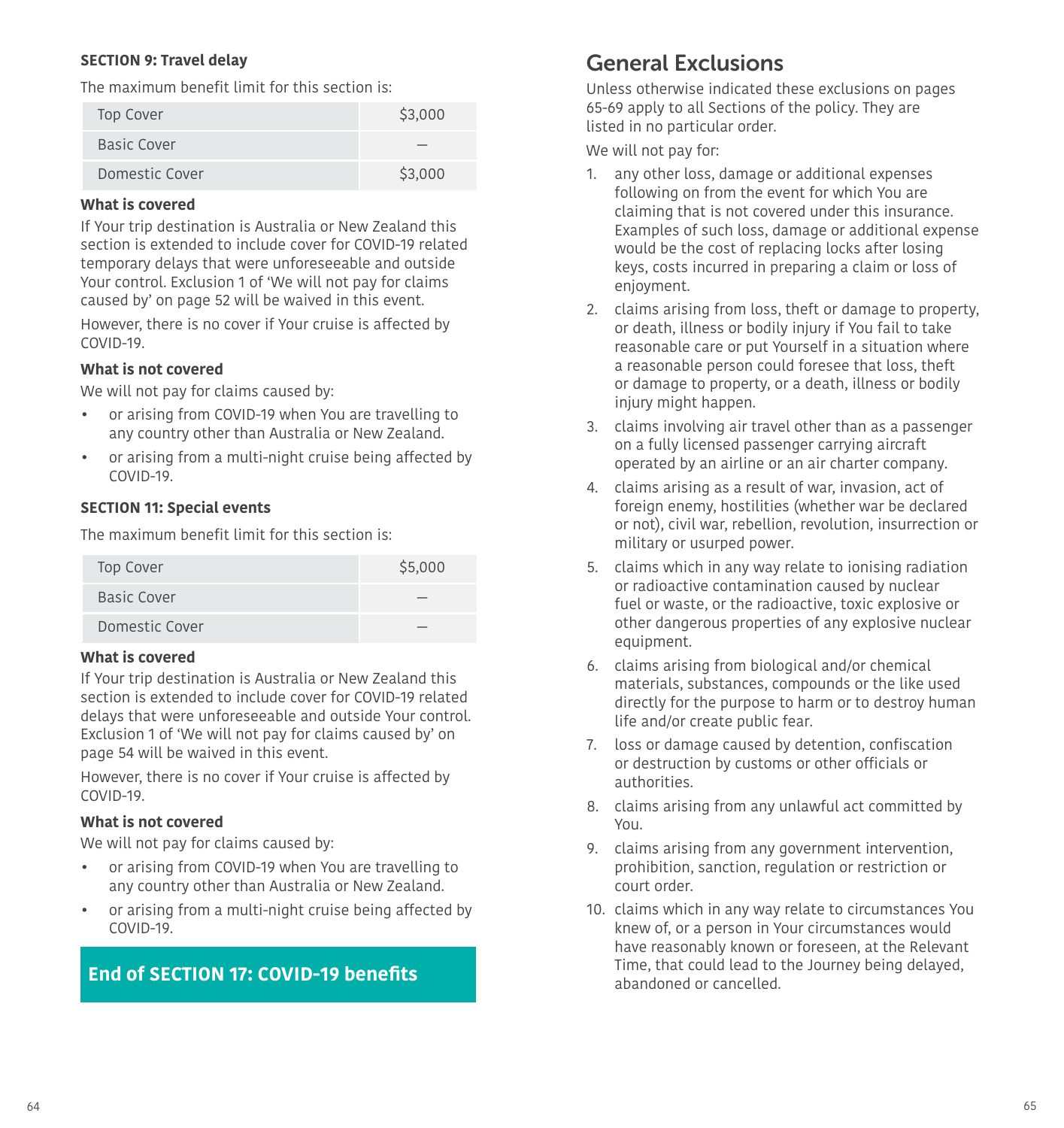**SECTION 9: Travel delay**

The maximum benefit limit for this section is:

| | |
|---|---|
| Top Cover | $3,000 |
| Basic Cover | – |
| Domestic Cover | $3,000 |

**What is covered**

If Your trip destination is Australia or New Zealand this section is extended to include cover for COVID-19 related temporary delays that were unforeseeable and outside Your control. Exclusion 1 of 'We will not pay for claims caused by' on page 52 will be waived in this event.

However, there is no cover if Your cruise is affected by COVID-19.

**What is not covered**

We will not pay for claims caused by:

- or arising from COVID-19 when You are travelling to any country other than Australia or New Zealand.
- or arising from a multi-night cruise being affected by COVID-19.

**SECTION 11: Special events**

The maximum benefit limit for this section is:

| | |
|---|---|
| Top Cover | $5,000 |
| Basic Cover | – |
| Domestic Cover | – |

**What is covered**

If Your trip destination is Australia or New Zealand this section is extended to include cover for COVID-19 related delays that were unforeseeable and outside Your control. Exclusion 1 of 'We will not pay for claims caused by' on page 54 will be waived in this event.

However, there is no cover if Your cruise is affected by COVID-19.

**What is not covered**

We will not pay for claims caused by:

- or arising from COVID-19 when You are travelling to any country other than Australia or New Zealand.
- or arising from a multi-night cruise being affected by COVID-19.

**End of SECTION 17: COVID-19 benefits**

# General Exclusions

Unless otherwise indicated these exclusions on pages 65-69 apply to all Sections of the policy. They are listed in no particular order.

We will not pay for:

1. any other loss, damage or additional expenses following on from the event for which You are claiming that is not covered under this insurance. Examples of such loss, damage or additional expense would be the cost of replacing locks after losing keys, costs incurred in preparing a claim or loss of enjoyment.
2. claims arising from loss, theft or damage to property, or death, illness or bodily injury if You fail to take reasonable care or put Yourself in a situation where a reasonable person could foresee that loss, theft or damage to property, or a death, illness or bodily injury might happen.
3. claims involving air travel other than as a passenger on a fully licensed passenger carrying aircraft operated by an airline or an air charter company.
4. claims arising as a result of war, invasion, act of foreign enemy, hostilities (whether war be declared or not), civil war, rebellion, revolution, insurrection or military or usurped power.
5. claims which in any way relate to ionising radiation or radioactive contamination caused by nuclear fuel or waste, or the radioactive, toxic explosive or other dangerous properties of any explosive nuclear equipment.
6. claims arising from biological and/or chemical materials, substances, compounds or the like used directly for the purpose to harm or to destroy human life and/or create public fear.
7. loss or damage caused by detention, confiscation or destruction by customs or other officials or authorities.
8. claims arising from any unlawful act committed by You.
9. claims arising from any government intervention, prohibition, sanction, regulation or restriction or court order.
10. claims which in any way relate to circumstances You knew of, or a person in Your circumstances would have reasonably known or foreseen, at the Relevant Time, that could lead to the Journey being delayed, abandoned or cancelled.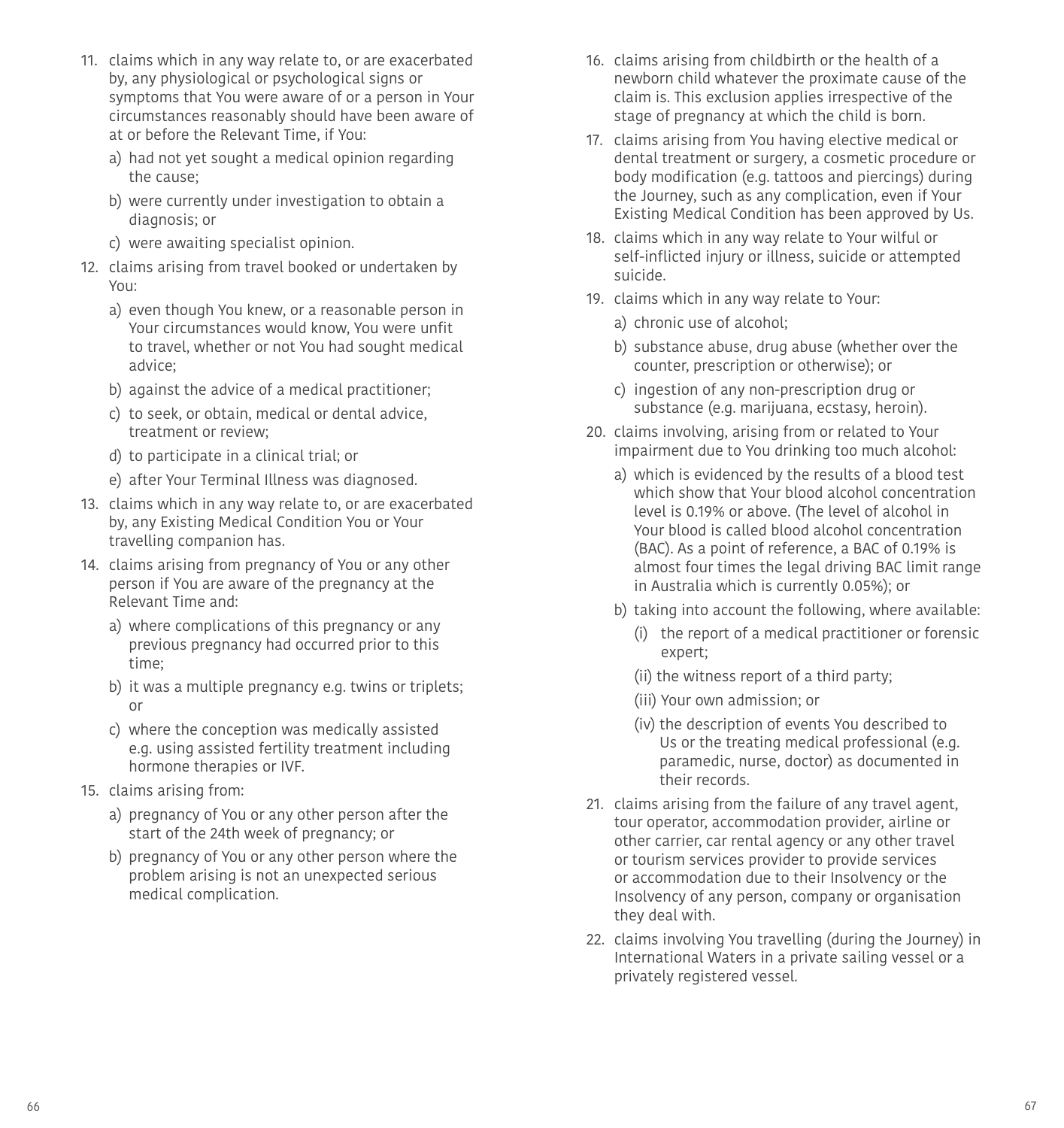11. claims which in any way relate to, or are exacerbated by, any physiological or psychological signs or symptoms that You were aware of or a person in Your circumstances reasonably should have been aware of at or before the Relevant Time, if You:
    a) had not yet sought a medical opinion regarding the cause;
    b) were currently under investigation to obtain a diagnosis; or
    c) were awaiting specialist opinion.
12. claims arising from travel booked or undertaken by You:
    a) even though You knew, or a reasonable person in Your circumstances would know, You were unfit to travel, whether or not You had sought medical advice;
    b) against the advice of a medical practitioner;
    c) to seek, or obtain, medical or dental advice, treatment or review;
    d) to participate in a clinical trial; or
    e) after Your Terminal Illness was diagnosed.
13. claims which in any way relate to, or are exacerbated by, any Existing Medical Condition You or Your travelling companion has.
14. claims arising from pregnancy of You or any other person if You are aware of the pregnancy at the Relevant Time and:
    a) where complications of this pregnancy or any previous pregnancy had occurred prior to this time;
    b) it was a multiple pregnancy e.g. twins or triplets; or
    c) where the conception was medically assisted e.g. using assisted fertility treatment including hormone therapies or IVF.
15. claims arising from:
    a) pregnancy of You or any other person after the start of the 24th week of pregnancy; or
    b) pregnancy of You or any other person where the problem arising is not an unexpected serious medical complication.
16. claims arising from childbirth or the health of a newborn child whatever the proximate cause of the claim is. This exclusion applies irrespective of the stage of pregnancy at which the child is born.
17. claims arising from You having elective medical or dental treatment or surgery, a cosmetic procedure or body modification (e.g. tattoos and piercings) during the Journey, such as any complication, even if Your Existing Medical Condition has been approved by Us.
18. claims which in any way relate to Your wilful or self-inflicted injury or illness, suicide or attempted suicide.
19. claims which in any way relate to Your:
    a) chronic use of alcohol;
    b) substance abuse, drug abuse (whether over the counter, prescription or otherwise); or
    c) ingestion of any non-prescription drug or substance (e.g. marijuana, ecstasy, heroin).
20. claims involving, arising from or related to Your impairment due to You drinking too much alcohol:
    a) which is evidenced by the results of a blood test which show that Your blood alcohol concentration level is 0.19% or above. (The level of alcohol in Your blood is called blood alcohol concentration (BAC). As a point of reference, a BAC of 0.19% is almost four times the legal driving BAC limit range in Australia which is currently 0.05%); or
    b) taking into account the following, where available:
       (i) the report of a medical practitioner or forensic expert;
       (ii) the witness report of a third party;
       (iii) Your own admission; or
       (iv) the description of events You described to Us or the treating medical professional (e.g. paramedic, nurse, doctor) as documented in their records.
21. claims arising from the failure of any travel agent, tour operator, accommodation provider, airline or other carrier, car rental agency or any other travel or tourism services provider to provide services or accommodation due to their Insolvency or the Insolvency of any person, company or organisation they deal with.
22. claims involving You travelling (during the Journey) in International Waters in a private sailing vessel or a privately registered vessel.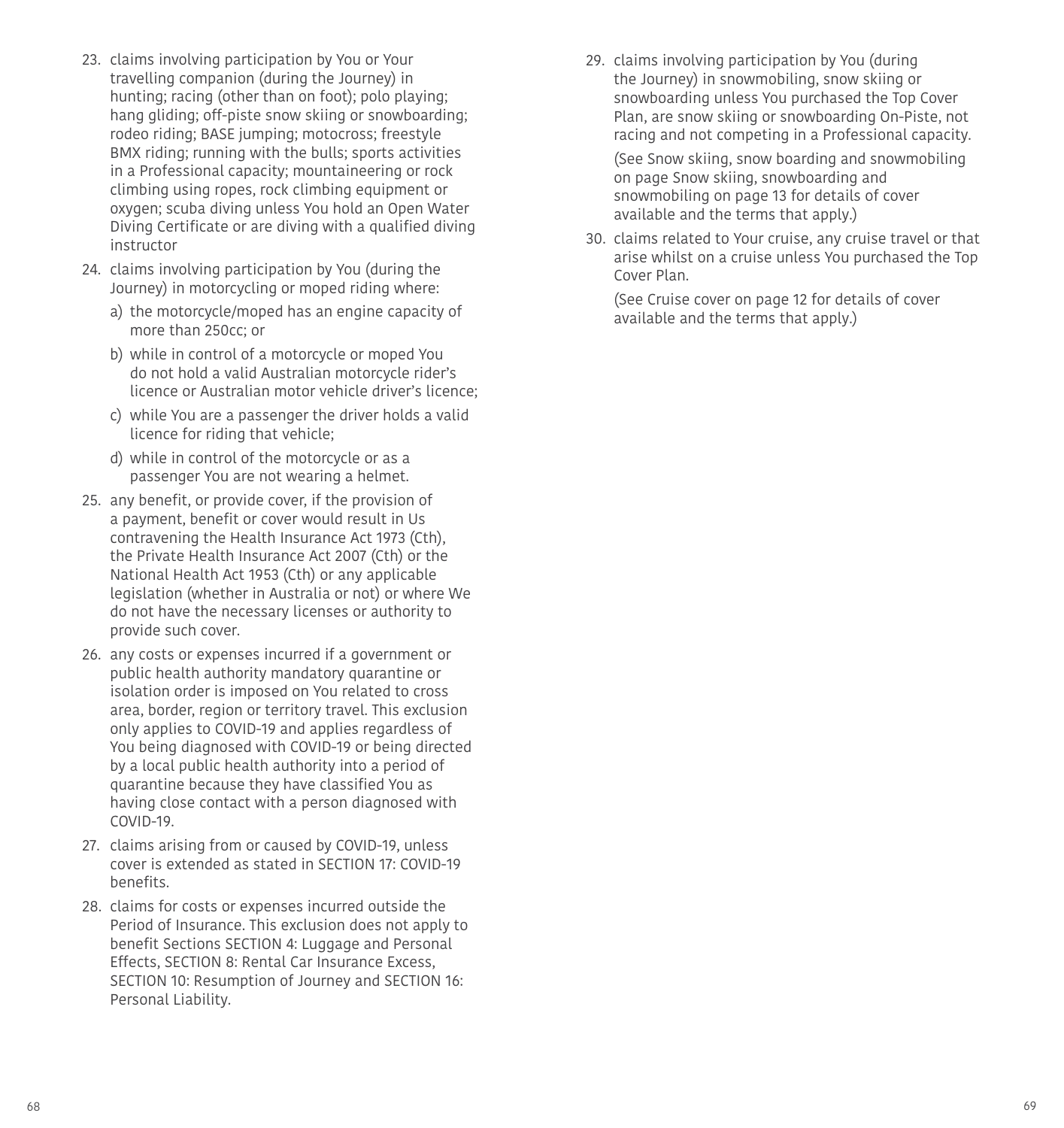23. claims involving participation by You or Your travelling companion (during the Journey) in hunting; racing (other than on foot); polo playing; hang gliding; off-piste snow skiing or snowboarding; rodeo riding; BASE jumping; motocross; freestyle BMX riding; running with the bulls; sports activities in a Professional capacity; mountaineering or rock climbing using ropes, rock climbing equipment or oxygen; scuba diving unless You hold an Open Water Diving Certificate or are diving with a qualified diving instructor
24. claims involving participation by You (during the Journey) in motorcycling or moped riding where:
    a) the motorcycle/moped has an engine capacity of more than 250cc; or
    b) while in control of a motorcycle or moped You do not hold a valid Australian motorcycle rider's licence or Australian motor vehicle driver's licence;
    c) while You are a passenger the driver holds a valid licence for riding that vehicle;
    d) while in control of the motorcycle or as a passenger You are not wearing a helmet.
25. any benefit, or provide cover, if the provision of a payment, benefit or cover would result in Us contravening the Health Insurance Act 1973 (Cth), the Private Health Insurance Act 2007 (Cth) or the National Health Act 1953 (Cth) or any applicable legislation (whether in Australia or not) or where We do not have the necessary licenses or authority to provide such cover.
26. any costs or expenses incurred if a government or public health authority mandatory quarantine or isolation order is imposed on You related to cross area, border, region or territory travel. This exclusion only applies to COVID-19 and applies regardless of You being diagnosed with COVID-19 or being directed by a local public health authority into a period of quarantine because they have classified You as having close contact with a person diagnosed with COVID-19.
27. claims arising from or caused by COVID-19, unless cover is extended as stated in SECTION 17: COVID-19 benefits.
28. claims for costs or expenses incurred outside the Period of Insurance. This exclusion does not apply to benefit Sections SECTION 4: Luggage and Personal Effects, SECTION 8: Rental Car Insurance Excess, SECTION 10: Resumption of Journey and SECTION 16: Personal Liability.
29. claims involving participation by You (during the Journey) in snowmobiling, snow skiing or snowboarding unless You purchased the Top Cover Plan, are snow skiing or snowboarding On-Piste, not racing and not competing in a Professional capacity.

    (See Snow skiing, snow boarding and snowmobiling on page Snow skiing, snowboarding and snowmobiling on page 13 for details of cover available and the terms that apply.)
30. claims related to Your cruise, any cruise travel or that arise whilst on a cruise unless You purchased the Top Cover Plan.

    (See Cruise cover on page 12 for details of cover available and the terms that apply.)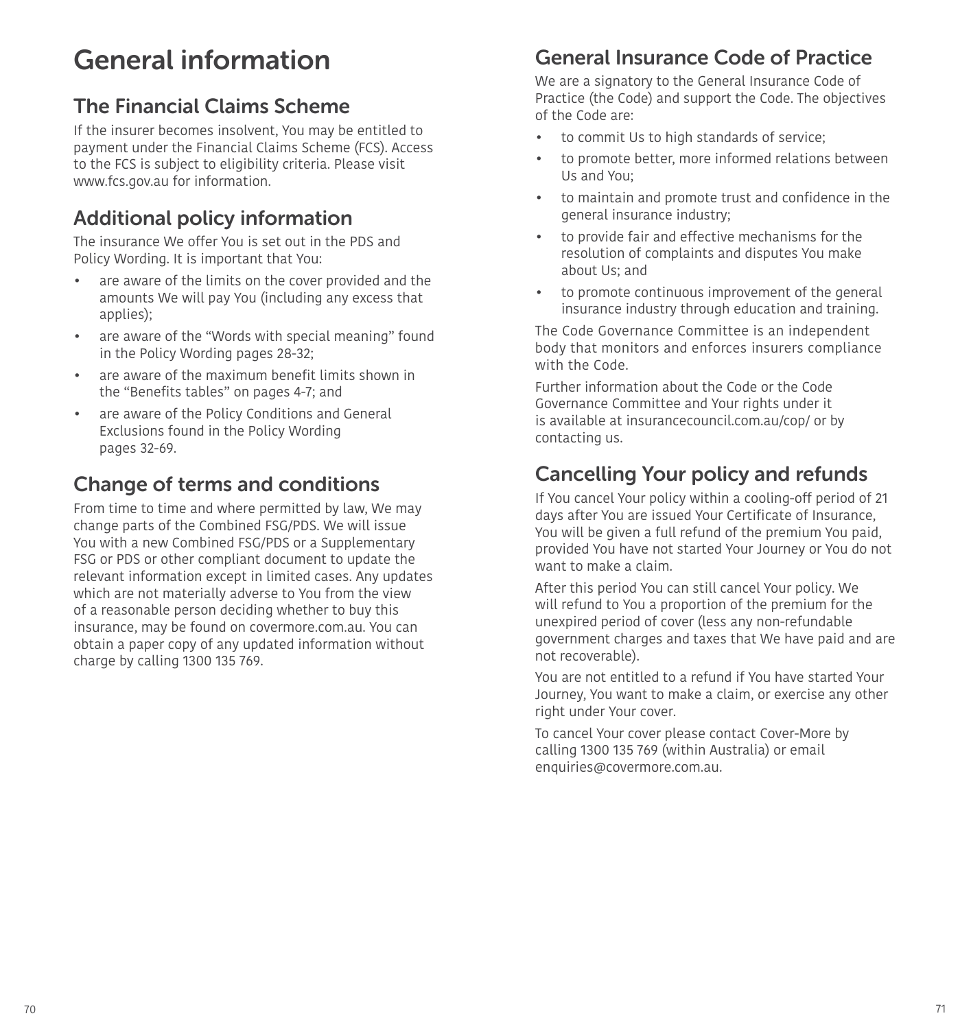# General information

## The Financial Claims Scheme

If the insurer becomes insolvent, You may be entitled to payment under the Financial Claims Scheme (FCS). Access to the FCS is subject to eligibility criteria. Please visit www.fcs.gov.au for information.

## Additional policy information

The insurance We offer You is set out in the PDS and Policy Wording. It is important that You:

- are aware of the limits on the cover provided and the amounts We will pay You (including any excess that applies);
- are aware of the "Words with special meaning" found in the Policy Wording pages 28-32;
- are aware of the maximum benefit limits shown in the "Benefits tables" on pages 4-7; and
- are aware of the Policy Conditions and General Exclusions found in the Policy Wording pages 32-69.

## Change of terms and conditions

From time to time and where permitted by law, We may change parts of the Combined FSG/PDS. We will issue You with a new Combined FSG/PDS or a Supplementary FSG or PDS or other compliant document to update the relevant information except in limited cases. Any updates which are not materially adverse to You from the view of a reasonable person deciding whether to buy this insurance, may be found on covermore.com.au. You can obtain a paper copy of any updated information without charge by calling 1300 135 769.

## General Insurance Code of Practice

We are a signatory to the General Insurance Code of Practice (the Code) and support the Code. The objectives of the Code are:

- to commit Us to high standards of service;
- to promote better, more informed relations between Us and You;
- to maintain and promote trust and confidence in the general insurance industry;
- to provide fair and effective mechanisms for the resolution of complaints and disputes You make about Us; and
- to promote continuous improvement of the general insurance industry through education and training.

The Code Governance Committee is an independent body that monitors and enforces insurers compliance with the Code.

Further information about the Code or the Code Governance Committee and Your rights under it is available at insurancecouncil.com.au/cop/ or by contacting us.

## Cancelling Your policy and refunds

If You cancel Your policy within a cooling-off period of 21 days after You are issued Your Certificate of Insurance, You will be given a full refund of the premium You paid, provided You have not started Your Journey or You do not want to make a claim.

After this period You can still cancel Your policy. We will refund to You a proportion of the premium for the unexpired period of cover (less any non-refundable government charges and taxes that We have paid and are not recoverable).

You are not entitled to a refund if You have started Your Journey, You want to make a claim, or exercise any other right under Your cover.

To cancel Your cover please contact Cover-More by calling 1300 135 769 (within Australia) or email enquiries@covermore.com.au.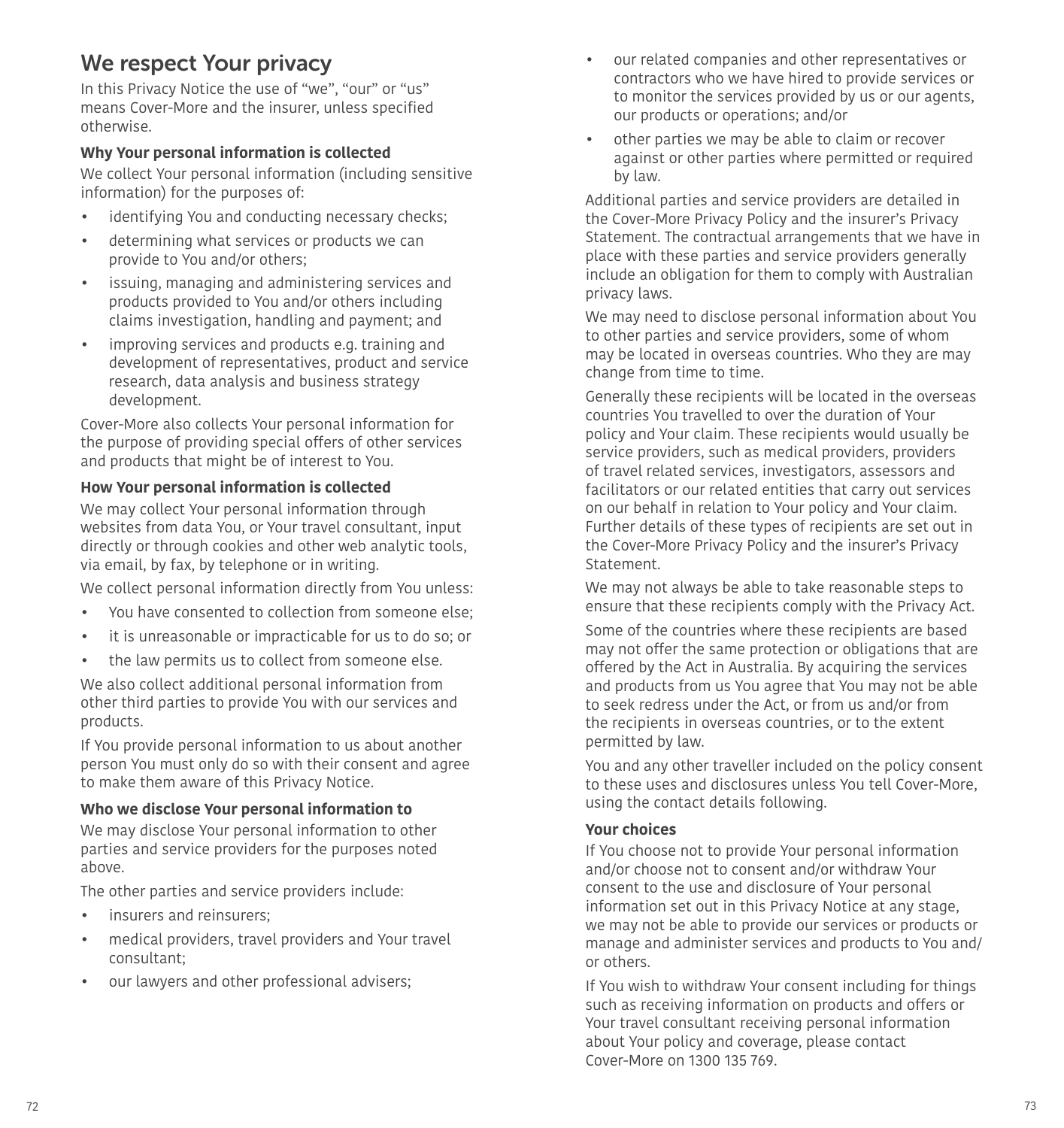# We respect Your privacy

In this Privacy Notice the use of "we", "our" or "us" means Cover-More and the insurer, unless specified otherwise.

**Why Your personal information is collected**

We collect Your personal information (including sensitive information) for the purposes of:

- identifying You and conducting necessary checks;
- determining what services or products we can provide to You and/or others;
- issuing, managing and administering services and products provided to You and/or others including claims investigation, handling and payment; and
- improving services and products e.g. training and development of representatives, product and service research, data analysis and business strategy development.

Cover-More also collects Your personal information for the purpose of providing special offers of other services and products that might be of interest to You.

**How Your personal information is collected**

We may collect Your personal information through websites from data You, or Your travel consultant, input directly or through cookies and other web analytic tools, via email, by fax, by telephone or in writing.

We collect personal information directly from You unless:

- You have consented to collection from someone else;
- it is unreasonable or impracticable for us to do so; or
- the law permits us to collect from someone else.

We also collect additional personal information from other third parties to provide You with our services and products.

If You provide personal information to us about another person You must only do so with their consent and agree to make them aware of this Privacy Notice.

**Who we disclose Your personal information to**

We may disclose Your personal information to other parties and service providers for the purposes noted above.

The other parties and service providers include:

- insurers and reinsurers;
- medical providers, travel providers and Your travel consultant;
- our lawyers and other professional advisers;
- our related companies and other representatives or contractors who we have hired to provide services or to monitor the services provided by us or our agents, our products or operations; and/or
- other parties we may be able to claim or recover against or other parties where permitted or required by law.

Additional parties and service providers are detailed in the Cover-More Privacy Policy and the insurer's Privacy Statement. The contractual arrangements that we have in place with these parties and service providers generally include an obligation for them to comply with Australian privacy laws.

We may need to disclose personal information about You to other parties and service providers, some of whom may be located in overseas countries. Who they are may change from time to time.

Generally these recipients will be located in the overseas countries You travelled to over the duration of Your policy and Your claim. These recipients would usually be service providers, such as medical providers, providers of travel related services, investigators, assessors and facilitators or our related entities that carry out services on our behalf in relation to Your policy and Your claim. Further details of these types of recipients are set out in the Cover-More Privacy Policy and the insurer's Privacy Statement.

We may not always be able to take reasonable steps to ensure that these recipients comply with the Privacy Act.

Some of the countries where these recipients are based may not offer the same protection or obligations that are offered by the Act in Australia. By acquiring the services and products from us You agree that You may not be able to seek redress under the Act, or from us and/or from the recipients in overseas countries, or to the extent permitted by law.

You and any other traveller included on the policy consent to these uses and disclosures unless You tell Cover-More, using the contact details following.

**Your choices**

If You choose not to provide Your personal information and/or choose not to consent and/or withdraw Your consent to the use and disclosure of Your personal information set out in this Privacy Notice at any stage, we may not be able to provide our services or products or manage and administer services and products to You and/or others.

If You wish to withdraw Your consent including for things such as receiving information on products and offers or Your travel consultant receiving personal information about Your policy and coverage, please contact Cover-More on 1300 135 769.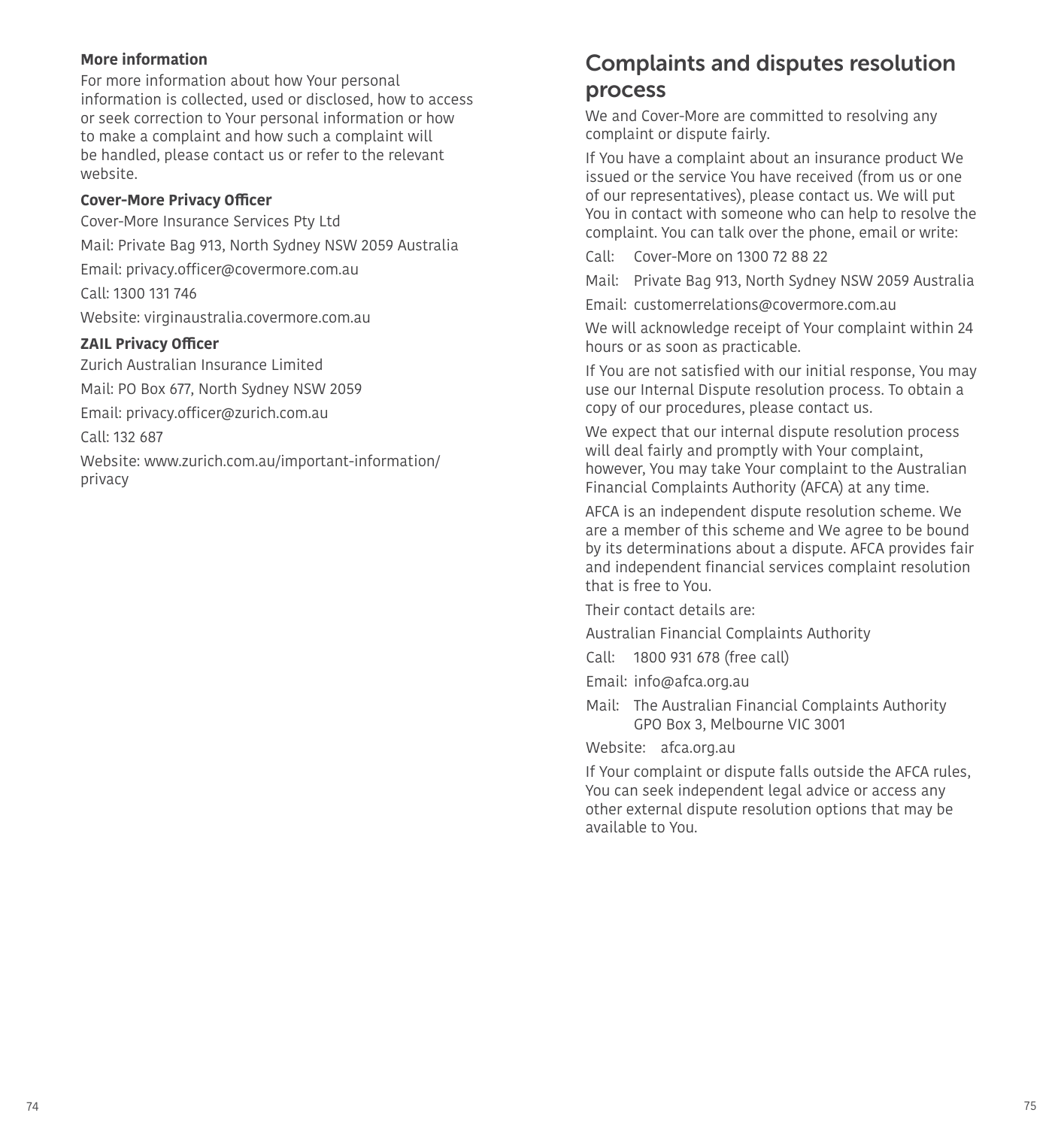### More information

For more information about how Your personal information is collected, used or disclosed, how to access or seek correction to Your personal information or how to make a complaint and how such a complaint will be handled, please contact us or refer to the relevant website.

**Cover-More Privacy Officer**

Cover-More Insurance Services Pty Ltd

Mail: Private Bag 913, North Sydney NSW 2059 Australia

Email: privacy.officer@covermore.com.au

Call: 1300 131 746

Website: virginaustralia.covermore.com.au

**ZAIL Privacy Officer**

Zurich Australian Insurance Limited

Mail: PO Box 677, North Sydney NSW 2059

Email: privacy.officer@zurich.com.au

Call: 132 687

Website: www.zurich.com.au/important-information/privacy

## Complaints and disputes resolution process

We and Cover-More are committed to resolving any complaint or dispute fairly.

If You have a complaint about an insurance product We issued or the service You have received (from us or one of our representatives), please contact us. We will put You in contact with someone who can help to resolve the complaint. You can talk over the phone, email or write:

Call: Cover-More on 1300 72 88 22

Mail: Private Bag 913, North Sydney NSW 2059 Australia

Email: customerrelations@covermore.com.au

We will acknowledge receipt of Your complaint within 24 hours or as soon as practicable.

If You are not satisfied with our initial response, You may use our Internal Dispute resolution process. To obtain a copy of our procedures, please contact us.

We expect that our internal dispute resolution process will deal fairly and promptly with Your complaint, however, You may take Your complaint to the Australian Financial Complaints Authority (AFCA) at any time.

AFCA is an independent dispute resolution scheme. We are a member of this scheme and We agree to be bound by its determinations about a dispute. AFCA provides fair and independent financial services complaint resolution that is free to You.

Their contact details are:

Australian Financial Complaints Authority

Call: 1800 931 678 (free call)

Email: info@afca.org.au

Mail: The Australian Financial Complaints Authority
GPO Box 3, Melbourne VIC 3001

Website: afca.org.au

If Your complaint or dispute falls outside the AFCA rules, You can seek independent legal advice or access any other external dispute resolution options that may be available to You.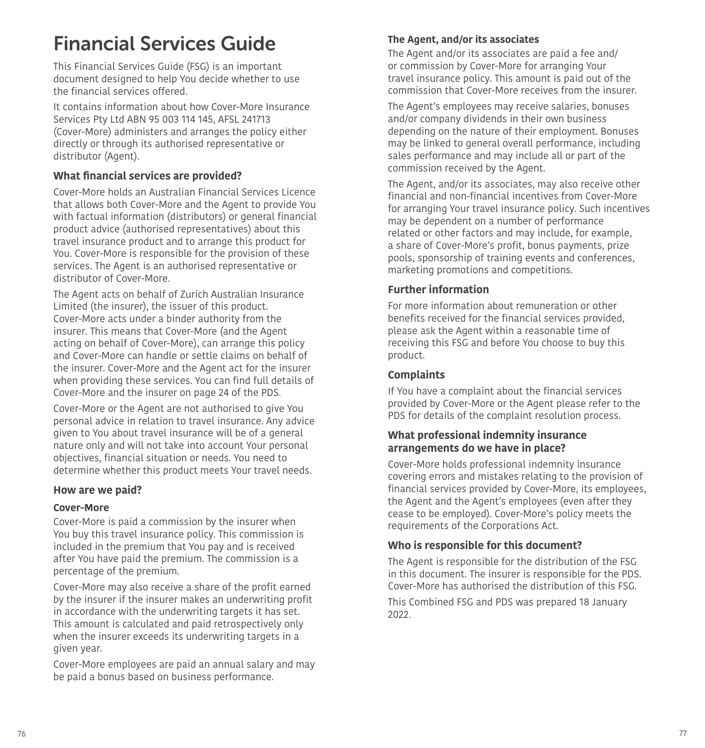# Financial Services Guide

This Financial Services Guide (FSG) is an important document designed to help You decide whether to use the financial services offered.

It contains information about how Cover-More Insurance Services Pty Ltd ABN 95 003 114 145, AFSL 241713 (Cover-More) administers and arranges the policy either directly or through its authorised representative or distributor (Agent).

## What financial services are provided?

Cover-More holds an Australian Financial Services Licence that allows both Cover-More and the Agent to provide You with factual information (distributors) or general financial product advice (authorised representatives) about this travel insurance product and to arrange this product for You. Cover-More is responsible for the provision of these services. The Agent is an authorised representative or distributor of Cover-More.

The Agent acts on behalf of Zurich Australian Insurance Limited (the insurer), the issuer of this product. Cover-More acts under a binder authority from the insurer. This means that Cover-More (and the Agent acting on behalf of Cover-More), can arrange this policy and Cover-More can handle or settle claims on behalf of the insurer. Cover-More and the Agent act for the insurer when providing these services. You can find full details of Cover-More and the insurer on page 24 of the PDS.

Cover-More or the Agent are not authorised to give You personal advice in relation to travel insurance. Any advice given to You about travel insurance will be of a general nature only and will not take into account Your personal objectives, financial situation or needs. You need to determine whether this product meets Your travel needs.

## How are we paid?

### Cover-More

Cover-More is paid a commission by the insurer when You buy this travel insurance policy. This commission is included in the premium that You pay and is received after You have paid the premium. The commission is a percentage of the premium.

Cover-More may also receive a share of the profit earned by the insurer if the insurer makes an underwriting profit in accordance with the underwriting targets it has set. This amount is calculated and paid retrospectively only when the insurer exceeds its underwriting targets in a given year.

Cover-More employees are paid an annual salary and may be paid a bonus based on business performance.

### The Agent, and/or its associates

The Agent and/or its associates are paid a fee and/or commission by Cover-More for arranging Your travel insurance policy. This amount is paid out of the commission that Cover-More receives from the insurer.

The Agent's employees may receive salaries, bonuses and/or company dividends in their own business depending on the nature of their employment. Bonuses may be linked to general overall performance, including sales performance and may include all or part of the commission received by the Agent.

The Agent, and/or its associates, may also receive other financial and non-financial incentives from Cover-More for arranging Your travel insurance policy. Such incentives may be dependent on a number of performance related or other factors and may include, for example, a share of Cover-More's profit, bonus payments, prize pools, sponsorship of training events and conferences, marketing promotions and competitions.

## Further information

For more information about remuneration or other benefits received for the financial services provided, please ask the Agent within a reasonable time of receiving this FSG and before You choose to buy this product.

## Complaints

If You have a complaint about the financial services provided by Cover-More or the Agent please refer to the PDS for details of the complaint resolution process.

## What professional indemnity insurance arrangements do we have in place?

Cover-More holds professional indemnity insurance covering errors and mistakes relating to the provision of financial services provided by Cover-More, its employees, the Agent and the Agent's employees (even after they cease to be employed). Cover-More's policy meets the requirements of the Corporations Act.

## Who is responsible for this document?

The Agent is responsible for the distribution of the FSG in this document. The insurer is responsible for the PDS. Cover-More has authorised the distribution of this FSG.

This Combined FSG and PDS was prepared 18 January 2022.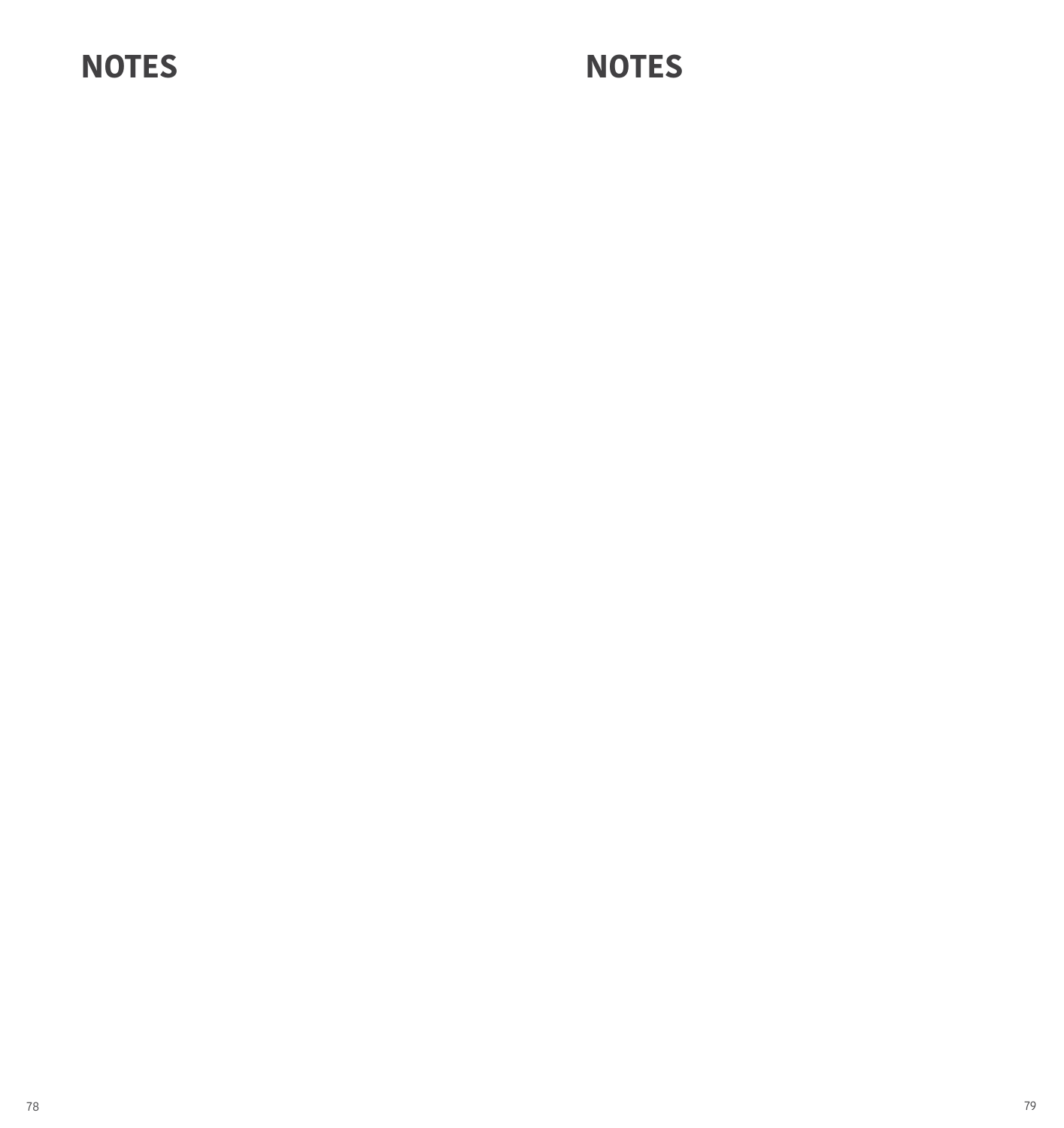# NOTES

# NOTES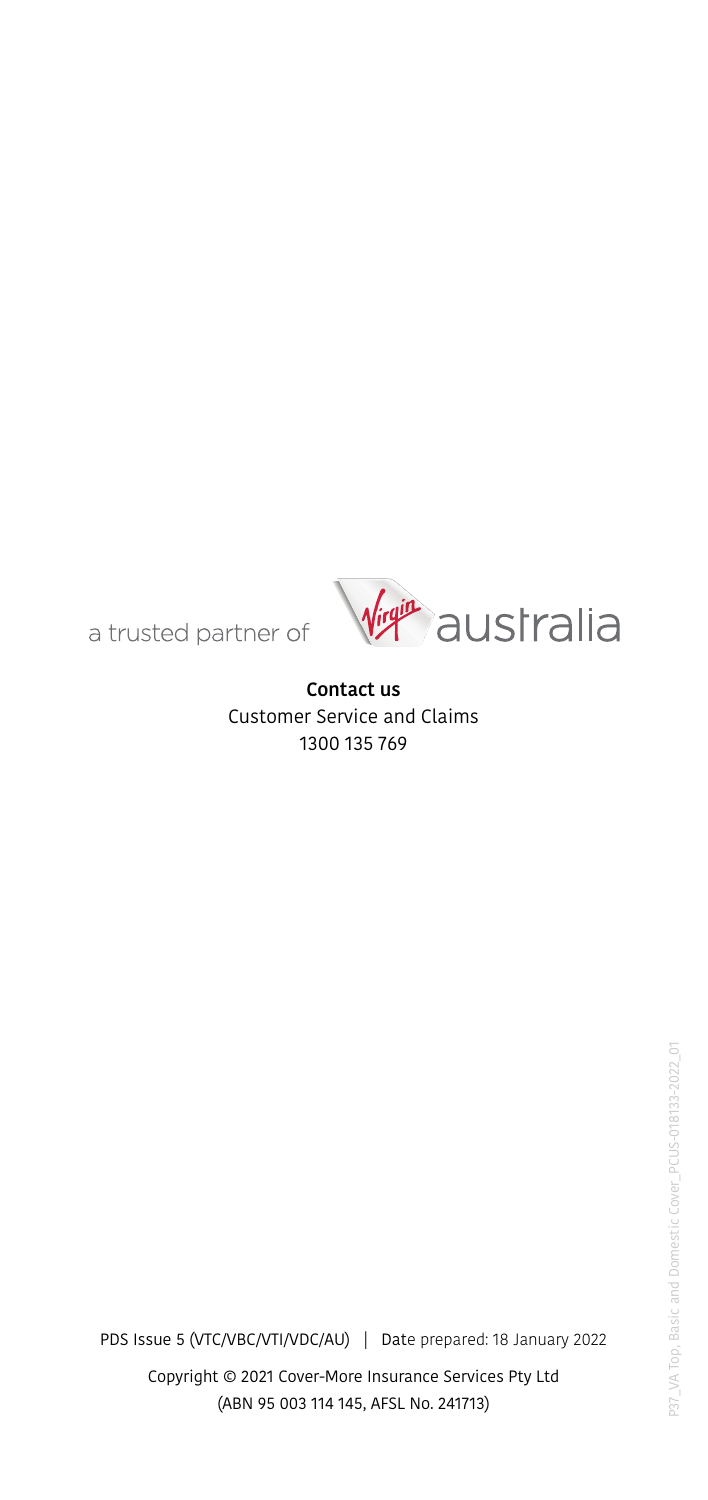a trusted partner of Virgin australia

**Contact us**

Customer Service and Claims

1300 135 769

PDS Issue 5 (VTC/VBC/VTI/VDC/AU) | Date prepared: 18 January 2022

Copyright © 2021 Cover-More Insurance Services Pty Ltd
(ABN 95 003 114 145, AFSL No. 241713)

P37_VA Top, Basic and Domestic Cover_PCUS-018133-2022_01